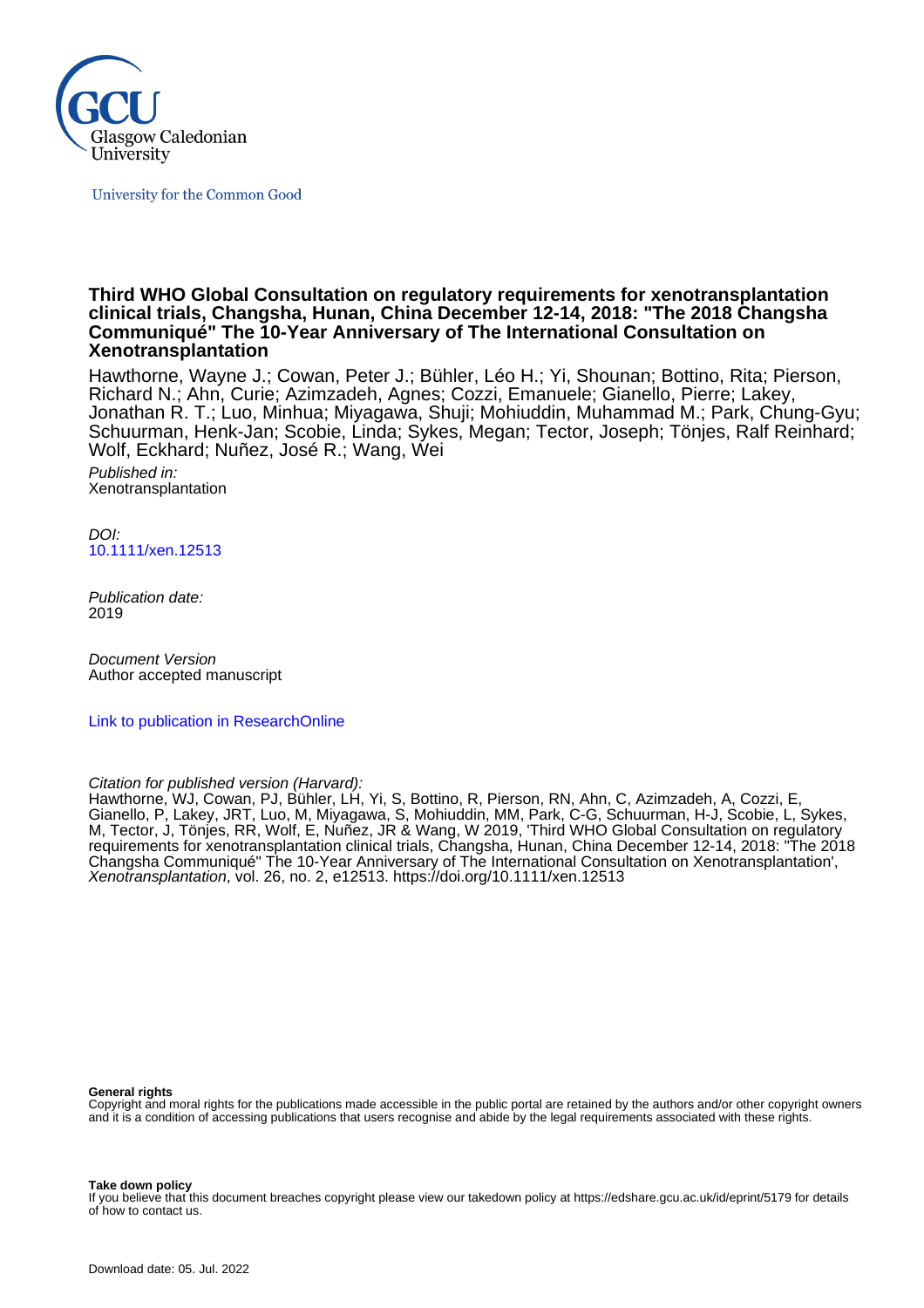Glasgow Caledonian University

University for the Common Good

# Third WHO Global Consultation on regulatory requirements for xenotransplantation clinical trials, Changsha, Hunan, China December 12-14, 2018: "The 2018 Changsha Communiqué" The 10-Year Anniversary of The International Consultation on Xenotransplantation

Hawthorne, Wayne J.; Cowan, Peter J.; Bühler, Léo H.; Yi, Shounan; Bottino, Rita; Pierson, Richard N.; Ahn, Curie; Azimzadeh, Agnes; Cozzi, Emanuele; Gianello, Pierre; Lakey, Jonathan R. T.; Luo, Minhua; Miyagawa, Shuji; Mohiuddin, Muhammad M.; Park, Chung-Gyu; Schuurman, Henk-Jan; Scobie, Linda; Sykes, Megan; Tector, Joseph; Tönjes, Ralf Reinhard; Wolf, Eckhard; Nuñez, José R.; Wang, Wei

*Published in:*
Xenotransplantation

*DOI:*
10.1111/xen.12513

*Publication date:*
2019

*Document Version*
Author accepted manuscript

Link to publication in ResearchOnline

*Citation for published version (Harvard):*
Hawthorne, WJ, Cowan, PJ, Bühler, LH, Yi, S, Bottino, R, Pierson, RN, Ahn, C, Azimzadeh, A, Cozzi, E, Gianello, P, Lakey, JRT, Luo, M, Miyagawa, S, Mohiuddin, MM, Park, C-G, Schuurman, H-J, Scobie, L, Sykes, M, Tector, J, Tönjes, RR, Wolf, E, Nuñez, JR & Wang, W 2019, 'Third WHO Global Consultation on regulatory requirements for xenotransplantation clinical trials, Changsha, Hunan, China December 12-14, 2018: "The 2018 Changsha Communiqué" The 10-Year Anniversary of The International Consultation on Xenotransplantation', *Xenotransplantation*, vol. 26, no. 2, e12513. https://doi.org/10.1111/xen.12513

**General rights**
Copyright and moral rights for the publications made accessible in the public portal are retained by the authors and/or other copyright owners and it is a condition of accessing publications that users recognise and abide by the legal requirements associated with these rights.

**Take down policy**
If you believe that this document breaches copyright please view our takedown policy at https://edshare.gcu.ac.uk/id/eprint/5179 for details of how to contact us.

Download date: 05. Jul. 2022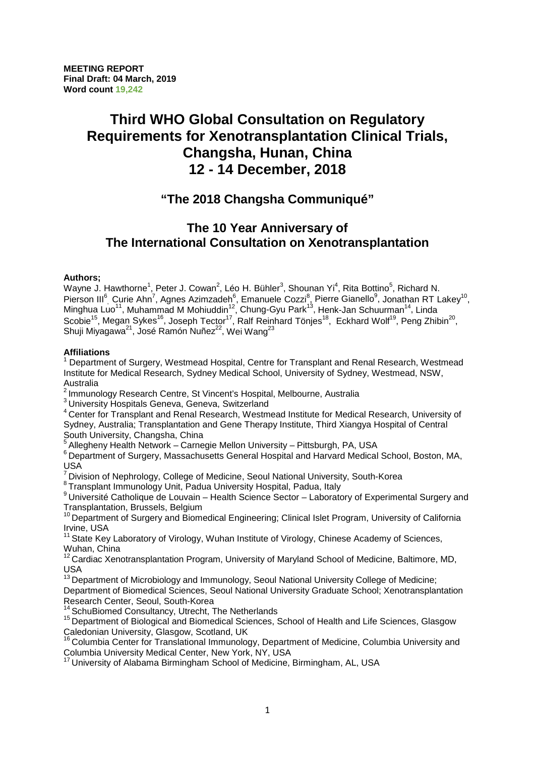**MEETING REPORT**
**Final Draft: 04 March, 2019**
**Word count 19,242**

# Third WHO Global Consultation on Regulatory Requirements for Xenotransplantation Clinical Trials, Changsha, Hunan, China 12 - 14 December, 2018

## "The 2018 Changsha Communiqué"

## The 10 Year Anniversary of The International Consultation on Xenotransplantation

**Authors;**

Wayne J. Hawthorne[1], Peter J. Cowan[2], Léo H. Bühler[3], Shounan Yi[4], Rita Bottino[5], Richard N. Pierson III[6], Curie Ahn[7], Agnes Azimzadeh[6], Emanuele Cozzi[8], Pierre Gianello[9], Jonathan RT Lakey[10], Minghua Luo[11], Muhammad M Mohiuddin[12], Chung-Gyu Park[13], Henk-Jan Schuurman[14], Linda Scobie[15], Megan Sykes[16], Joseph Tector[17], Ralf Reinhard Tönjes[18], Eckhard Wolf[19], Peng Zhibin[20], Shuji Miyagawa[21], José Ramón Nuñez[22], Wei Wang[23]

**Affiliations**

[1] Department of Surgery, Westmead Hospital, Centre for Transplant and Renal Research, Westmead Institute for Medical Research, Sydney Medical School, University of Sydney, Westmead, NSW, Australia

[2] Immunology Research Centre, St Vincent's Hospital, Melbourne, Australia

[3] University Hospitals Geneva, Geneva, Switzerland

[4] Center for Transplant and Renal Research, Westmead Institute for Medical Research, University of Sydney, Australia; Transplantation and Gene Therapy Institute, Third Xiangya Hospital of Central South University, Changsha, China

[5] Allegheny Health Network – Carnegie Mellon University – Pittsburgh, PA, USA

[6] Department of Surgery, Massachusetts General Hospital and Harvard Medical School, Boston, MA, USA

[7] Division of Nephrology, College of Medicine, Seoul National University, South-Korea

[8] Transplant Immunology Unit, Padua University Hospital, Padua, Italy

[9] Université Catholique de Louvain – Health Science Sector – Laboratory of Experimental Surgery and Transplantation, Brussels, Belgium

[10] Department of Surgery and Biomedical Engineering; Clinical Islet Program, University of California Irvine, USA

[11] State Key Laboratory of Virology, Wuhan Institute of Virology, Chinese Academy of Sciences, Wuhan, China

[12] Cardiac Xenotransplantation Program, University of Maryland School of Medicine, Baltimore, MD, USA

[13] Department of Microbiology and Immunology, Seoul National University College of Medicine; Department of Biomedical Sciences, Seoul National University Graduate School; Xenotransplantation Research Center, Seoul, South-Korea

[14] SchuBiomed Consultancy, Utrecht, The Netherlands

[15] Department of Biological and Biomedical Sciences, School of Health and Life Sciences, Glasgow Caledonian University, Glasgow, Scotland, UK

[16] Columbia Center for Translational Immunology, Department of Medicine, Columbia University and Columbia University Medical Center, New York, NY, USA

[17] University of Alabama Birmingham School of Medicine, Birmingham, AL, USA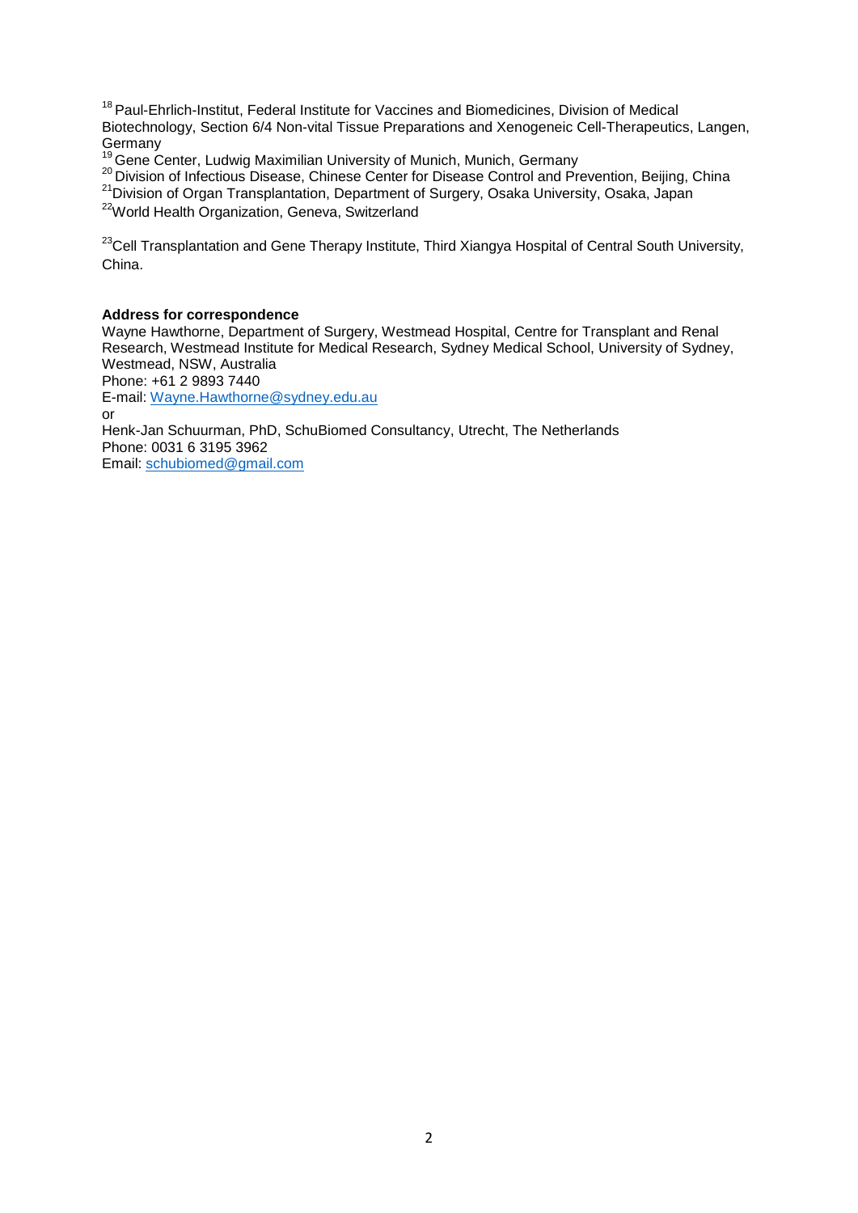[18] Paul-Ehrlich-Institut, Federal Institute for Vaccines and Biomedicines, Division of Medical Biotechnology, Section 6/4 Non-vital Tissue Preparations and Xenogeneic Cell-Therapeutics, Langen, Germany

[19] Gene Center, Ludwig Maximilian University of Munich, Munich, Germany

[20] Division of Infectious Disease, Chinese Center for Disease Control and Prevention, Beijing, China

[21] Division of Organ Transplantation, Department of Surgery, Osaka University, Osaka, Japan

[22] World Health Organization, Geneva, Switzerland

[23] Cell Transplantation and Gene Therapy Institute, Third Xiangya Hospital of Central South University, China.

**Address for correspondence**

Wayne Hawthorne, Department of Surgery, Westmead Hospital, Centre for Transplant and Renal Research, Westmead Institute for Medical Research, Sydney Medical School, University of Sydney, Westmead, NSW, Australia
Phone: +61 2 9893 7440
E-mail: Wayne.Hawthorne@sydney.edu.au
or
Henk-Jan Schuurman, PhD, SchuBiomed Consultancy, Utrecht, The Netherlands
Phone: 0031 6 3195 3962
Email: schubiomed@gmail.com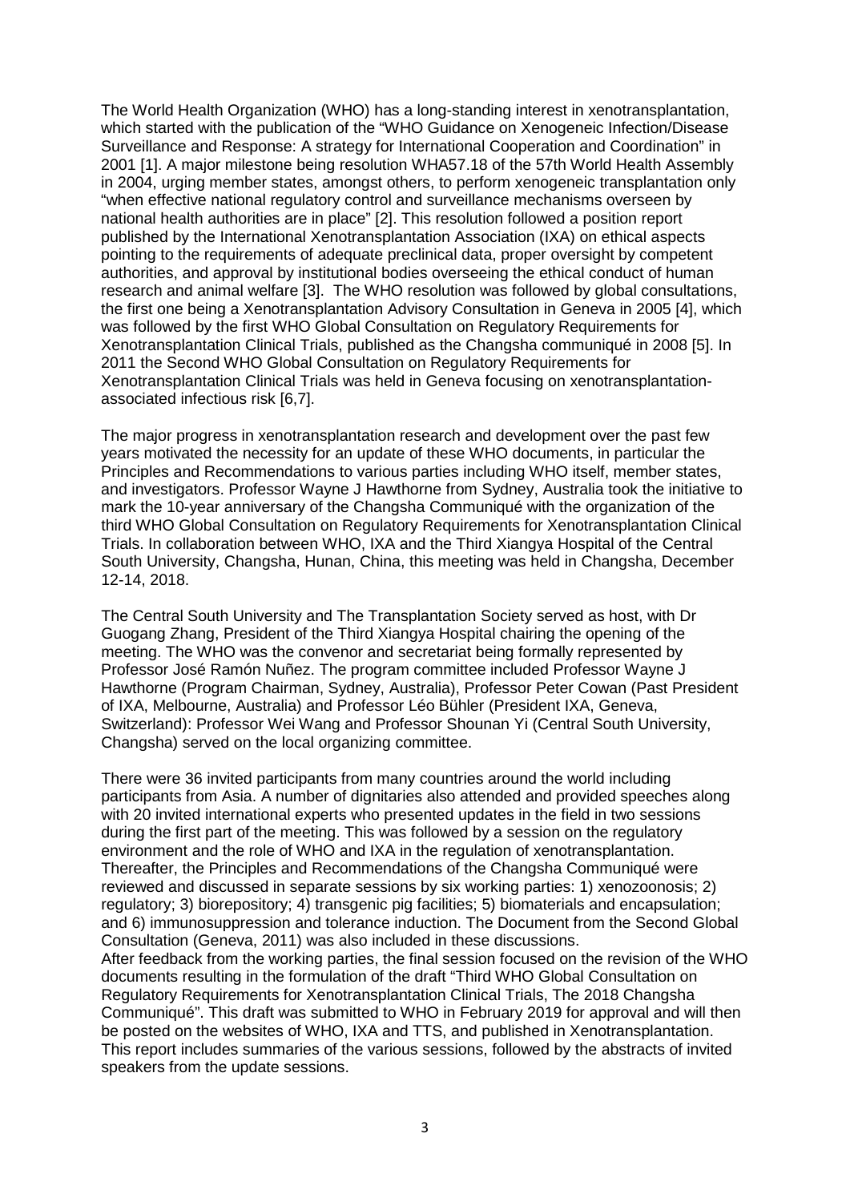The World Health Organization (WHO) has a long-standing interest in xenotransplantation, which started with the publication of the "WHO Guidance on Xenogeneic Infection/Disease Surveillance and Response: A strategy for International Cooperation and Coordination" in 2001 [1]. A major milestone being resolution WHA57.18 of the 57th World Health Assembly in 2004, urging member states, amongst others, to perform xenogeneic transplantation only "when effective national regulatory control and surveillance mechanisms overseen by national health authorities are in place" [2]. This resolution followed a position report published by the International Xenotransplantation Association (IXA) on ethical aspects pointing to the requirements of adequate preclinical data, proper oversight by competent authorities, and approval by institutional bodies overseeing the ethical conduct of human research and animal welfare [3]. The WHO resolution was followed by global consultations, the first one being a Xenotransplantation Advisory Consultation in Geneva in 2005 [4], which was followed by the first WHO Global Consultation on Regulatory Requirements for Xenotransplantation Clinical Trials, published as the Changsha communiqué in 2008 [5]. In 2011 the Second WHO Global Consultation on Regulatory Requirements for Xenotransplantation Clinical Trials was held in Geneva focusing on xenotransplantation-associated infectious risk [6,7].

The major progress in xenotransplantation research and development over the past few years motivated the necessity for an update of these WHO documents, in particular the Principles and Recommendations to various parties including WHO itself, member states, and investigators. Professor Wayne J Hawthorne from Sydney, Australia took the initiative to mark the 10-year anniversary of the Changsha Communiqué with the organization of the third WHO Global Consultation on Regulatory Requirements for Xenotransplantation Clinical Trials. In collaboration between WHO, IXA and the Third Xiangya Hospital of the Central South University, Changsha, Hunan, China, this meeting was held in Changsha, December 12-14, 2018.

The Central South University and The Transplantation Society served as host, with Dr Guogang Zhang, President of the Third Xiangya Hospital chairing the opening of the meeting. The WHO was the convenor and secretariat being formally represented by Professor José Ramón Nuñez. The program committee included Professor Wayne J Hawthorne (Program Chairman, Sydney, Australia), Professor Peter Cowan (Past President of IXA, Melbourne, Australia) and Professor Léo Bühler (President IXA, Geneva, Switzerland): Professor Wei Wang and Professor Shounan Yi (Central South University, Changsha) served on the local organizing committee.

There were 36 invited participants from many countries around the world including participants from Asia. A number of dignitaries also attended and provided speeches along with 20 invited international experts who presented updates in the field in two sessions during the first part of the meeting. This was followed by a session on the regulatory environment and the role of WHO and IXA in the regulation of xenotransplantation. Thereafter, the Principles and Recommendations of the Changsha Communiqué were reviewed and discussed in separate sessions by six working parties: 1) xenozoonosis; 2) regulatory; 3) biorepository; 4) transgenic pig facilities; 5) biomaterials and encapsulation; and 6) immunosuppression and tolerance induction. The Document from the Second Global Consultation (Geneva, 2011) was also included in these discussions.
After feedback from the working parties, the final session focused on the revision of the WHO documents resulting in the formulation of the draft "Third WHO Global Consultation on Regulatory Requirements for Xenotransplantation Clinical Trials, The 2018 Changsha Communiqué". This draft was submitted to WHO in February 2019 for approval and will then be posted on the websites of WHO, IXA and TTS, and published in Xenotransplantation. This report includes summaries of the various sessions, followed by the abstracts of invited speakers from the update sessions.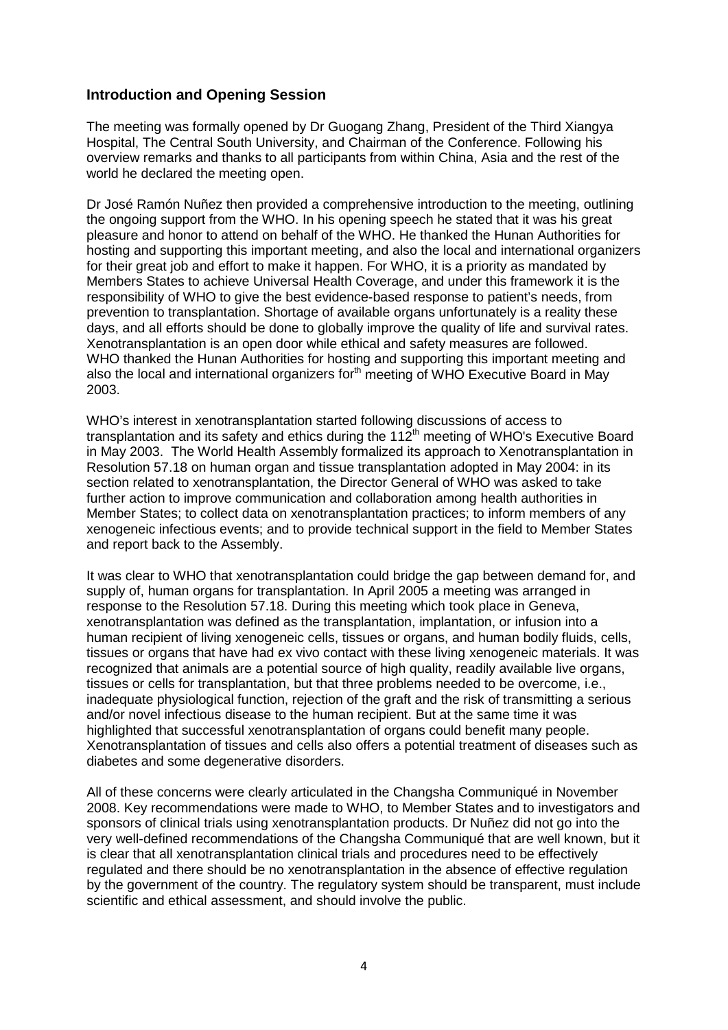## Introduction and Opening Session

The meeting was formally opened by Dr Guogang Zhang, President of the Third Xiangya Hospital, The Central South University, and Chairman of the Conference. Following his overview remarks and thanks to all participants from within China, Asia and the rest of the world he declared the meeting open.

Dr José Ramón Nuñez then provided a comprehensive introduction to the meeting, outlining the ongoing support from the WHO. In his opening speech he stated that it was his great pleasure and honor to attend on behalf of the WHO. He thanked the Hunan Authorities for hosting and supporting this important meeting, and also the local and international organizers for their great job and effort to make it happen. For WHO, it is a priority as mandated by Members States to achieve Universal Health Coverage, and under this framework it is the responsibility of WHO to give the best evidence-based response to patient's needs, from prevention to transplantation. Shortage of available organs unfortunately is a reality these days, and all efforts should be done to globally improve the quality of life and survival rates. Xenotransplantation is an open door while ethical and safety measures are followed. WHO thanked the Hunan Authorities for hosting and supporting this important meeting and also the local and international organizers for[th] meeting of WHO Executive Board in May 2003.

WHO's interest in xenotransplantation started following discussions of access to transplantation and its safety and ethics during the 112[th] meeting of WHO's Executive Board in May 2003. The World Health Assembly formalized its approach to Xenotransplantation in Resolution 57.18 on human organ and tissue transplantation adopted in May 2004: in its section related to xenotransplantation, the Director General of WHO was asked to take further action to improve communication and collaboration among health authorities in Member States; to collect data on xenotransplantation practices; to inform members of any xenogeneic infectious events; and to provide technical support in the field to Member States and report back to the Assembly.

It was clear to WHO that xenotransplantation could bridge the gap between demand for, and supply of, human organs for transplantation. In April 2005 a meeting was arranged in response to the Resolution 57.18. During this meeting which took place in Geneva, xenotransplantation was defined as the transplantation, implantation, or infusion into a human recipient of living xenogeneic cells, tissues or organs, and human bodily fluids, cells, tissues or organs that have had ex vivo contact with these living xenogeneic materials. It was recognized that animals are a potential source of high quality, readily available live organs, tissues or cells for transplantation, but that three problems needed to be overcome, i.e., inadequate physiological function, rejection of the graft and the risk of transmitting a serious and/or novel infectious disease to the human recipient. But at the same time it was highlighted that successful xenotransplantation of organs could benefit many people. Xenotransplantation of tissues and cells also offers a potential treatment of diseases such as diabetes and some degenerative disorders.

All of these concerns were clearly articulated in the Changsha Communiqué in November 2008. Key recommendations were made to WHO, to Member States and to investigators and sponsors of clinical trials using xenotransplantation products. Dr Nuñez did not go into the very well-defined recommendations of the Changsha Communiqué that are well known, but it is clear that all xenotransplantation clinical trials and procedures need to be effectively regulated and there should be no xenotransplantation in the absence of effective regulation by the government of the country. The regulatory system should be transparent, must include scientific and ethical assessment, and should involve the public.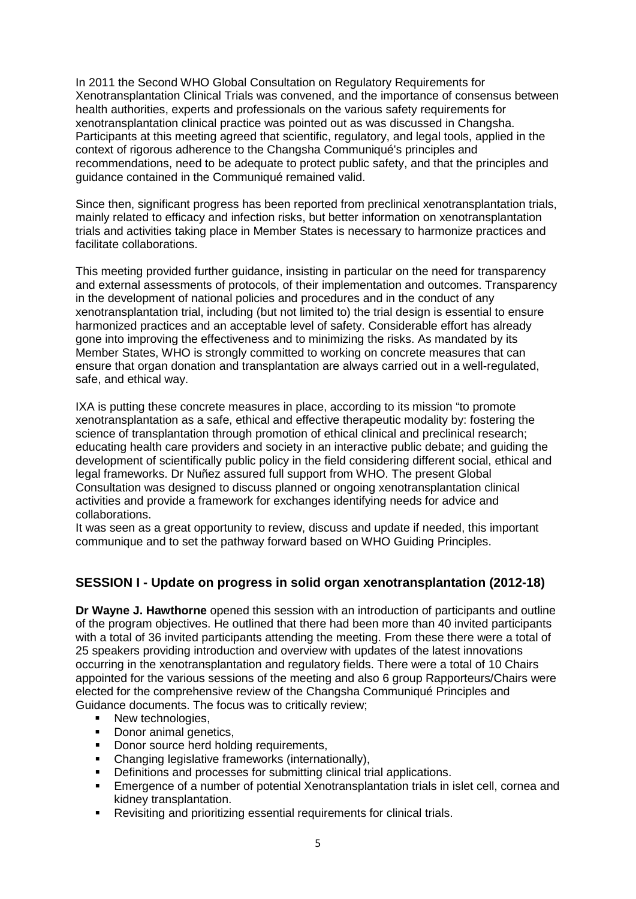In 2011 the Second WHO Global Consultation on Regulatory Requirements for Xenotransplantation Clinical Trials was convened, and the importance of consensus between health authorities, experts and professionals on the various safety requirements for xenotransplantation clinical practice was pointed out as was discussed in Changsha. Participants at this meeting agreed that scientific, regulatory, and legal tools, applied in the context of rigorous adherence to the Changsha Communiqué's principles and recommendations, need to be adequate to protect public safety, and that the principles and guidance contained in the Communiqué remained valid.

Since then, significant progress has been reported from preclinical xenotransplantation trials, mainly related to efficacy and infection risks, but better information on xenotransplantation trials and activities taking place in Member States is necessary to harmonize practices and facilitate collaborations.

This meeting provided further guidance, insisting in particular on the need for transparency and external assessments of protocols, of their implementation and outcomes. Transparency in the development of national policies and procedures and in the conduct of any xenotransplantation trial, including (but not limited to) the trial design is essential to ensure harmonized practices and an acceptable level of safety. Considerable effort has already gone into improving the effectiveness and to minimizing the risks. As mandated by its Member States, WHO is strongly committed to working on concrete measures that can ensure that organ donation and transplantation are always carried out in a well-regulated, safe, and ethical way.

IXA is putting these concrete measures in place, according to its mission "to promote xenotransplantation as a safe, ethical and effective therapeutic modality by: fostering the science of transplantation through promotion of ethical clinical and preclinical research; educating health care providers and society in an interactive public debate; and guiding the development of scientifically public policy in the field considering different social, ethical and legal frameworks. Dr Nuñez assured full support from WHO. The present Global Consultation was designed to discuss planned or ongoing xenotransplantation clinical activities and provide a framework for exchanges identifying needs for advice and collaborations.
It was seen as a great opportunity to review, discuss and update if needed, this important communique and to set the pathway forward based on WHO Guiding Principles.

## SESSION I - Update on progress in solid organ xenotransplantation (2012-18)

**Dr Wayne J. Hawthorne** opened this session with an introduction of participants and outline of the program objectives. He outlined that there had been more than 40 invited participants with a total of 36 invited participants attending the meeting. From these there were a total of 25 speakers providing introduction and overview with updates of the latest innovations occurring in the xenotransplantation and regulatory fields. There were a total of 10 Chairs appointed for the various sessions of the meeting and also 6 group Rapporteurs/Chairs were elected for the comprehensive review of the Changsha Communiqué Principles and Guidance documents. The focus was to critically review;

- New technologies,
- Donor animal genetics,
- Donor source herd holding requirements,
- Changing legislative frameworks (internationally),
- Definitions and processes for submitting clinical trial applications.
- Emergence of a number of potential Xenotransplantation trials in islet cell, cornea and kidney transplantation.
- Revisiting and prioritizing essential requirements for clinical trials.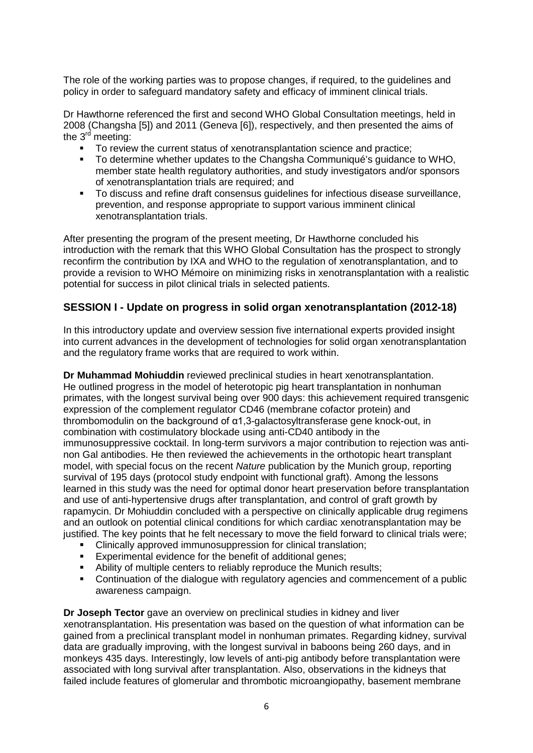The role of the working parties was to propose changes, if required, to the guidelines and policy in order to safeguard mandatory safety and efficacy of imminent clinical trials.

Dr Hawthorne referenced the first and second WHO Global Consultation meetings, held in 2008 (Changsha [5]) and 2011 (Geneva [6]), respectively, and then presented the aims of the 3rd meeting:

- To review the current status of xenotransplantation science and practice;
- To determine whether updates to the Changsha Communiqué's guidance to WHO, member state health regulatory authorities, and study investigators and/or sponsors of xenotransplantation trials are required; and
- To discuss and refine draft consensus guidelines for infectious disease surveillance, prevention, and response appropriate to support various imminent clinical xenotransplantation trials.

After presenting the program of the present meeting, Dr Hawthorne concluded his introduction with the remark that this WHO Global Consultation has the prospect to strongly reconfirm the contribution by IXA and WHO to the regulation of xenotransplantation, and to provide a revision to WHO Mémoire on minimizing risks in xenotransplantation with a realistic potential for success in pilot clinical trials in selected patients.

## SESSION I - Update on progress in solid organ xenotransplantation (2012-18)

In this introductory update and overview session five international experts provided insight into current advances in the development of technologies for solid organ xenotransplantation and the regulatory frame works that are required to work within.

**Dr Muhammad Mohiuddin** reviewed preclinical studies in heart xenotransplantation. He outlined progress in the model of heterotopic pig heart transplantation in nonhuman primates, with the longest survival being over 900 days: this achievement required transgenic expression of the complement regulator CD46 (membrane cofactor protein) and thrombomodulin on the background of α1,3-galactosyltransferase gene knock-out, in combination with costimulatory blockade using anti-CD40 antibody in the immunosuppressive cocktail. In long-term survivors a major contribution to rejection was anti-non Gal antibodies. He then reviewed the achievements in the orthotopic heart transplant model, with special focus on the recent *Nature* publication by the Munich group, reporting survival of 195 days (protocol study endpoint with functional graft). Among the lessons learned in this study was the need for optimal donor heart preservation before transplantation and use of anti-hypertensive drugs after transplantation, and control of graft growth by rapamycin. Dr Mohiuddin concluded with a perspective on clinically applicable drug regimens and an outlook on potential clinical conditions for which cardiac xenotransplantation may be justified. The key points that he felt necessary to move the field forward to clinical trials were;

- Clinically approved immunosuppression for clinical translation;
- Experimental evidence for the benefit of additional genes;
- Ability of multiple centers to reliably reproduce the Munich results;
- Continuation of the dialogue with regulatory agencies and commencement of a public awareness campaign.

**Dr Joseph Tector** gave an overview on preclinical studies in kidney and liver xenotransplantation. His presentation was based on the question of what information can be gained from a preclinical transplant model in nonhuman primates. Regarding kidney, survival data are gradually improving, with the longest survival in baboons being 260 days, and in monkeys 435 days. Interestingly, low levels of anti-pig antibody before transplantation were associated with long survival after transplantation. Also, observations in the kidneys that failed include features of glomerular and thrombotic microangiopathy, basement membrane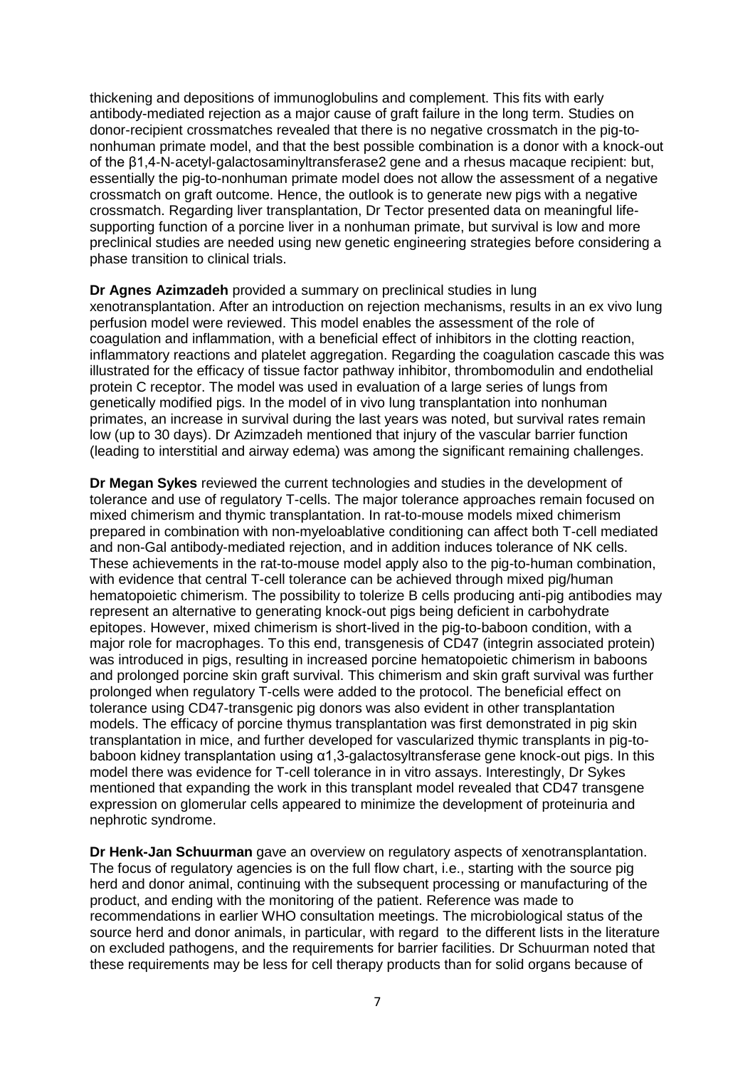thickening and depositions of immunoglobulins and complement. This fits with early antibody-mediated rejection as a major cause of graft failure in the long term. Studies on donor-recipient crossmatches revealed that there is no negative crossmatch in the pig-to-nonhuman primate model, and that the best possible combination is a donor with a knock-out of the β1,4-N-acetyl-galactosaminyltransferase2 gene and a rhesus macaque recipient: but, essentially the pig-to-nonhuman primate model does not allow the assessment of a negative crossmatch on graft outcome. Hence, the outlook is to generate new pigs with a negative crossmatch. Regarding liver transplantation, Dr Tector presented data on meaningful life-supporting function of a porcine liver in a nonhuman primate, but survival is low and more preclinical studies are needed using new genetic engineering strategies before considering a phase transition to clinical trials.

**Dr Agnes Azimzadeh** provided a summary on preclinical studies in lung xenotransplantation. After an introduction on rejection mechanisms, results in an ex vivo lung perfusion model were reviewed. This model enables the assessment of the role of coagulation and inflammation, with a beneficial effect of inhibitors in the clotting reaction, inflammatory reactions and platelet aggregation. Regarding the coagulation cascade this was illustrated for the efficacy of tissue factor pathway inhibitor, thrombomodulin and endothelial protein C receptor. The model was used in evaluation of a large series of lungs from genetically modified pigs. In the model of in vivo lung transplantation into nonhuman primates, an increase in survival during the last years was noted, but survival rates remain low (up to 30 days). Dr Azimzadeh mentioned that injury of the vascular barrier function (leading to interstitial and airway edema) was among the significant remaining challenges.

**Dr Megan Sykes** reviewed the current technologies and studies in the development of tolerance and use of regulatory T-cells. The major tolerance approaches remain focused on mixed chimerism and thymic transplantation. In rat-to-mouse models mixed chimerism prepared in combination with non-myeloablative conditioning can affect both T-cell mediated and non-Gal antibody-mediated rejection, and in addition induces tolerance of NK cells. These achievements in the rat-to-mouse model apply also to the pig-to-human combination, with evidence that central T-cell tolerance can be achieved through mixed pig/human hematopoietic chimerism. The possibility to tolerize B cells producing anti-pig antibodies may represent an alternative to generating knock-out pigs being deficient in carbohydrate epitopes. However, mixed chimerism is short-lived in the pig-to-baboon condition, with a major role for macrophages. To this end, transgenesis of CD47 (integrin associated protein) was introduced in pigs, resulting in increased porcine hematopoietic chimerism in baboons and prolonged porcine skin graft survival. This chimerism and skin graft survival was further prolonged when regulatory T-cells were added to the protocol. The beneficial effect on tolerance using CD47-transgenic pig donors was also evident in other transplantation models. The efficacy of porcine thymus transplantation was first demonstrated in pig skin transplantation in mice, and further developed for vascularized thymic transplants in pig-to-baboon kidney transplantation using α1,3-galactosyltransferase gene knock-out pigs. In this model there was evidence for T-cell tolerance in in vitro assays. Interestingly, Dr Sykes mentioned that expanding the work in this transplant model revealed that CD47 transgene expression on glomerular cells appeared to minimize the development of proteinuria and nephrotic syndrome.

**Dr Henk-Jan Schuurman** gave an overview on regulatory aspects of xenotransplantation. The focus of regulatory agencies is on the full flow chart, i.e., starting with the source pig herd and donor animal, continuing with the subsequent processing or manufacturing of the product, and ending with the monitoring of the patient. Reference was made to recommendations in earlier WHO consultation meetings. The microbiological status of the source herd and donor animals, in particular, with regard to the different lists in the literature on excluded pathogens, and the requirements for barrier facilities. Dr Schuurman noted that these requirements may be less for cell therapy products than for solid organs because of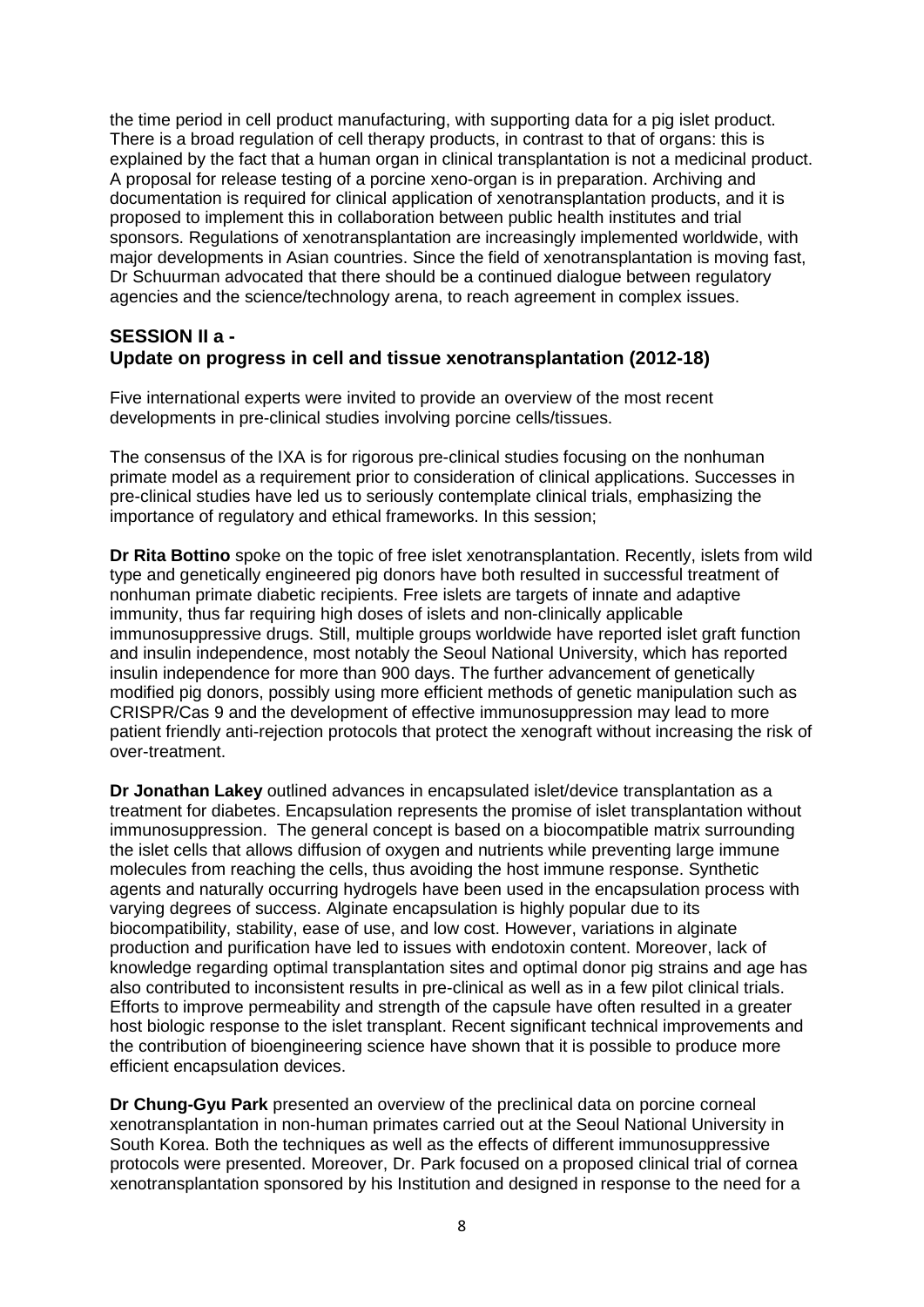the time period in cell product manufacturing, with supporting data for a pig islet product. There is a broad regulation of cell therapy products, in contrast to that of organs: this is explained by the fact that a human organ in clinical transplantation is not a medicinal product. A proposal for release testing of a porcine xeno-organ is in preparation. Archiving and documentation is required for clinical application of xenotransplantation products, and it is proposed to implement this in collaboration between public health institutes and trial sponsors. Regulations of xenotransplantation are increasingly implemented worldwide, with major developments in Asian countries. Since the field of xenotransplantation is moving fast, Dr Schuurman advocated that there should be a continued dialogue between regulatory agencies and the science/technology arena, to reach agreement in complex issues.

## SESSION II a - Update on progress in cell and tissue xenotransplantation (2012-18)

Five international experts were invited to provide an overview of the most recent developments in pre-clinical studies involving porcine cells/tissues.

The consensus of the IXA is for rigorous pre-clinical studies focusing on the nonhuman primate model as a requirement prior to consideration of clinical applications. Successes in pre-clinical studies have led us to seriously contemplate clinical trials, emphasizing the importance of regulatory and ethical frameworks. In this session;

**Dr Rita Bottino** spoke on the topic of free islet xenotransplantation. Recently, islets from wild type and genetically engineered pig donors have both resulted in successful treatment of nonhuman primate diabetic recipients. Free islets are targets of innate and adaptive immunity, thus far requiring high doses of islets and non-clinically applicable immunosuppressive drugs. Still, multiple groups worldwide have reported islet graft function and insulin independence, most notably the Seoul National University, which has reported insulin independence for more than 900 days. The further advancement of genetically modified pig donors, possibly using more efficient methods of genetic manipulation such as CRISPR/Cas 9 and the development of effective immunosuppression may lead to more patient friendly anti-rejection protocols that protect the xenograft without increasing the risk of over-treatment.

**Dr Jonathan Lakey** outlined advances in encapsulated islet/device transplantation as a treatment for diabetes. Encapsulation represents the promise of islet transplantation without immunosuppression. The general concept is based on a biocompatible matrix surrounding the islet cells that allows diffusion of oxygen and nutrients while preventing large immune molecules from reaching the cells, thus avoiding the host immune response. Synthetic agents and naturally occurring hydrogels have been used in the encapsulation process with varying degrees of success. Alginate encapsulation is highly popular due to its biocompatibility, stability, ease of use, and low cost. However, variations in alginate production and purification have led to issues with endotoxin content. Moreover, lack of knowledge regarding optimal transplantation sites and optimal donor pig strains and age has also contributed to inconsistent results in pre-clinical as well as in a few pilot clinical trials. Efforts to improve permeability and strength of the capsule have often resulted in a greater host biologic response to the islet transplant. Recent significant technical improvements and the contribution of bioengineering science have shown that it is possible to produce more efficient encapsulation devices.

**Dr Chung-Gyu Park** presented an overview of the preclinical data on porcine corneal xenotransplantation in non-human primates carried out at the Seoul National University in South Korea. Both the techniques as well as the effects of different immunosuppressive protocols were presented. Moreover, Dr. Park focused on a proposed clinical trial of cornea xenotransplantation sponsored by his Institution and designed in response to the need for a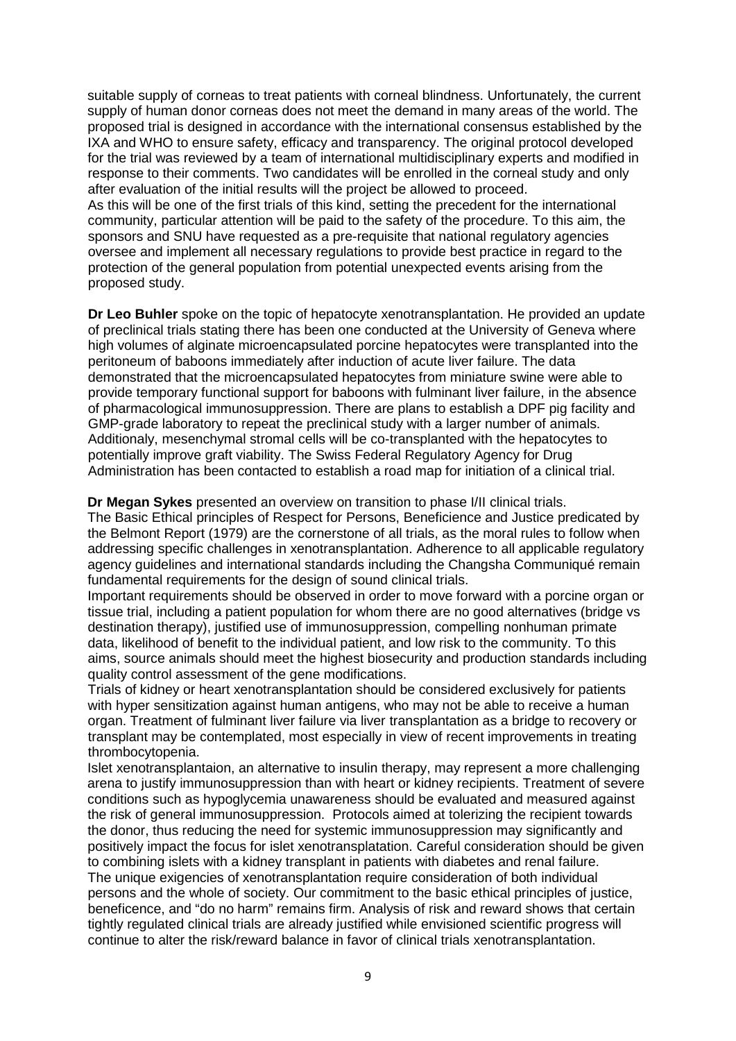suitable supply of corneas to treat patients with corneal blindness. Unfortunately, the current supply of human donor corneas does not meet the demand in many areas of the world. The proposed trial is designed in accordance with the international consensus established by the IXA and WHO to ensure safety, efficacy and transparency. The original protocol developed for the trial was reviewed by a team of international multidisciplinary experts and modified in response to their comments. Two candidates will be enrolled in the corneal study and only after evaluation of the initial results will the project be allowed to proceed.

As this will be one of the first trials of this kind, setting the precedent for the international community, particular attention will be paid to the safety of the procedure. To this aim, the sponsors and SNU have requested as a pre-requisite that national regulatory agencies oversee and implement all necessary regulations to provide best practice in regard to the protection of the general population from potential unexpected events arising from the proposed study.

**Dr Leo Buhler** spoke on the topic of hepatocyte xenotransplantation. He provided an update of preclinical trials stating there has been one conducted at the University of Geneva where high volumes of alginate microencapsulated porcine hepatocytes were transplanted into the peritoneum of baboons immediately after induction of acute liver failure. The data demonstrated that the microencapsulated hepatocytes from miniature swine were able to provide temporary functional support for baboons with fulminant liver failure, in the absence of pharmacological immunosuppression. There are plans to establish a DPF pig facility and GMP-grade laboratory to repeat the preclinical study with a larger number of animals. Additionaly, mesenchymal stromal cells will be co-transplanted with the hepatocytes to potentially improve graft viability. The Swiss Federal Regulatory Agency for Drug Administration has been contacted to establish a road map for initiation of a clinical trial.

**Dr Megan Sykes** presented an overview on transition to phase I/II clinical trials.

The Basic Ethical principles of Respect for Persons, Beneficience and Justice predicated by the Belmont Report (1979) are the cornerstone of all trials, as the moral rules to follow when addressing specific challenges in xenotransplantation. Adherence to all applicable regulatory agency guidelines and international standards including the Changsha Communiqué remain fundamental requirements for the design of sound clinical trials.

Important requirements should be observed in order to move forward with a porcine organ or tissue trial, including a patient population for whom there are no good alternatives (bridge vs destination therapy), justified use of immunosuppression, compelling nonhuman primate data, likelihood of benefit to the individual patient, and low risk to the community. To this aims, source animals should meet the highest biosecurity and production standards including quality control assessment of the gene modifications.

Trials of kidney or heart xenotransplantation should be considered exclusively for patients with hyper sensitization against human antigens, who may not be able to receive a human organ. Treatment of fulminant liver failure via liver transplantation as a bridge to recovery or transplant may be contemplated, most especially in view of recent improvements in treating thrombocytopenia.

Islet xenotransplantaion, an alternative to insulin therapy, may represent a more challenging arena to justify immunosuppression than with heart or kidney recipients. Treatment of severe conditions such as hypoglycemia unawareness should be evaluated and measured against the risk of general immunosuppression. Protocols aimed at tolerizing the recipient towards the donor, thus reducing the need for systemic immunosuppression may significantly and positively impact the focus for islet xenotransplatation. Careful consideration should be given to combining islets with a kidney transplant in patients with diabetes and renal failure.

The unique exigencies of xenotransplantation require consideration of both individual persons and the whole of society. Our commitment to the basic ethical principles of justice, beneficence, and "do no harm" remains firm. Analysis of risk and reward shows that certain tightly regulated clinical trials are already justified while envisioned scientific progress will continue to alter the risk/reward balance in favor of clinical trials xenotransplantation.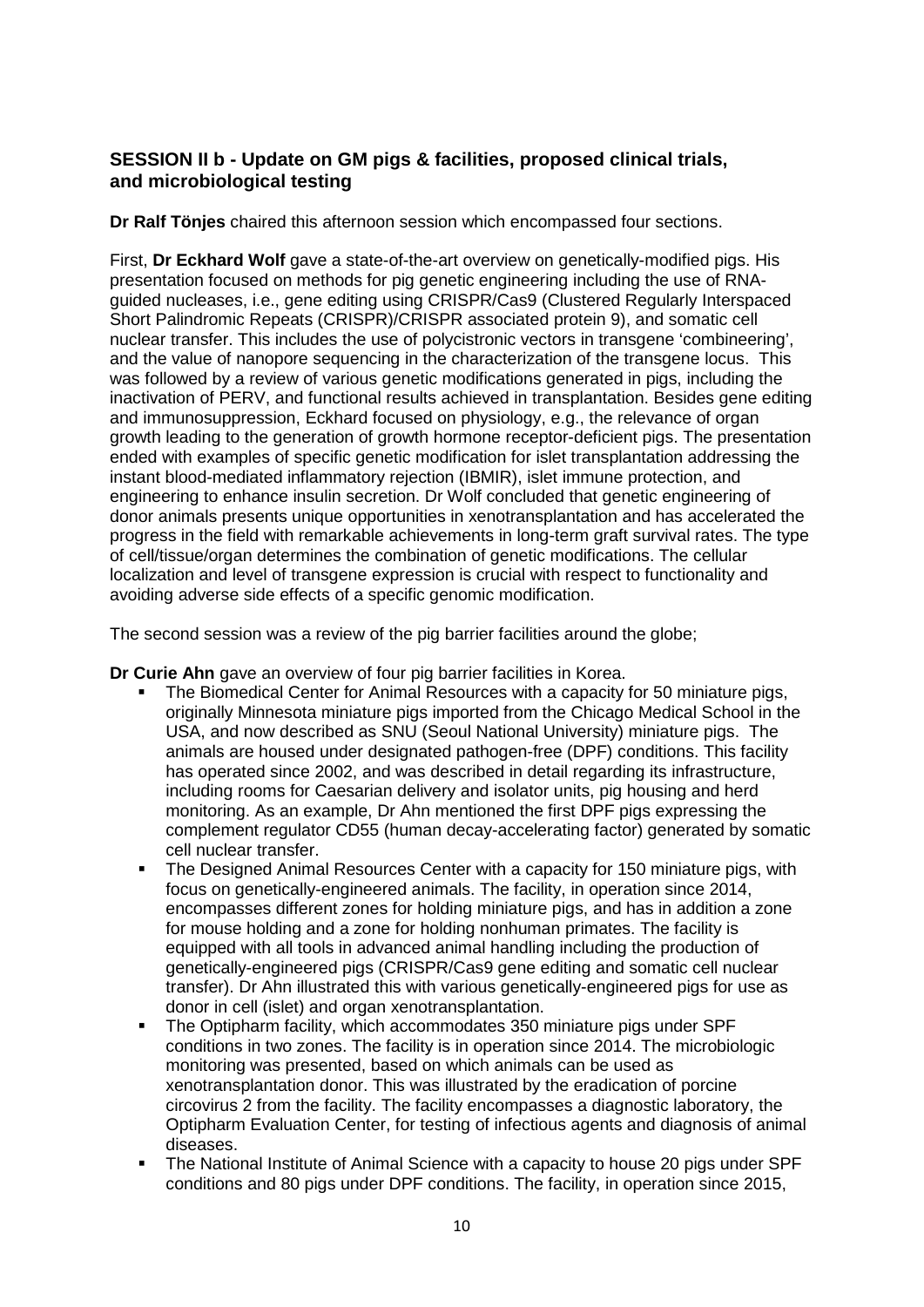## SESSION II b - Update on GM pigs & facilities, proposed clinical trials, and microbiological testing

**Dr Ralf Tönjes** chaired this afternoon session which encompassed four sections.

First, **Dr Eckhard Wolf** gave a state-of-the-art overview on genetically-modified pigs. His presentation focused on methods for pig genetic engineering including the use of RNA-guided nucleases, i.e., gene editing using CRISPR/Cas9 (Clustered Regularly Interspaced Short Palindromic Repeats (CRISPR)/CRISPR associated protein 9), and somatic cell nuclear transfer. This includes the use of polycistronic vectors in transgene 'combineering', and the value of nanopore sequencing in the characterization of the transgene locus. This was followed by a review of various genetic modifications generated in pigs, including the inactivation of PERV, and functional results achieved in transplantation. Besides gene editing and immunosuppression, Eckhard focused on physiology, e.g., the relevance of organ growth leading to the generation of growth hormone receptor-deficient pigs. The presentation ended with examples of specific genetic modification for islet transplantation addressing the instant blood-mediated inflammatory rejection (IBMIR), islet immune protection, and engineering to enhance insulin secretion. Dr Wolf concluded that genetic engineering of donor animals presents unique opportunities in xenotransplantation and has accelerated the progress in the field with remarkable achievements in long-term graft survival rates. The type of cell/tissue/organ determines the combination of genetic modifications. The cellular localization and level of transgene expression is crucial with respect to functionality and avoiding adverse side effects of a specific genomic modification.

The second session was a review of the pig barrier facilities around the globe;

**Dr Curie Ahn** gave an overview of four pig barrier facilities in Korea.

- The Biomedical Center for Animal Resources with a capacity for 50 miniature pigs, originally Minnesota miniature pigs imported from the Chicago Medical School in the USA, and now described as SNU (Seoul National University) miniature pigs. The animals are housed under designated pathogen-free (DPF) conditions. This facility has operated since 2002, and was described in detail regarding its infrastructure, including rooms for Caesarian delivery and isolator units, pig housing and herd monitoring. As an example, Dr Ahn mentioned the first DPF pigs expressing the complement regulator CD55 (human decay-accelerating factor) generated by somatic cell nuclear transfer.
- The Designed Animal Resources Center with a capacity for 150 miniature pigs, with focus on genetically-engineered animals. The facility, in operation since 2014, encompasses different zones for holding miniature pigs, and has in addition a zone for mouse holding and a zone for holding nonhuman primates. The facility is equipped with all tools in advanced animal handling including the production of genetically-engineered pigs (CRISPR/Cas9 gene editing and somatic cell nuclear transfer). Dr Ahn illustrated this with various genetically-engineered pigs for use as donor in cell (islet) and organ xenotransplantation.
- The Optipharm facility, which accommodates 350 miniature pigs under SPF conditions in two zones. The facility is in operation since 2014. The microbiologic monitoring was presented, based on which animals can be used as xenotransplantation donor. This was illustrated by the eradication of porcine circovirus 2 from the facility. The facility encompasses a diagnostic laboratory, the Optipharm Evaluation Center, for testing of infectious agents and diagnosis of animal diseases.
- The National Institute of Animal Science with a capacity to house 20 pigs under SPF conditions and 80 pigs under DPF conditions. The facility, in operation since 2015,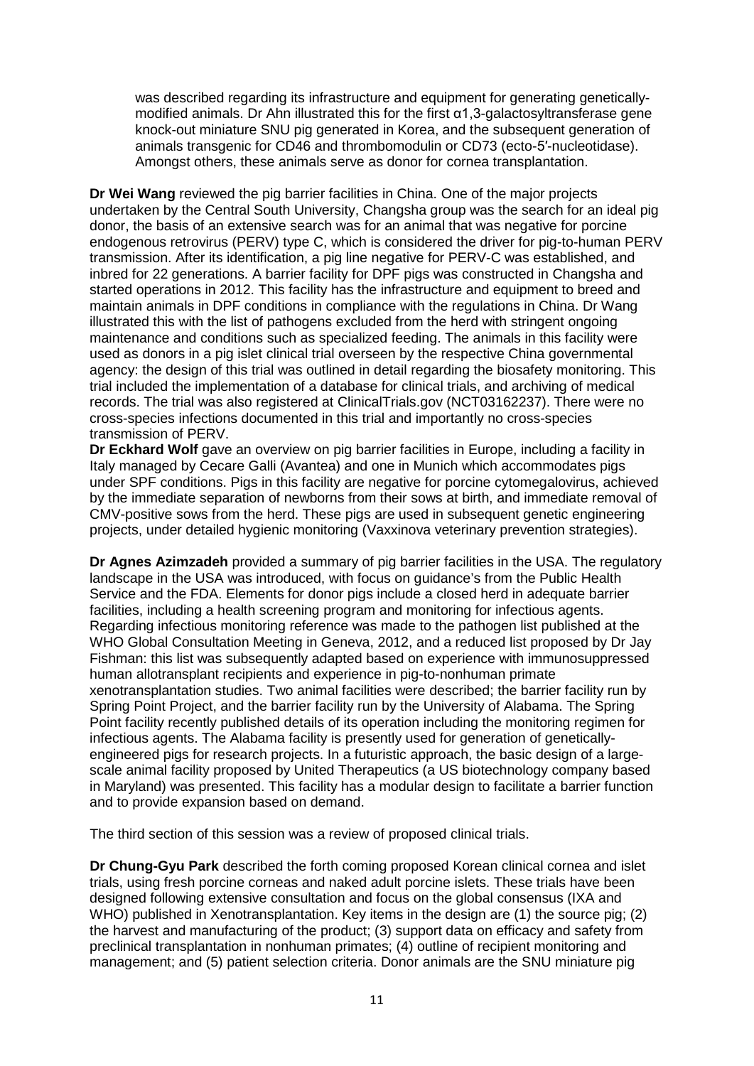was described regarding its infrastructure and equipment for generating genetically-modified animals. Dr Ahn illustrated this for the first α1,3-galactosyltransferase gene knock-out miniature SNU pig generated in Korea, and the subsequent generation of animals transgenic for CD46 and thrombomodulin or CD73 (ecto-5′-nucleotidase). Amongst others, these animals serve as donor for cornea transplantation.

**Dr Wei Wang** reviewed the pig barrier facilities in China. One of the major projects undertaken by the Central South University, Changsha group was the search for an ideal pig donor, the basis of an extensive search was for an animal that was negative for porcine endogenous retrovirus (PERV) type C, which is considered the driver for pig-to-human PERV transmission. After its identification, a pig line negative for PERV-C was established, and inbred for 22 generations. A barrier facility for DPF pigs was constructed in Changsha and started operations in 2012. This facility has the infrastructure and equipment to breed and maintain animals in DPF conditions in compliance with the regulations in China. Dr Wang illustrated this with the list of pathogens excluded from the herd with stringent ongoing maintenance and conditions such as specialized feeding. The animals in this facility were used as donors in a pig islet clinical trial overseen by the respective China governmental agency: the design of this trial was outlined in detail regarding the biosafety monitoring. This trial included the implementation of a database for clinical trials, and archiving of medical records. The trial was also registered at ClinicalTrials.gov (NCT03162237). There were no cross-species infections documented in this trial and importantly no cross-species transmission of PERV.

**Dr Eckhard Wolf** gave an overview on pig barrier facilities in Europe, including a facility in Italy managed by Cecare Galli (Avantea) and one in Munich which accommodates pigs under SPF conditions. Pigs in this facility are negative for porcine cytomegalovirus, achieved by the immediate separation of newborns from their sows at birth, and immediate removal of CMV-positive sows from the herd. These pigs are used in subsequent genetic engineering projects, under detailed hygienic monitoring (Vaxxinova veterinary prevention strategies).

**Dr Agnes Azimzadeh** provided a summary of pig barrier facilities in the USA. The regulatory landscape in the USA was introduced, with focus on guidance's from the Public Health Service and the FDA. Elements for donor pigs include a closed herd in adequate barrier facilities, including a health screening program and monitoring for infectious agents. Regarding infectious monitoring reference was made to the pathogen list published at the WHO Global Consultation Meeting in Geneva, 2012, and a reduced list proposed by Dr Jay Fishman: this list was subsequently adapted based on experience with immunosuppressed human allotransplant recipients and experience in pig-to-nonhuman primate xenotransplantation studies. Two animal facilities were described; the barrier facility run by Spring Point Project, and the barrier facility run by the University of Alabama. The Spring Point facility recently published details of its operation including the monitoring regimen for infectious agents. The Alabama facility is presently used for generation of genetically-engineered pigs for research projects. In a futuristic approach, the basic design of a large-scale animal facility proposed by United Therapeutics (a US biotechnology company based in Maryland) was presented. This facility has a modular design to facilitate a barrier function and to provide expansion based on demand.

The third section of this session was a review of proposed clinical trials.

**Dr Chung-Gyu Park** described the forth coming proposed Korean clinical cornea and islet trials, using fresh porcine corneas and naked adult porcine islets. These trials have been designed following extensive consultation and focus on the global consensus (IXA and WHO) published in Xenotransplantation. Key items in the design are (1) the source pig; (2) the harvest and manufacturing of the product; (3) support data on efficacy and safety from preclinical transplantation in nonhuman primates; (4) outline of recipient monitoring and management; and (5) patient selection criteria. Donor animals are the SNU miniature pig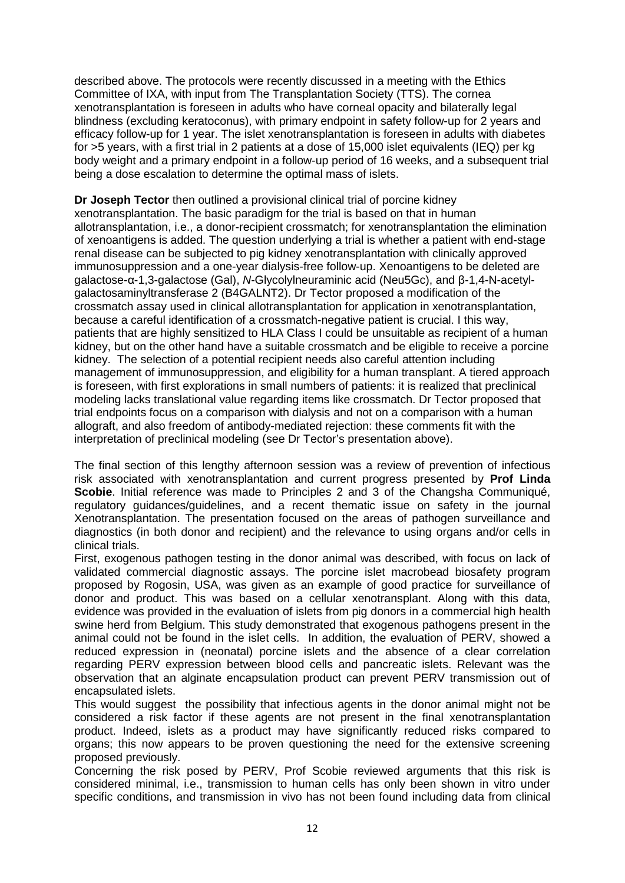described above. The protocols were recently discussed in a meeting with the Ethics Committee of IXA, with input from The Transplantation Society (TTS). The cornea xenotransplantation is foreseen in adults who have corneal opacity and bilaterally legal blindness (excluding keratoconus), with primary endpoint in safety follow-up for 2 years and efficacy follow-up for 1 year. The islet xenotransplantation is foreseen in adults with diabetes for >5 years, with a first trial in 2 patients at a dose of 15,000 islet equivalents (IEQ) per kg body weight and a primary endpoint in a follow-up period of 16 weeks, and a subsequent trial being a dose escalation to determine the optimal mass of islets.

**Dr Joseph Tector** then outlined a provisional clinical trial of porcine kidney xenotransplantation. The basic paradigm for the trial is based on that in human allotransplantation, i.e., a donor-recipient crossmatch; for xenotransplantation the elimination of xenoantigens is added. The question underlying a trial is whether a patient with end-stage renal disease can be subjected to pig kidney xenotransplantation with clinically approved immunosuppression and a one-year dialysis-free follow-up. Xenoantigens to be deleted are galactose-α-1,3-galactose (Gal), *N*-Glycolylneuraminic acid (Neu5Gc), and β-1,4-N-acetyl-galactosaminyltransferase 2 (B4GALNT2). Dr Tector proposed a modification of the crossmatch assay used in clinical allotransplantation for application in xenotransplantation, because a careful identification of a crossmatch-negative patient is crucial. I this way, patients that are highly sensitized to HLA Class I could be unsuitable as recipient of a human kidney, but on the other hand have a suitable crossmatch and be eligible to receive a porcine kidney. The selection of a potential recipient needs also careful attention including management of immunosuppression, and eligibility for a human transplant. A tiered approach is foreseen, with first explorations in small numbers of patients: it is realized that preclinical modeling lacks translational value regarding items like crossmatch. Dr Tector proposed that trial endpoints focus on a comparison with dialysis and not on a comparison with a human allograft, and also freedom of antibody-mediated rejection: these comments fit with the interpretation of preclinical modeling (see Dr Tector's presentation above).

The final section of this lengthy afternoon session was a review of prevention of infectious risk associated with xenotransplantation and current progress presented by **Prof Linda Scobie**. Initial reference was made to Principles 2 and 3 of the Changsha Communiqué, regulatory guidances/guidelines, and a recent thematic issue on safety in the journal Xenotransplantation. The presentation focused on the areas of pathogen surveillance and diagnostics (in both donor and recipient) and the relevance to using organs and/or cells in clinical trials.

First, exogenous pathogen testing in the donor animal was described, with focus on lack of validated commercial diagnostic assays. The porcine islet macrobead biosafety program proposed by Rogosin, USA, was given as an example of good practice for surveillance of donor and product. This was based on a cellular xenotransplant. Along with this data, evidence was provided in the evaluation of islets from pig donors in a commercial high health swine herd from Belgium. This study demonstrated that exogenous pathogens present in the animal could not be found in the islet cells. In addition, the evaluation of PERV, showed a reduced expression in (neonatal) porcine islets and the absence of a clear correlation regarding PERV expression between blood cells and pancreatic islets. Relevant was the observation that an alginate encapsulation product can prevent PERV transmission out of encapsulated islets.

This would suggest the possibility that infectious agents in the donor animal might not be considered a risk factor if these agents are not present in the final xenotransplantation product. Indeed, islets as a product may have significantly reduced risks compared to organs; this now appears to be proven questioning the need for the extensive screening proposed previously.

Concerning the risk posed by PERV, Prof Scobie reviewed arguments that this risk is considered minimal, i.e., transmission to human cells has only been shown in vitro under specific conditions, and transmission in vivo has not been found including data from clinical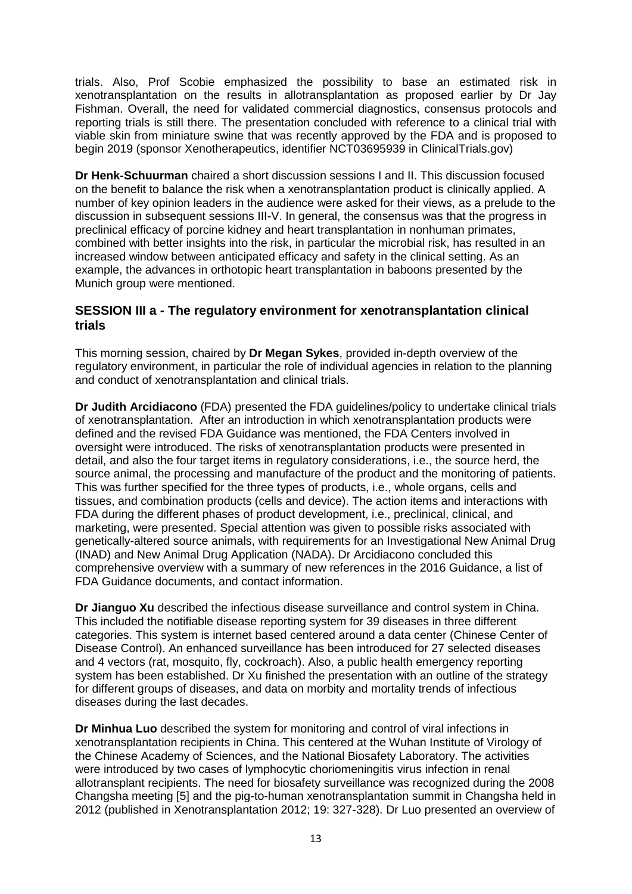trials. Also, Prof Scobie emphasized the possibility to base an estimated risk in xenotransplantation on the results in allotransplantation as proposed earlier by Dr Jay Fishman. Overall, the need for validated commercial diagnostics, consensus protocols and reporting trials is still there. The presentation concluded with reference to a clinical trial with viable skin from miniature swine that was recently approved by the FDA and is proposed to begin 2019 (sponsor Xenotherapeutics, identifier NCT03695939 in ClinicalTrials.gov)

**Dr Henk-Schuurman** chaired a short discussion sessions I and II. This discussion focused on the benefit to balance the risk when a xenotransplantation product is clinically applied. A number of key opinion leaders in the audience were asked for their views, as a prelude to the discussion in subsequent sessions III-V. In general, the consensus was that the progress in preclinical efficacy of porcine kidney and heart transplantation in nonhuman primates, combined with better insights into the risk, in particular the microbial risk, has resulted in an increased window between anticipated efficacy and safety in the clinical setting. As an example, the advances in orthotopic heart transplantation in baboons presented by the Munich group were mentioned.

## SESSION III a - The regulatory environment for xenotransplantation clinical trials

This morning session, chaired by **Dr Megan Sykes**, provided in-depth overview of the regulatory environment, in particular the role of individual agencies in relation to the planning and conduct of xenotransplantation and clinical trials.

**Dr Judith Arcidiacono** (FDA) presented the FDA guidelines/policy to undertake clinical trials of xenotransplantation. After an introduction in which xenotransplantation products were defined and the revised FDA Guidance was mentioned, the FDA Centers involved in oversight were introduced. The risks of xenotransplantation products were presented in detail, and also the four target items in regulatory considerations, i.e., the source herd, the source animal, the processing and manufacture of the product and the monitoring of patients. This was further specified for the three types of products, i.e., whole organs, cells and tissues, and combination products (cells and device). The action items and interactions with FDA during the different phases of product development, i.e., preclinical, clinical, and marketing, were presented. Special attention was given to possible risks associated with genetically-altered source animals, with requirements for an Investigational New Animal Drug (INAD) and New Animal Drug Application (NADA). Dr Arcidiacono concluded this comprehensive overview with a summary of new references in the 2016 Guidance, a list of FDA Guidance documents, and contact information.

**Dr Jianguo Xu** described the infectious disease surveillance and control system in China. This included the notifiable disease reporting system for 39 diseases in three different categories. This system is internet based centered around a data center (Chinese Center of Disease Control). An enhanced surveillance has been introduced for 27 selected diseases and 4 vectors (rat, mosquito, fly, cockroach). Also, a public health emergency reporting system has been established. Dr Xu finished the presentation with an outline of the strategy for different groups of diseases, and data on morbity and mortality trends of infectious diseases during the last decades.

**Dr Minhua Luo** described the system for monitoring and control of viral infections in xenotransplantation recipients in China. This centered at the Wuhan Institute of Virology of the Chinese Academy of Sciences, and the National Biosafety Laboratory. The activities were introduced by two cases of lymphocytic choriomeningitis virus infection in renal allotransplant recipients. The need for biosafety surveillance was recognized during the 2008 Changsha meeting [5] and the pig-to-human xenotransplantation summit in Changsha held in 2012 (published in Xenotransplantation 2012; 19: 327-328). Dr Luo presented an overview of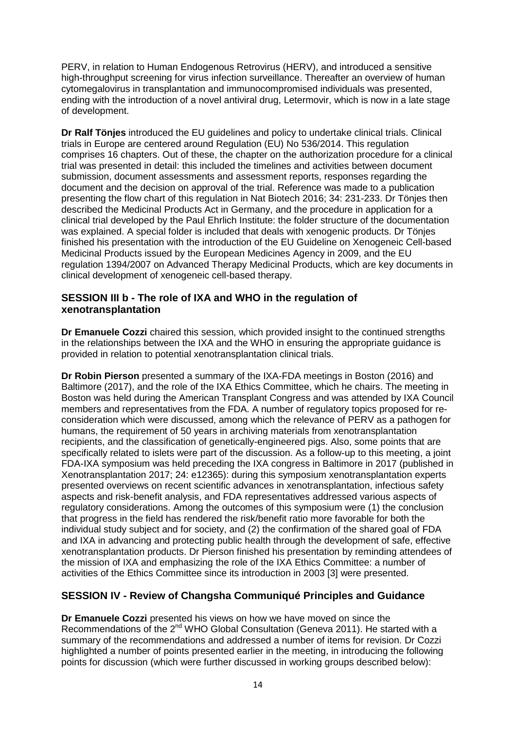PERV, in relation to Human Endogenous Retrovirus (HERV), and introduced a sensitive high-throughput screening for virus infection surveillance. Thereafter an overview of human cytomegalovirus in transplantation and immunocompromised individuals was presented, ending with the introduction of a novel antiviral drug, Letermovir, which is now in a late stage of development.

**Dr Ralf Tönjes** introduced the EU guidelines and policy to undertake clinical trials. Clinical trials in Europe are centered around Regulation (EU) No 536/2014. This regulation comprises 16 chapters. Out of these, the chapter on the authorization procedure for a clinical trial was presented in detail: this included the timelines and activities between document submission, document assessments and assessment reports, responses regarding the document and the decision on approval of the trial. Reference was made to a publication presenting the flow chart of this regulation in Nat Biotech 2016; 34: 231-233. Dr Tönjes then described the Medicinal Products Act in Germany, and the procedure in application for a clinical trial developed by the Paul Ehrlich Institute: the folder structure of the documentation was explained. A special folder is included that deals with xenogenic products. Dr Tönjes finished his presentation with the introduction of the EU Guideline on Xenogeneic Cell-based Medicinal Products issued by the European Medicines Agency in 2009, and the EU regulation 1394/2007 on Advanced Therapy Medicinal Products, which are key documents in clinical development of xenogeneic cell-based therapy.

## SESSION III b - The role of IXA and WHO in the regulation of xenotransplantation

**Dr Emanuele Cozzi** chaired this session, which provided insight to the continued strengths in the relationships between the IXA and the WHO in ensuring the appropriate guidance is provided in relation to potential xenotransplantation clinical trials.

**Dr Robin Pierson** presented a summary of the IXA-FDA meetings in Boston (2016) and Baltimore (2017), and the role of the IXA Ethics Committee, which he chairs. The meeting in Boston was held during the American Transplant Congress and was attended by IXA Council members and representatives from the FDA. A number of regulatory topics proposed for re-consideration which were discussed, among which the relevance of PERV as a pathogen for humans, the requirement of 50 years in archiving materials from xenotransplantation recipients, and the classification of genetically-engineered pigs. Also, some points that are specifically related to islets were part of the discussion. As a follow-up to this meeting, a joint FDA-IXA symposium was held preceding the IXA congress in Baltimore in 2017 (published in Xenotransplantation 2017; 24: e12365): during this symposium xenotransplantation experts presented overviews on recent scientific advances in xenotransplantation, infectious safety aspects and risk-benefit analysis, and FDA representatives addressed various aspects of regulatory considerations. Among the outcomes of this symposium were (1) the conclusion that progress in the field has rendered the risk/benefit ratio more favorable for both the individual study subject and for society, and (2) the confirmation of the shared goal of FDA and IXA in advancing and protecting public health through the development of safe, effective xenotransplantation products. Dr Pierson finished his presentation by reminding attendees of the mission of IXA and emphasizing the role of the IXA Ethics Committee: a number of activities of the Ethics Committee since its introduction in 2003 [3] were presented.

## SESSION IV - Review of Changsha Communiqué Principles and Guidance

**Dr Emanuele Cozzi** presented his views on how we have moved on since the Recommendations of the 2nd WHO Global Consultation (Geneva 2011). He started with a summary of the recommendations and addressed a number of items for revision. Dr Cozzi highlighted a number of points presented earlier in the meeting, in introducing the following points for discussion (which were further discussed in working groups described below):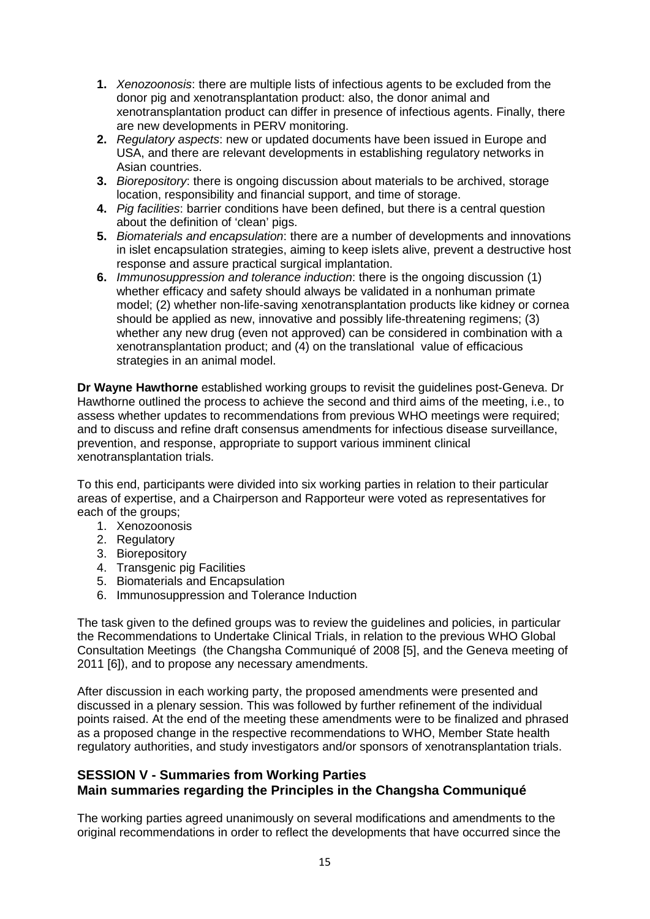1. *Xenozoonosis*: there are multiple lists of infectious agents to be excluded from the donor pig and xenotransplantation product: also, the donor animal and xenotransplantation product can differ in presence of infectious agents. Finally, there are new developments in PERV monitoring.
2. *Regulatory aspects*: new or updated documents have been issued in Europe and USA, and there are relevant developments in establishing regulatory networks in Asian countries.
3. *Biorepository*: there is ongoing discussion about materials to be archived, storage location, responsibility and financial support, and time of storage.
4. *Pig facilities*: barrier conditions have been defined, but there is a central question about the definition of 'clean' pigs.
5. *Biomaterials and encapsulation*: there are a number of developments and innovations in islet encapsulation strategies, aiming to keep islets alive, prevent a destructive host response and assure practical surgical implantation.
6. *Immunosuppression and tolerance induction*: there is the ongoing discussion (1) whether efficacy and safety should always be validated in a nonhuman primate model; (2) whether non-life-saving xenotransplantation products like kidney or cornea should be applied as new, innovative and possibly life-threatening regimens; (3) whether any new drug (even not approved) can be considered in combination with a xenotransplantation product; and (4) on the translational value of efficacious strategies in an animal model.

**Dr Wayne Hawthorne** established working groups to revisit the guidelines post-Geneva. Dr Hawthorne outlined the process to achieve the second and third aims of the meeting, i.e., to assess whether updates to recommendations from previous WHO meetings were required; and to discuss and refine draft consensus amendments for infectious disease surveillance, prevention, and response, appropriate to support various imminent clinical xenotransplantation trials.

To this end, participants were divided into six working parties in relation to their particular areas of expertise, and a Chairperson and Rapporteur were voted as representatives for each of the groups;

1. Xenozoonosis
2. Regulatory
3. Biorepository
4. Transgenic pig Facilities
5. Biomaterials and Encapsulation
6. Immunosuppression and Tolerance Induction

The task given to the defined groups was to review the guidelines and policies, in particular the Recommendations to Undertake Clinical Trials, in relation to the previous WHO Global Consultation Meetings (the Changsha Communiqué of 2008 [5], and the Geneva meeting of 2011 [6]), and to propose any necessary amendments.

After discussion in each working party, the proposed amendments were presented and discussed in a plenary session. This was followed by further refinement of the individual points raised. At the end of the meeting these amendments were to be finalized and phrased as a proposed change in the respective recommendations to WHO, Member State health regulatory authorities, and study investigators and/or sponsors of xenotransplantation trials.

## SESSION V - Summaries from Working Parties

## Main summaries regarding the Principles in the Changsha Communiqué

The working parties agreed unanimously on several modifications and amendments to the original recommendations in order to reflect the developments that have occurred since the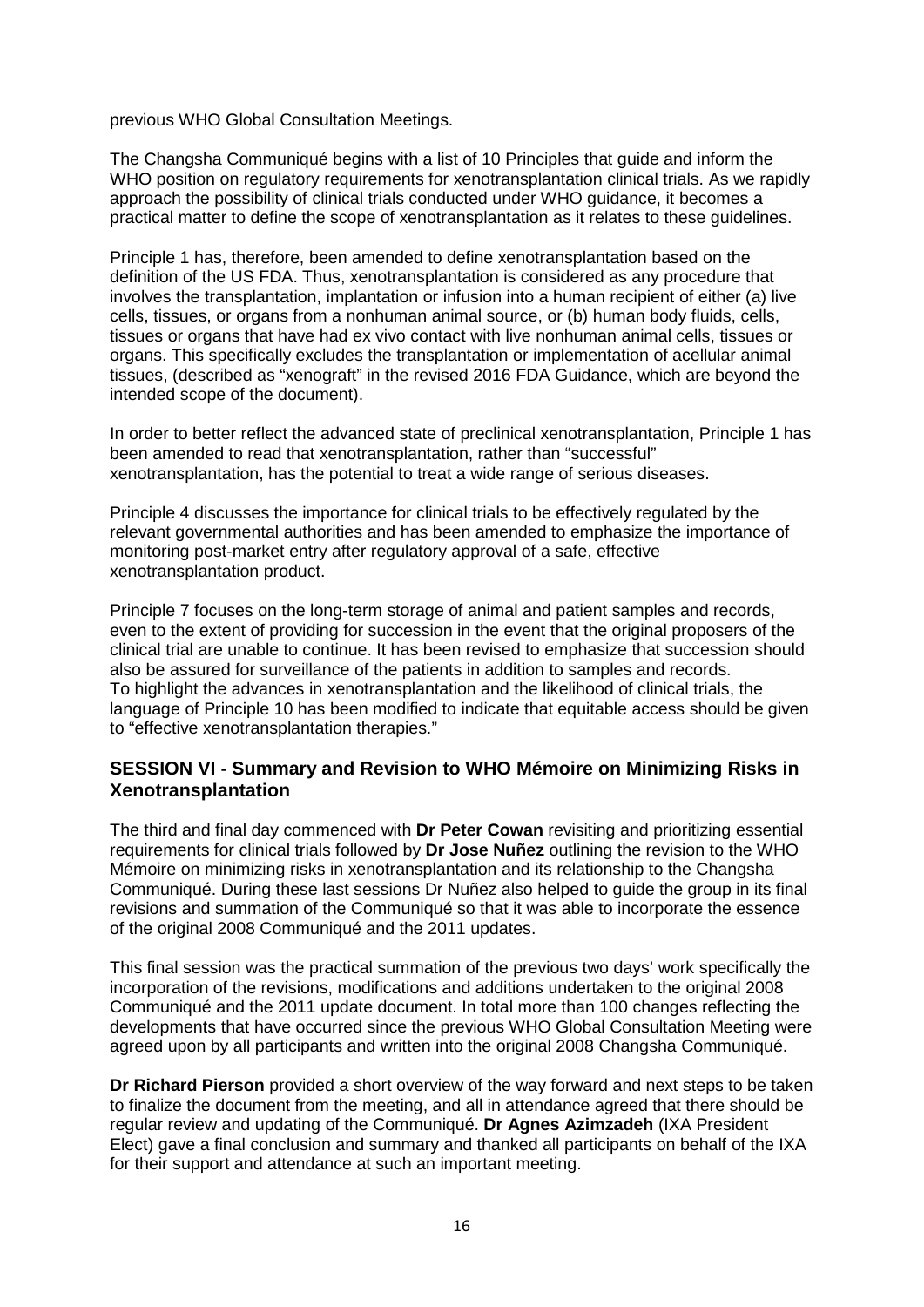previous WHO Global Consultation Meetings.

The Changsha Communiqué begins with a list of 10 Principles that guide and inform the WHO position on regulatory requirements for xenotransplantation clinical trials. As we rapidly approach the possibility of clinical trials conducted under WHO guidance, it becomes a practical matter to define the scope of xenotransplantation as it relates to these guidelines.

Principle 1 has, therefore, been amended to define xenotransplantation based on the definition of the US FDA. Thus, xenotransplantation is considered as any procedure that involves the transplantation, implantation or infusion into a human recipient of either (a) live cells, tissues, or organs from a nonhuman animal source, or (b) human body fluids, cells, tissues or organs that have had ex vivo contact with live nonhuman animal cells, tissues or organs. This specifically excludes the transplantation or implementation of acellular animal tissues, (described as "xenograft" in the revised 2016 FDA Guidance, which are beyond the intended scope of the document).

In order to better reflect the advanced state of preclinical xenotransplantation, Principle 1 has been amended to read that xenotransplantation, rather than "successful" xenotransplantation, has the potential to treat a wide range of serious diseases.

Principle 4 discusses the importance for clinical trials to be effectively regulated by the relevant governmental authorities and has been amended to emphasize the importance of monitoring post-market entry after regulatory approval of a safe, effective xenotransplantation product.

Principle 7 focuses on the long-term storage of animal and patient samples and records, even to the extent of providing for succession in the event that the original proposers of the clinical trial are unable to continue. It has been revised to emphasize that succession should also be assured for surveillance of the patients in addition to samples and records.
To highlight the advances in xenotransplantation and the likelihood of clinical trials, the language of Principle 10 has been modified to indicate that equitable access should be given to "effective xenotransplantation therapies."

## SESSION VI - Summary and Revision to WHO Mémoire on Minimizing Risks in Xenotransplantation

The third and final day commenced with **Dr Peter Cowan** revisiting and prioritizing essential requirements for clinical trials followed by **Dr Jose Nuñez** outlining the revision to the WHO Mémoire on minimizing risks in xenotransplantation and its relationship to the Changsha Communiqué. During these last sessions Dr Nuñez also helped to guide the group in its final revisions and summation of the Communiqué so that it was able to incorporate the essence of the original 2008 Communiqué and the 2011 updates.

This final session was the practical summation of the previous two days' work specifically the incorporation of the revisions, modifications and additions undertaken to the original 2008 Communiqué and the 2011 update document. In total more than 100 changes reflecting the developments that have occurred since the previous WHO Global Consultation Meeting were agreed upon by all participants and written into the original 2008 Changsha Communiqué.

**Dr Richard Pierson** provided a short overview of the way forward and next steps to be taken to finalize the document from the meeting, and all in attendance agreed that there should be regular review and updating of the Communiqué. **Dr Agnes Azimzadeh** (IXA President Elect) gave a final conclusion and summary and thanked all participants on behalf of the IXA for their support and attendance at such an important meeting.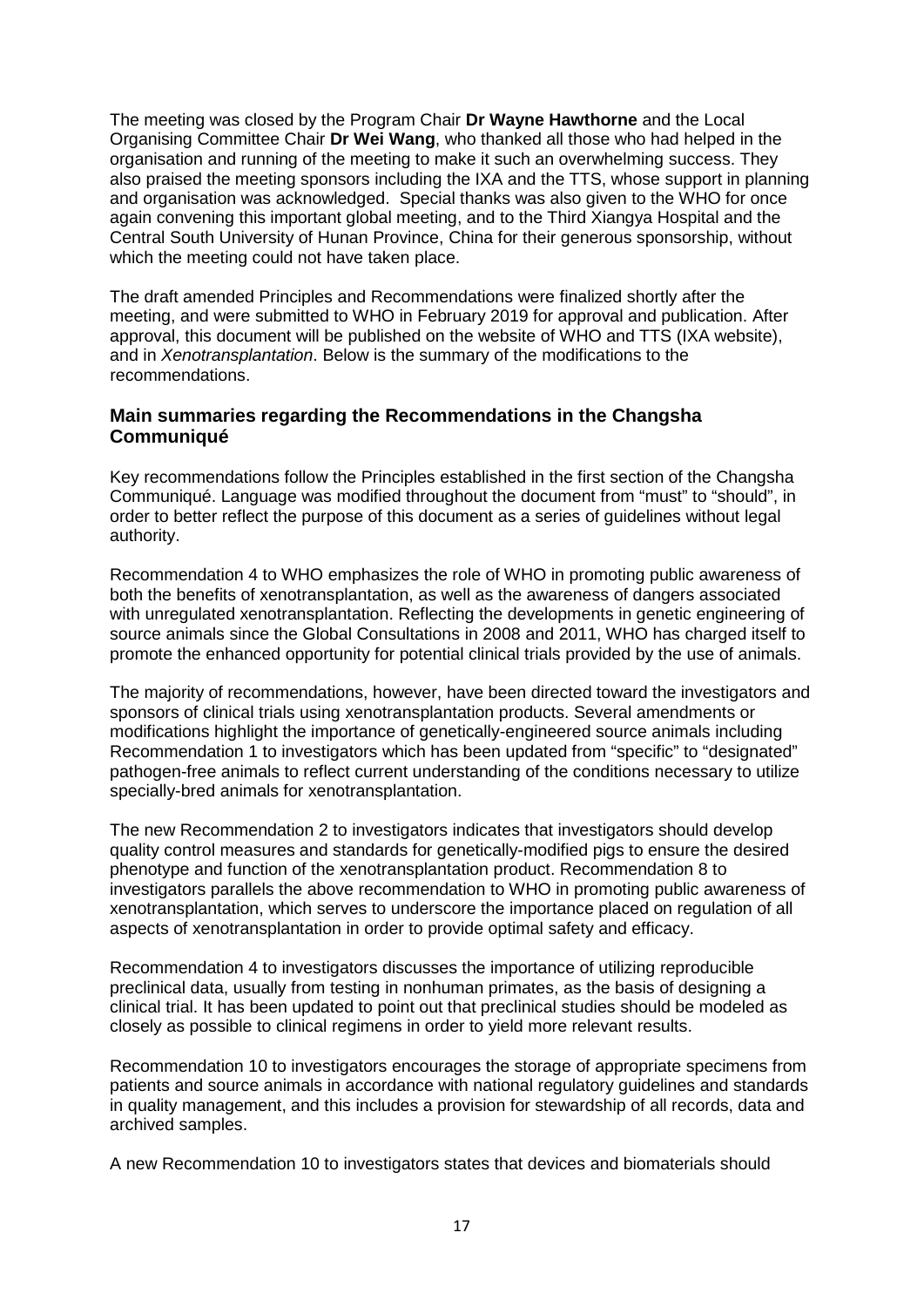The meeting was closed by the Program Chair **Dr Wayne Hawthorne** and the Local Organising Committee Chair **Dr Wei Wang**, who thanked all those who had helped in the organisation and running of the meeting to make it such an overwhelming success. They also praised the meeting sponsors including the IXA and the TTS, whose support in planning and organisation was acknowledged. Special thanks was also given to the WHO for once again convening this important global meeting, and to the Third Xiangya Hospital and the Central South University of Hunan Province, China for their generous sponsorship, without which the meeting could not have taken place.

The draft amended Principles and Recommendations were finalized shortly after the meeting, and were submitted to WHO in February 2019 for approval and publication. After approval, this document will be published on the website of WHO and TTS (IXA website), and in *Xenotransplantation*. Below is the summary of the modifications to the recommendations.

### Main summaries regarding the Recommendations in the Changsha Communiqué

Key recommendations follow the Principles established in the first section of the Changsha Communiqué. Language was modified throughout the document from "must" to "should", in order to better reflect the purpose of this document as a series of guidelines without legal authority.

Recommendation 4 to WHO emphasizes the role of WHO in promoting public awareness of both the benefits of xenotransplantation, as well as the awareness of dangers associated with unregulated xenotransplantation. Reflecting the developments in genetic engineering of source animals since the Global Consultations in 2008 and 2011, WHO has charged itself to promote the enhanced opportunity for potential clinical trials provided by the use of animals.

The majority of recommendations, however, have been directed toward the investigators and sponsors of clinical trials using xenotransplantation products. Several amendments or modifications highlight the importance of genetically-engineered source animals including Recommendation 1 to investigators which has been updated from "specific" to "designated" pathogen-free animals to reflect current understanding of the conditions necessary to utilize specially-bred animals for xenotransplantation.

The new Recommendation 2 to investigators indicates that investigators should develop quality control measures and standards for genetically-modified pigs to ensure the desired phenotype and function of the xenotransplantation product. Recommendation 8 to investigators parallels the above recommendation to WHO in promoting public awareness of xenotransplantation, which serves to underscore the importance placed on regulation of all aspects of xenotransplantation in order to provide optimal safety and efficacy.

Recommendation 4 to investigators discusses the importance of utilizing reproducible preclinical data, usually from testing in nonhuman primates, as the basis of designing a clinical trial. It has been updated to point out that preclinical studies should be modeled as closely as possible to clinical regimens in order to yield more relevant results.

Recommendation 10 to investigators encourages the storage of appropriate specimens from patients and source animals in accordance with national regulatory guidelines and standards in quality management, and this includes a provision for stewardship of all records, data and archived samples.

A new Recommendation 10 to investigators states that devices and biomaterials should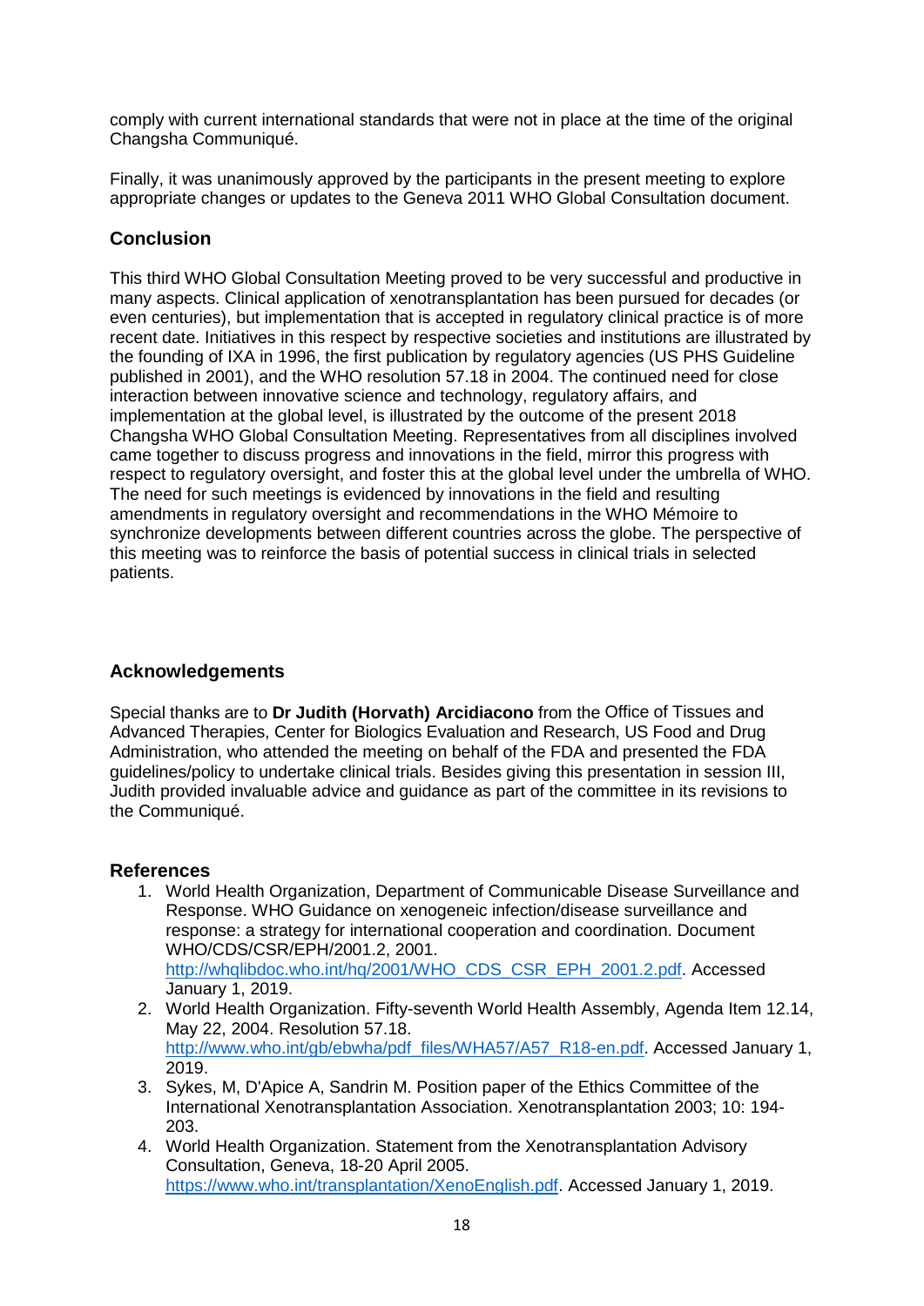comply with current international standards that were not in place at the time of the original Changsha Communiqué.

Finally, it was unanimously approved by the participants in the present meeting to explore appropriate changes or updates to the Geneva 2011 WHO Global Consultation document.

## Conclusion

This third WHO Global Consultation Meeting proved to be very successful and productive in many aspects. Clinical application of xenotransplantation has been pursued for decades (or even centuries), but implementation that is accepted in regulatory clinical practice is of more recent date. Initiatives in this respect by respective societies and institutions are illustrated by the founding of IXA in 1996, the first publication by regulatory agencies (US PHS Guideline published in 2001), and the WHO resolution 57.18 in 2004. The continued need for close interaction between innovative science and technology, regulatory affairs, and implementation at the global level, is illustrated by the outcome of the present 2018 Changsha WHO Global Consultation Meeting. Representatives from all disciplines involved came together to discuss progress and innovations in the field, mirror this progress with respect to regulatory oversight, and foster this at the global level under the umbrella of WHO. The need for such meetings is evidenced by innovations in the field and resulting amendments in regulatory oversight and recommendations in the WHO Mémoire to synchronize developments between different countries across the globe. The perspective of this meeting was to reinforce the basis of potential success in clinical trials in selected patients.

## Acknowledgements

Special thanks are to **Dr Judith (Horvath) Arcidiacono** from the Office of Tissues and Advanced Therapies, Center for Biologics Evaluation and Research, US Food and Drug Administration, who attended the meeting on behalf of the FDA and presented the FDA guidelines/policy to undertake clinical trials. Besides giving this presentation in session III, Judith provided invaluable advice and guidance as part of the committee in its revisions to the Communiqué.

## References

1. World Health Organization, Department of Communicable Disease Surveillance and Response. WHO Guidance on xenogeneic infection/disease surveillance and response: a strategy for international cooperation and coordination. Document WHO/CDS/CSR/EPH/2001.2, 2001. http://whqlibdoc.who.int/hq/2001/WHO_CDS_CSR_EPH_2001.2.pdf. Accessed January 1, 2019.
2. World Health Organization. Fifty-seventh World Health Assembly, Agenda Item 12.14, May 22, 2004. Resolution 57.18. http://www.who.int/gb/ebwha/pdf_files/WHA57/A57_R18-en.pdf. Accessed January 1, 2019.
3. Sykes, M, D'Apice A, Sandrin M. Position paper of the Ethics Committee of the International Xenotransplantation Association. Xenotransplantation 2003; 10: 194-203.
4. World Health Organization. Statement from the Xenotransplantation Advisory Consultation, Geneva, 18-20 April 2005. https://www.who.int/transplantation/XenoEnglish.pdf. Accessed January 1, 2019.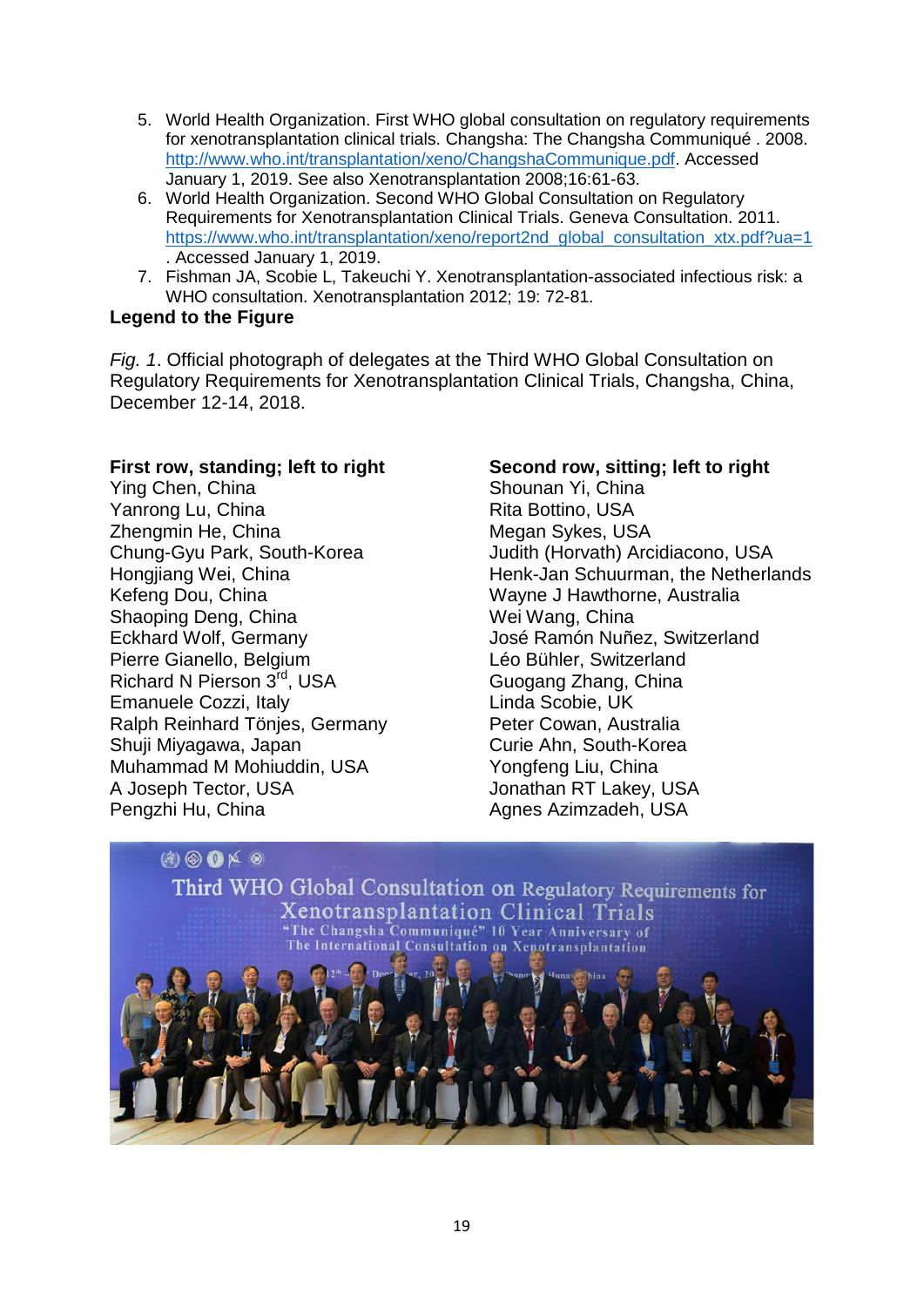5. World Health Organization. First WHO global consultation on regulatory requirements for xenotransplantation clinical trials. Changsha: The Changsha Communiqué . 2008. http://www.who.int/transplantation/xeno/ChangshaCommunique.pdf. Accessed January 1, 2019. See also Xenotransplantation 2008;16:61-63.
6. World Health Organization. Second WHO Global Consultation on Regulatory Requirements for Xenotransplantation Clinical Trials. Geneva Consultation. 2011. https://www.who.int/transplantation/xeno/report2nd_global_consultation_xtx.pdf?ua=1 . Accessed January 1, 2019.
7. Fishman JA, Scobie L, Takeuchi Y. Xenotransplantation-associated infectious risk: a WHO consultation. Xenotransplantation 2012; 19: 72-81.

**Legend to the Figure**

*Fig. 1*. Official photograph of delegates at the Third WHO Global Consultation on Regulatory Requirements for Xenotransplantation Clinical Trials, Changsha, China, December 12-14, 2018.

**First row, standing; left to right**
Ying Chen, China
Yanrong Lu, China
Zhengmin He, China
Chung-Gyu Park, South-Korea
Hongjiang Wei, China
Kefeng Dou, China
Shaoping Deng, China
Eckhard Wolf, Germany
Pierre Gianello, Belgium
Richard N Pierson 3[rd], USA
Emanuele Cozzi, Italy
Ralph Reinhard Tönjes, Germany
Shuji Miyagawa, Japan
Muhammad M Mohiuddin, USA
A Joseph Tector, USA
Pengzhi Hu, China

**Second row, sitting; left to right**
Shounan Yi, China
Rita Bottino, USA
Megan Sykes, USA
Judith (Horvath) Arcidiacono, USA
Henk-Jan Schuurman, the Netherlands
Wayne J Hawthorne, Australia
Wei Wang, China
José Ramón Nuñez, Switzerland
Léo Bühler, Switzerland
Guogang Zhang, China
Linda Scobie, UK
Peter Cowan, Australia
Curie Ahn, South-Korea
Yongfeng Liu, China
Jonathan RT Lakey, USA
Agnes Azimzadeh, USA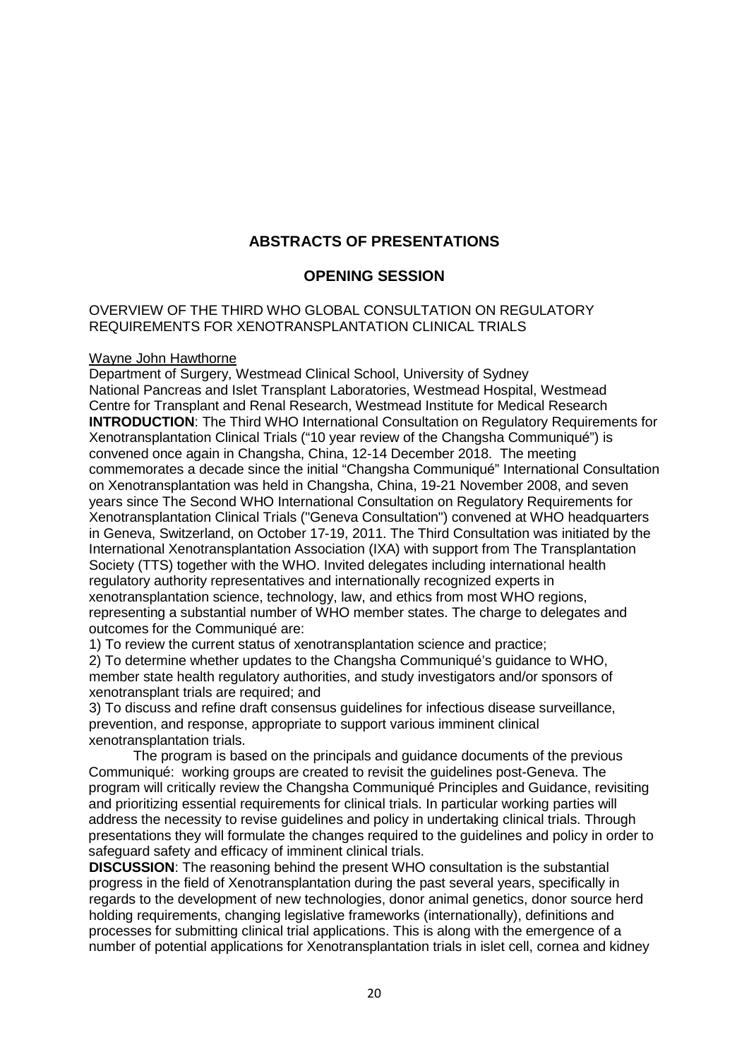## ABSTRACTS OF PRESENTATIONS

## OPENING SESSION

### OVERVIEW OF THE THIRD WHO GLOBAL CONSULTATION ON REGULATORY REQUIREMENTS FOR XENOTRANSPLANTATION CLINICAL TRIALS

Wayne John Hawthorne

Department of Surgery, Westmead Clinical School, University of Sydney
National Pancreas and Islet Transplant Laboratories, Westmead Hospital, Westmead
Centre for Transplant and Renal Research, Westmead Institute for Medical Research

**INTRODUCTION**: The Third WHO International Consultation on Regulatory Requirements for Xenotransplantation Clinical Trials ("10 year review of the Changsha Communiqué") is convened once again in Changsha, China, 12-14 December 2018. The meeting commemorates a decade since the initial "Changsha Communiqué" International Consultation on Xenotransplantation was held in Changsha, China, 19-21 November 2008, and seven years since The Second WHO International Consultation on Regulatory Requirements for Xenotransplantation Clinical Trials ("Geneva Consultation") convened at WHO headquarters in Geneva, Switzerland, on October 17-19, 2011. The Third Consultation was initiated by the International Xenotransplantation Association (IXA) with support from The Transplantation Society (TTS) together with the WHO. Invited delegates including international health regulatory authority representatives and internationally recognized experts in xenotransplantation science, technology, law, and ethics from most WHO regions, representing a substantial number of WHO member states. The charge to delegates and outcomes for the Communiqué are:

1) To review the current status of xenotransplantation science and practice;
2) To determine whether updates to the Changsha Communiqué's guidance to WHO, member state health regulatory authorities, and study investigators and/or sponsors of xenotransplant trials are required; and
3) To discuss and refine draft consensus guidelines for infectious disease surveillance, prevention, and response, appropriate to support various imminent clinical xenotransplantation trials.

The program is based on the principals and guidance documents of the previous Communiqué: working groups are created to revisit the guidelines post-Geneva. The program will critically review the Changsha Communiqué Principles and Guidance, revisiting and prioritizing essential requirements for clinical trials. In particular working parties will address the necessity to revise guidelines and policy in undertaking clinical trials. Through presentations they will formulate the changes required to the guidelines and policy in order to safeguard safety and efficacy of imminent clinical trials.

**DISCUSSION**: The reasoning behind the present WHO consultation is the substantial progress in the field of Xenotransplantation during the past several years, specifically in regards to the development of new technologies, donor animal genetics, donor source herd holding requirements, changing legislative frameworks (internationally), definitions and processes for submitting clinical trial applications. This is along with the emergence of a number of potential applications for Xenotransplantation trials in islet cell, cornea and kidney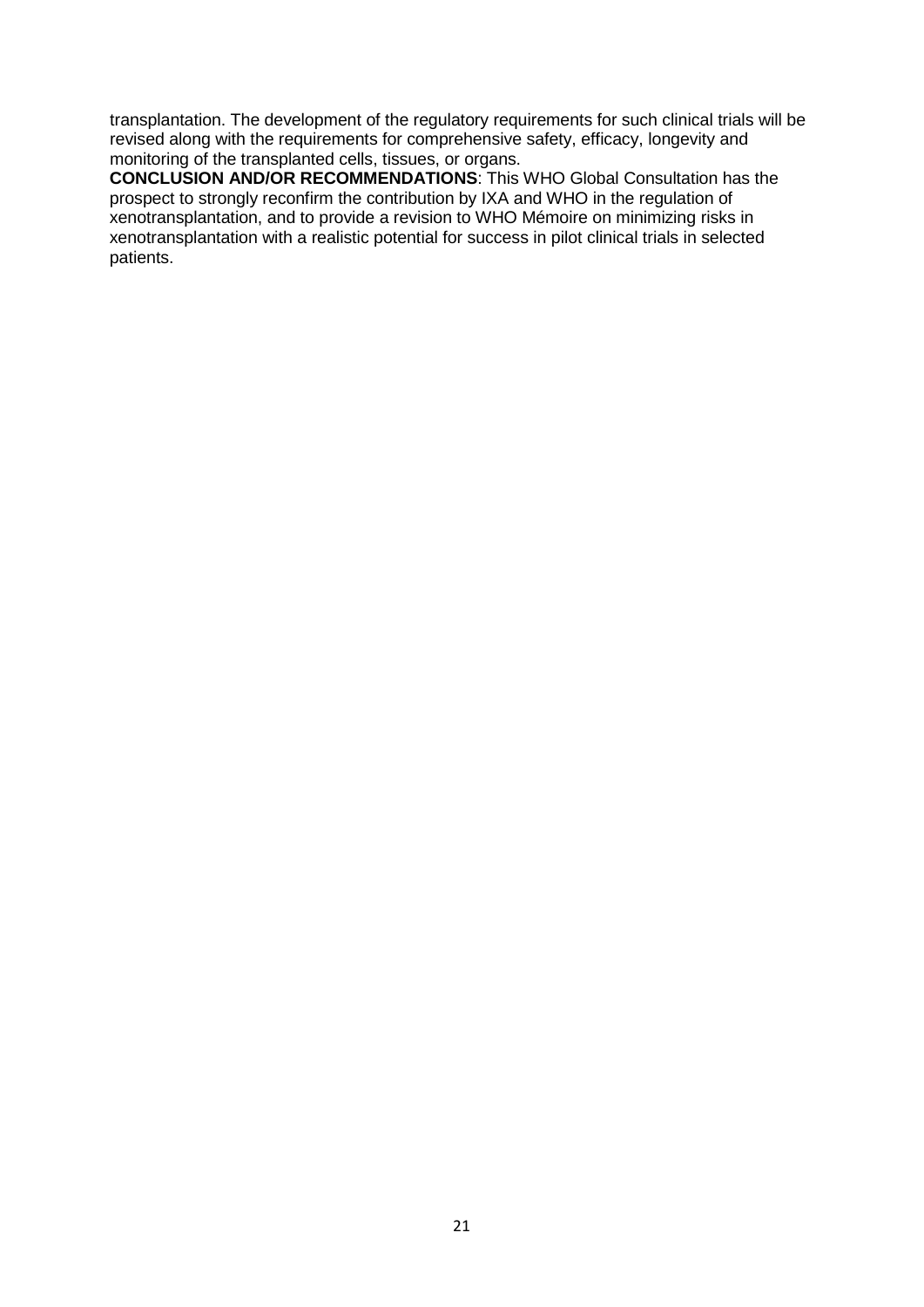transplantation. The development of the regulatory requirements for such clinical trials will be revised along with the requirements for comprehensive safety, efficacy, longevity and monitoring of the transplanted cells, tissues, or organs.

**CONCLUSION AND/OR RECOMMENDATIONS**: This WHO Global Consultation has the prospect to strongly reconfirm the contribution by IXA and WHO in the regulation of xenotransplantation, and to provide a revision to WHO Mémoire on minimizing risks in xenotransplantation with a realistic potential for success in pilot clinical trials in selected patients.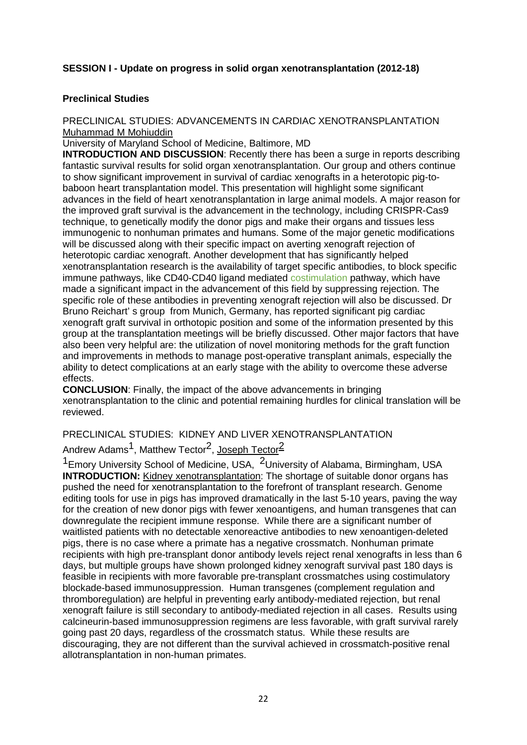**SESSION I - Update on progress in solid organ xenotransplantation (2012-18)**

**Preclinical Studies**

PRECLINICAL STUDIES: ADVANCEMENTS IN CARDIAC XENOTRANSPLANTATION
Muhammad M Mohiuddin

University of Maryland School of Medicine, Baltimore, MD

**INTRODUCTION AND DISCUSSION**: Recently there has been a surge in reports describing fantastic survival results for solid organ xenotransplantation. Our group and others continue to show significant improvement in survival of cardiac xenografts in a heterotopic pig-to-baboon heart transplantation model. This presentation will highlight some significant advances in the field of heart xenotransplantation in large animal models. A major reason for the improved graft survival is the advancement in the technology, including CRISPR-Cas9 technique, to genetically modify the donor pigs and make their organs and tissues less immunogenic to nonhuman primates and humans. Some of the major genetic modifications will be discussed along with their specific impact on averting xenograft rejection of heterotopic cardiac xenograft. Another development that has significantly helped xenotransplantation research is the availability of target specific antibodies, to block specific immune pathways, like CD40-CD40 ligand mediated costimulation pathway, which have made a significant impact in the advancement of this field by suppressing rejection. The specific role of these antibodies in preventing xenograft rejection will also be discussed. Dr Bruno Reichart' s group from Munich, Germany, has reported significant pig cardiac xenograft graft survival in orthotopic position and some of the information presented by this group at the transplantation meetings will be briefly discussed. Other major factors that have also been very helpful are: the utilization of novel monitoring methods for the graft function and improvements in methods to manage post-operative transplant animals, especially the ability to detect complications at an early stage with the ability to overcome these adverse effects.

**CONCLUSION**: Finally, the impact of the above advancements in bringing xenotransplantation to the clinic and potential remaining hurdles for clinical translation will be reviewed.

PRECLINICAL STUDIES: KIDNEY AND LIVER XENOTRANSPLANTATION

Andrew Adams[1], Matthew Tector[2], Joseph Tector[2]

[1]Emory University School of Medicine, USA, [2]University of Alabama, Birmingham, USA

**INTRODUCTION:** Kidney xenotransplantation: The shortage of suitable donor organs has pushed the need for xenotransplantation to the forefront of transplant research. Genome editing tools for use in pigs has improved dramatically in the last 5-10 years, paving the way for the creation of new donor pigs with fewer xenoantigens, and human transgenes that can downregulate the recipient immune response. While there are a significant number of waitlisted patients with no detectable xenoreactive antibodies to new xenoantigen-deleted pigs, there is no case where a primate has a negative crossmatch. Nonhuman primate recipients with high pre-transplant donor antibody levels reject renal xenografts in less than 6 days, but multiple groups have shown prolonged kidney xenograft survival past 180 days is feasible in recipients with more favorable pre-transplant crossmatches using costimulatory blockade-based immunosuppression. Human transgenes (complement regulation and thromboregulation) are helpful in preventing early antibody-mediated rejection, but renal xenograft failure is still secondary to antibody-mediated rejection in all cases. Results using calcineurin-based immunosuppression regimens are less favorable, with graft survival rarely going past 20 days, regardless of the crossmatch status. While these results are discouraging, they are not different than the survival achieved in crossmatch-positive renal allotransplantation in non-human primates.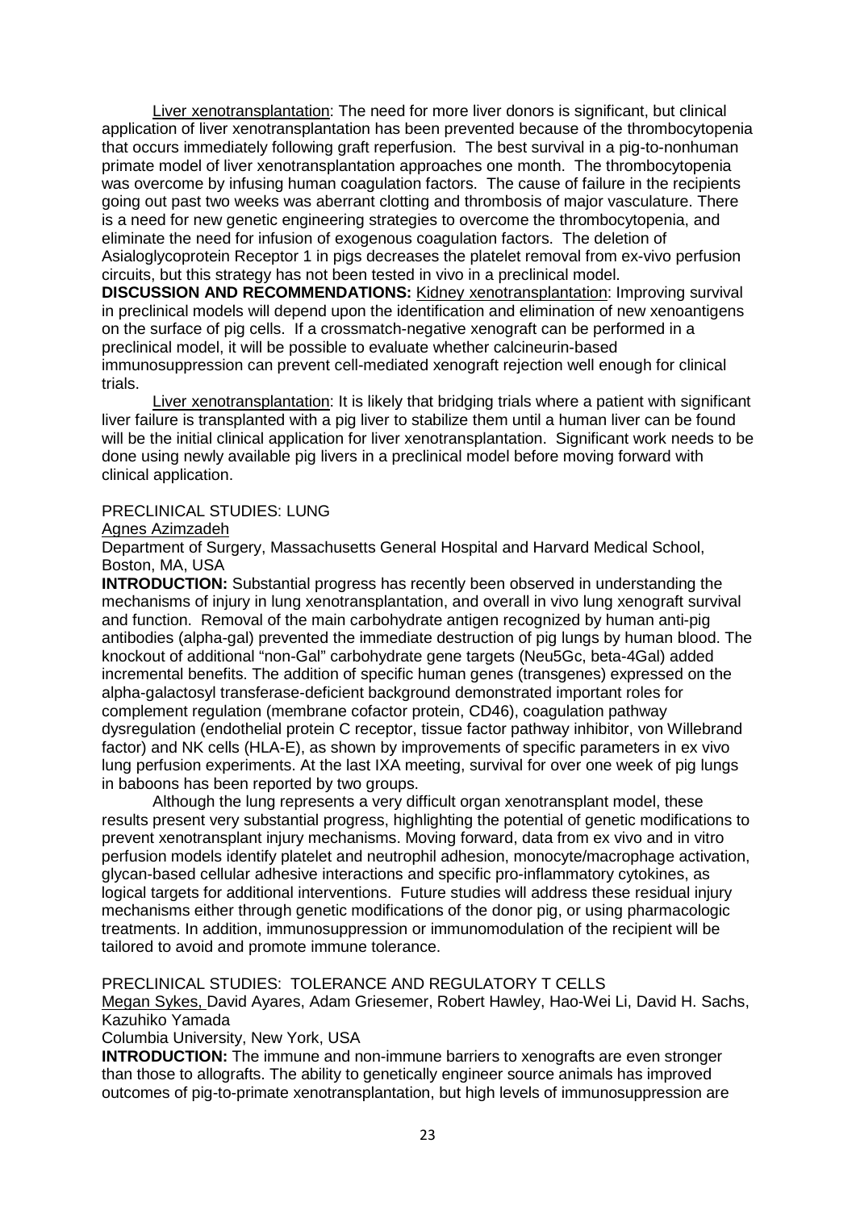Liver xenotransplantation: The need for more liver donors is significant, but clinical application of liver xenotransplantation has been prevented because of the thrombocytopenia that occurs immediately following graft reperfusion. The best survival in a pig-to-nonhuman primate model of liver xenotransplantation approaches one month. The thrombocytopenia was overcome by infusing human coagulation factors. The cause of failure in the recipients going out past two weeks was aberrant clotting and thrombosis of major vasculature. There is a need for new genetic engineering strategies to overcome the thrombocytopenia, and eliminate the need for infusion of exogenous coagulation factors. The deletion of Asialoglycoprotein Receptor 1 in pigs decreases the platelet removal from ex-vivo perfusion circuits, but this strategy has not been tested in vivo in a preclinical model.

**DISCUSSION AND RECOMMENDATIONS:** Kidney xenotransplantation: Improving survival in preclinical models will depend upon the identification and elimination of new xenoantigens on the surface of pig cells. If a crossmatch-negative xenograft can be performed in a preclinical model, it will be possible to evaluate whether calcineurin-based immunosuppression can prevent cell-mediated xenograft rejection well enough for clinical trials.

Liver xenotransplantation: It is likely that bridging trials where a patient with significant liver failure is transplanted with a pig liver to stabilize them until a human liver can be found will be the initial clinical application for liver xenotransplantation. Significant work needs to be done using newly available pig livers in a preclinical model before moving forward with clinical application.

PRECLINICAL STUDIES: LUNG

Agnes Azimzadeh

Department of Surgery, Massachusetts General Hospital and Harvard Medical School, Boston, MA, USA

**INTRODUCTION:** Substantial progress has recently been observed in understanding the mechanisms of injury in lung xenotransplantation, and overall in vivo lung xenograft survival and function. Removal of the main carbohydrate antigen recognized by human anti-pig antibodies (alpha-gal) prevented the immediate destruction of pig lungs by human blood. The knockout of additional "non-Gal" carbohydrate gene targets (Neu5Gc, beta-4Gal) added incremental benefits. The addition of specific human genes (transgenes) expressed on the alpha-galactosyl transferase-deficient background demonstrated important roles for complement regulation (membrane cofactor protein, CD46), coagulation pathway dysregulation (endothelial protein C receptor, tissue factor pathway inhibitor, von Willebrand factor) and NK cells (HLA-E), as shown by improvements of specific parameters in ex vivo lung perfusion experiments. At the last IXA meeting, survival for over one week of pig lungs in baboons has been reported by two groups.

Although the lung represents a very difficult organ xenotransplant model, these results present very substantial progress, highlighting the potential of genetic modifications to prevent xenotransplant injury mechanisms. Moving forward, data from ex vivo and in vitro perfusion models identify platelet and neutrophil adhesion, monocyte/macrophage activation, glycan-based cellular adhesive interactions and specific pro-inflammatory cytokines, as logical targets for additional interventions. Future studies will address these residual injury mechanisms either through genetic modifications of the donor pig, or using pharmacologic treatments. In addition, immunosuppression or immunomodulation of the recipient will be tailored to avoid and promote immune tolerance.

PRECLINICAL STUDIES: TOLERANCE AND REGULATORY T CELLS

Megan Sykes, David Ayares, Adam Griesemer, Robert Hawley, Hao-Wei Li, David H. Sachs, Kazuhiko Yamada

Columbia University, New York, USA

**INTRODUCTION:** The immune and non-immune barriers to xenografts are even stronger than those to allografts. The ability to genetically engineer source animals has improved outcomes of pig-to-primate xenotransplantation, but high levels of immunosuppression are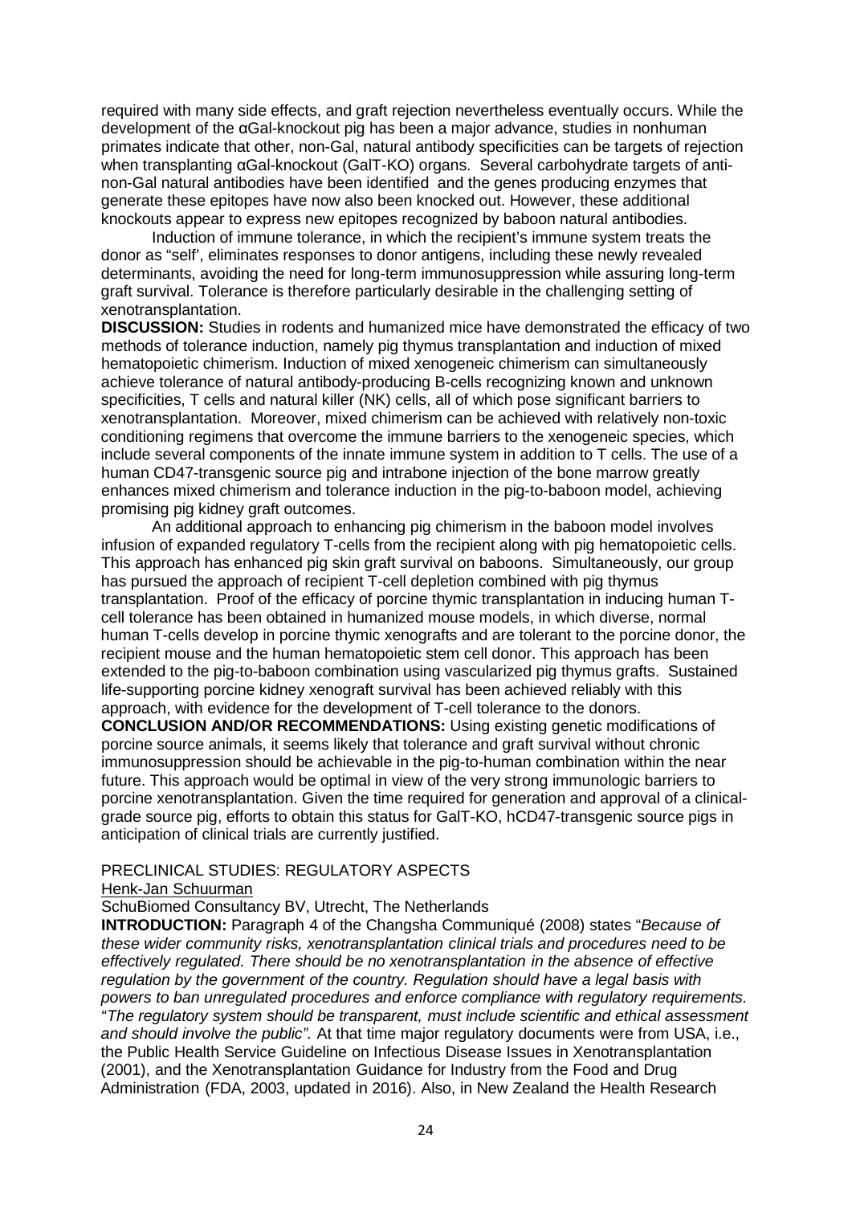required with many side effects, and graft rejection nevertheless eventually occurs. While the development of the αGal-knockout pig has been a major advance, studies in nonhuman primates indicate that other, non-Gal, natural antibody specificities can be targets of rejection when transplanting αGal-knockout (GalT-KO) organs. Several carbohydrate targets of anti-non-Gal natural antibodies have been identified and the genes producing enzymes that generate these epitopes have now also been knocked out. However, these additional knockouts appear to express new epitopes recognized by baboon natural antibodies.

Induction of immune tolerance, in which the recipient's immune system treats the donor as "self', eliminates responses to donor antigens, including these newly revealed determinants, avoiding the need for long-term immunosuppression while assuring long-term graft survival. Tolerance is therefore particularly desirable in the challenging setting of xenotransplantation.

**DISCUSSION:** Studies in rodents and humanized mice have demonstrated the efficacy of two methods of tolerance induction, namely pig thymus transplantation and induction of mixed hematopoietic chimerism. Induction of mixed xenogeneic chimerism can simultaneously achieve tolerance of natural antibody-producing B-cells recognizing known and unknown specificities, T cells and natural killer (NK) cells, all of which pose significant barriers to xenotransplantation. Moreover, mixed chimerism can be achieved with relatively non-toxic conditioning regimens that overcome the immune barriers to the xenogeneic species, which include several components of the innate immune system in addition to T cells. The use of a human CD47-transgenic source pig and intrabone injection of the bone marrow greatly enhances mixed chimerism and tolerance induction in the pig-to-baboon model, achieving promising pig kidney graft outcomes.

An additional approach to enhancing pig chimerism in the baboon model involves infusion of expanded regulatory T-cells from the recipient along with pig hematopoietic cells. This approach has enhanced pig skin graft survival on baboons. Simultaneously, our group has pursued the approach of recipient T-cell depletion combined with pig thymus transplantation. Proof of the efficacy of porcine thymic transplantation in inducing human T-cell tolerance has been obtained in humanized mouse models, in which diverse, normal human T-cells develop in porcine thymic xenografts and are tolerant to the porcine donor, the recipient mouse and the human hematopoietic stem cell donor. This approach has been extended to the pig-to-baboon combination using vascularized pig thymus grafts. Sustained life-supporting porcine kidney xenograft survival has been achieved reliably with this approach, with evidence for the development of T-cell tolerance to the donors.

**CONCLUSION AND/OR RECOMMENDATIONS:** Using existing genetic modifications of porcine source animals, it seems likely that tolerance and graft survival without chronic immunosuppression should be achievable in the pig-to-human combination within the near future. This approach would be optimal in view of the very strong immunologic barriers to porcine xenotransplantation. Given the time required for generation and approval of a clinical-grade source pig, efforts to obtain this status for GalT-KO, hCD47-transgenic source pigs in anticipation of clinical trials are currently justified.

## PRECLINICAL STUDIES: REGULATORY ASPECTS

Henk-Jan Schuurman

SchuBiomed Consultancy BV, Utrecht, The Netherlands

**INTRODUCTION:** Paragraph 4 of the Changsha Communiqué (2008) states "*Because of these wider community risks, xenotransplantation clinical trials and procedures need to be effectively regulated. There should be no xenotransplantation in the absence of effective regulation by the government of the country. Regulation should have a legal basis with powers to ban unregulated procedures and enforce compliance with regulatory requirements. "The regulatory system should be transparent, must include scientific and ethical assessment and should involve the public".* At that time major regulatory documents were from USA, i.e., the Public Health Service Guideline on Infectious Disease Issues in Xenotransplantation (2001), and the Xenotransplantation Guidance for Industry from the Food and Drug Administration (FDA, 2003, updated in 2016). Also, in New Zealand the Health Research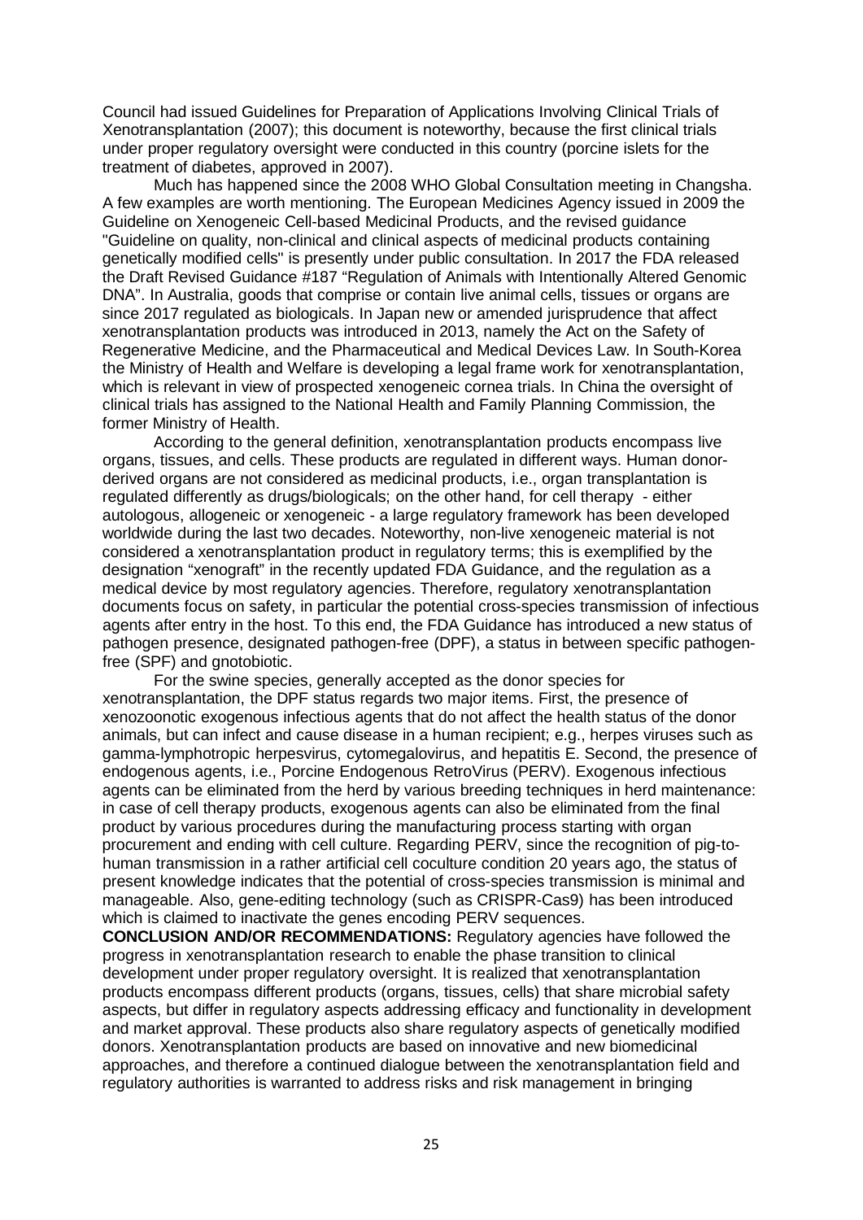Council had issued Guidelines for Preparation of Applications Involving Clinical Trials of Xenotransplantation (2007); this document is noteworthy, because the first clinical trials under proper regulatory oversight were conducted in this country (porcine islets for the treatment of diabetes, approved in 2007).

Much has happened since the 2008 WHO Global Consultation meeting in Changsha. A few examples are worth mentioning. The European Medicines Agency issued in 2009 the Guideline on Xenogeneic Cell-based Medicinal Products, and the revised guidance "Guideline on quality, non-clinical and clinical aspects of medicinal products containing genetically modified cells" is presently under public consultation. In 2017 the FDA released the Draft Revised Guidance #187 "Regulation of Animals with Intentionally Altered Genomic DNA". In Australia, goods that comprise or contain live animal cells, tissues or organs are since 2017 regulated as biologicals. In Japan new or amended jurisprudence that affect xenotransplantation products was introduced in 2013, namely the Act on the Safety of Regenerative Medicine, and the Pharmaceutical and Medical Devices Law. In South-Korea the Ministry of Health and Welfare is developing a legal frame work for xenotransplantation, which is relevant in view of prospected xenogeneic cornea trials. In China the oversight of clinical trials has assigned to the National Health and Family Planning Commission, the former Ministry of Health.

According to the general definition, xenotransplantation products encompass live organs, tissues, and cells. These products are regulated in different ways. Human donor-derived organs are not considered as medicinal products, i.e., organ transplantation is regulated differently as drugs/biologicals; on the other hand, for cell therapy - either autologous, allogeneic or xenogeneic - a large regulatory framework has been developed worldwide during the last two decades. Noteworthy, non-live xenogeneic material is not considered a xenotransplantation product in regulatory terms; this is exemplified by the designation "xenograft" in the recently updated FDA Guidance, and the regulation as a medical device by most regulatory agencies. Therefore, regulatory xenotransplantation documents focus on safety, in particular the potential cross-species transmission of infectious agents after entry in the host. To this end, the FDA Guidance has introduced a new status of pathogen presence, designated pathogen-free (DPF), a status in between specific pathogen-free (SPF) and gnotobiotic.

For the swine species, generally accepted as the donor species for xenotransplantation, the DPF status regards two major items. First, the presence of xenozoonotic exogenous infectious agents that do not affect the health status of the donor animals, but can infect and cause disease in a human recipient; e.g., herpes viruses such as gamma-lymphotropic herpesvirus, cytomegalovirus, and hepatitis E. Second, the presence of endogenous agents, i.e., Porcine Endogenous RetroVirus (PERV). Exogenous infectious agents can be eliminated from the herd by various breeding techniques in herd maintenance: in case of cell therapy products, exogenous agents can also be eliminated from the final product by various procedures during the manufacturing process starting with organ procurement and ending with cell culture. Regarding PERV, since the recognition of pig-to-human transmission in a rather artificial cell coculture condition 20 years ago, the status of present knowledge indicates that the potential of cross-species transmission is minimal and manageable. Also, gene-editing technology (such as CRISPR-Cas9) has been introduced which is claimed to inactivate the genes encoding PERV sequences.

**CONCLUSION AND/OR RECOMMENDATIONS:** Regulatory agencies have followed the progress in xenotransplantation research to enable the phase transition to clinical development under proper regulatory oversight. It is realized that xenotransplantation products encompass different products (organs, tissues, cells) that share microbial safety aspects, but differ in regulatory aspects addressing efficacy and functionality in development and market approval. These products also share regulatory aspects of genetically modified donors. Xenotransplantation products are based on innovative and new biomedicinal approaches, and therefore a continued dialogue between the xenotransplantation field and regulatory authorities is warranted to address risks and risk management in bringing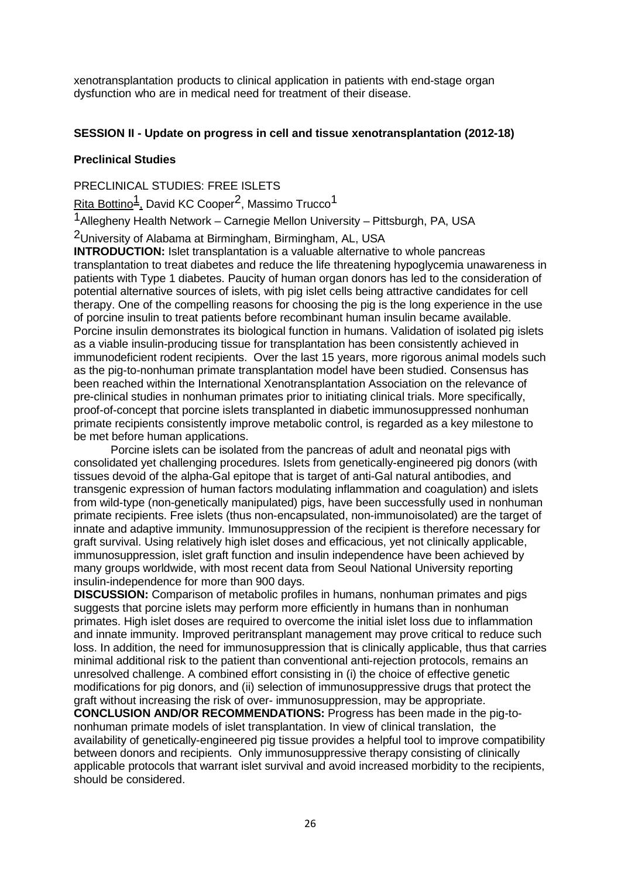xenotransplantation products to clinical application in patients with end-stage organ dysfunction who are in medical need for treatment of their disease.

## SESSION II - Update on progress in cell and tissue xenotransplantation (2012-18)

### Preclinical Studies

PRECLINICAL STUDIES: FREE ISLETS

Rita Bottino[1], David KC Cooper[2], Massimo Trucco[1]

[1]Allegheny Health Network – Carnegie Mellon University – Pittsburgh, PA, USA

[2]University of Alabama at Birmingham, Birmingham, AL, USA

**INTRODUCTION:** Islet transplantation is a valuable alternative to whole pancreas transplantation to treat diabetes and reduce the life threatening hypoglycemia unawareness in patients with Type 1 diabetes. Paucity of human organ donors has led to the consideration of potential alternative sources of islets, with pig islet cells being attractive candidates for cell therapy. One of the compelling reasons for choosing the pig is the long experience in the use of porcine insulin to treat patients before recombinant human insulin became available. Porcine insulin demonstrates its biological function in humans. Validation of isolated pig islets as a viable insulin-producing tissue for transplantation has been consistently achieved in immunodeficient rodent recipients. Over the last 15 years, more rigorous animal models such as the pig-to-nonhuman primate transplantation model have been studied. Consensus has been reached within the International Xenotransplantation Association on the relevance of pre-clinical studies in nonhuman primates prior to initiating clinical trials. More specifically, proof-of-concept that porcine islets transplanted in diabetic immunosuppressed nonhuman primate recipients consistently improve metabolic control, is regarded as a key milestone to be met before human applications.

Porcine islets can be isolated from the pancreas of adult and neonatal pigs with consolidated yet challenging procedures. Islets from genetically-engineered pig donors (with tissues devoid of the alpha-Gal epitope that is target of anti-Gal natural antibodies, and transgenic expression of human factors modulating inflammation and coagulation) and islets from wild-type (non-genetically manipulated) pigs, have been successfully used in nonhuman primate recipients. Free islets (thus non-encapsulated, non-immunoisolated) are the target of innate and adaptive immunity. Immunosuppression of the recipient is therefore necessary for graft survival. Using relatively high islet doses and efficacious, yet not clinically applicable, immunosuppression, islet graft function and insulin independence have been achieved by many groups worldwide, with most recent data from Seoul National University reporting insulin-independence for more than 900 days.

**DISCUSSION:** Comparison of metabolic profiles in humans, nonhuman primates and pigs suggests that porcine islets may perform more efficiently in humans than in nonhuman primates. High islet doses are required to overcome the initial islet loss due to inflammation and innate immunity. Improved peritransplant management may prove critical to reduce such loss. In addition, the need for immunosuppression that is clinically applicable, thus that carries minimal additional risk to the patient than conventional anti-rejection protocols, remains an unresolved challenge. A combined effort consisting in (i) the choice of effective genetic modifications for pig donors, and (ii) selection of immunosuppressive drugs that protect the graft without increasing the risk of over- immunosuppression, may be appropriate.

**CONCLUSION AND/OR RECOMMENDATIONS:** Progress has been made in the pig-to-nonhuman primate models of islet transplantation. In view of clinical translation, the availability of genetically-engineered pig tissue provides a helpful tool to improve compatibility between donors and recipients. Only immunosuppressive therapy consisting of clinically applicable protocols that warrant islet survival and avoid increased morbidity to the recipients, should be considered.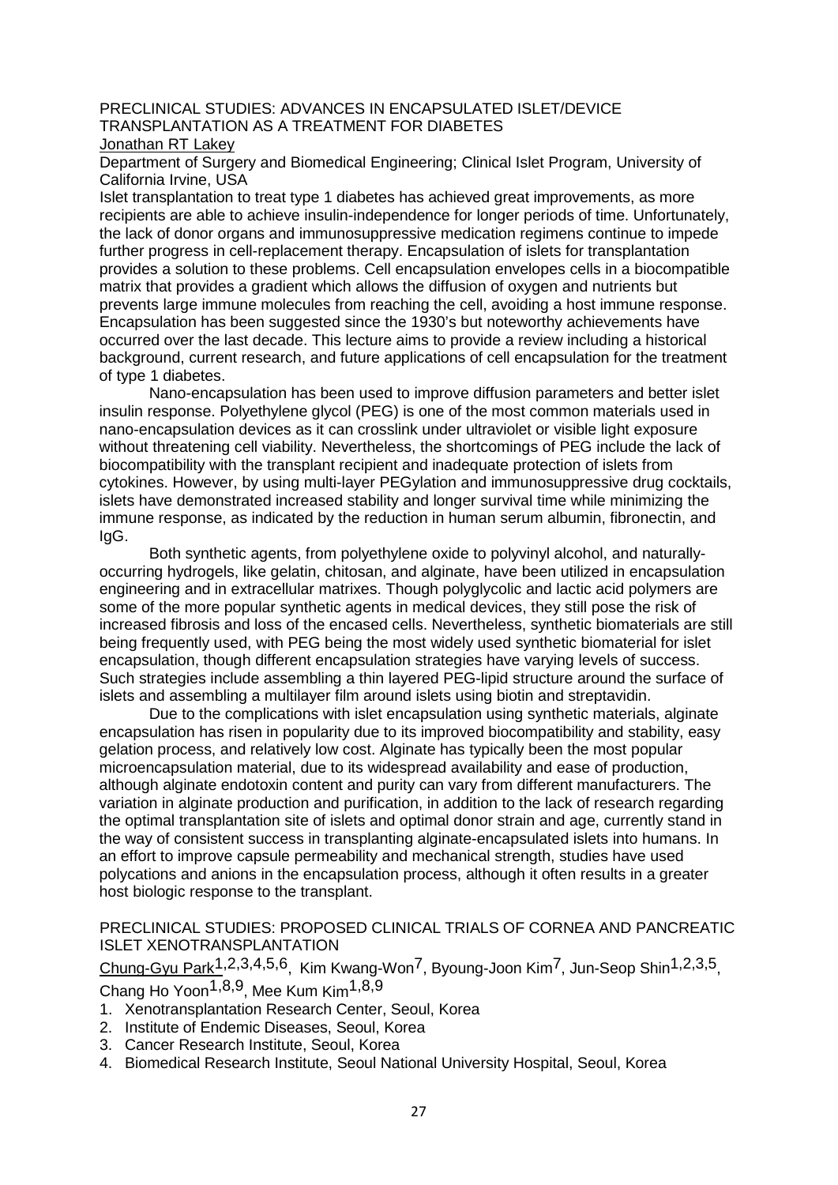## PRECLINICAL STUDIES: ADVANCES IN ENCAPSULATED ISLET/DEVICE TRANSPLANTATION AS A TREATMENT FOR DIABETES

Jonathan RT Lakey

Department of Surgery and Biomedical Engineering; Clinical Islet Program, University of California Irvine, USA

Islet transplantation to treat type 1 diabetes has achieved great improvements, as more recipients are able to achieve insulin-independence for longer periods of time. Unfortunately, the lack of donor organs and immunosuppressive medication regimens continue to impede further progress in cell-replacement therapy. Encapsulation of islets for transplantation provides a solution to these problems. Cell encapsulation envelopes cells in a biocompatible matrix that provides a gradient which allows the diffusion of oxygen and nutrients but prevents large immune molecules from reaching the cell, avoiding a host immune response. Encapsulation has been suggested since the 1930's but noteworthy achievements have occurred over the last decade. This lecture aims to provide a review including a historical background, current research, and future applications of cell encapsulation for the treatment of type 1 diabetes.

Nano-encapsulation has been used to improve diffusion parameters and better islet insulin response. Polyethylene glycol (PEG) is one of the most common materials used in nano-encapsulation devices as it can crosslink under ultraviolet or visible light exposure without threatening cell viability. Nevertheless, the shortcomings of PEG include the lack of biocompatibility with the transplant recipient and inadequate protection of islets from cytokines. However, by using multi-layer PEGylation and immunosuppressive drug cocktails, islets have demonstrated increased stability and longer survival time while minimizing the immune response, as indicated by the reduction in human serum albumin, fibronectin, and IgG.

Both synthetic agents, from polyethylene oxide to polyvinyl alcohol, and naturally-occurring hydrogels, like gelatin, chitosan, and alginate, have been utilized in encapsulation engineering and in extracellular matrixes. Though polyglycolic and lactic acid polymers are some of the more popular synthetic agents in medical devices, they still pose the risk of increased fibrosis and loss of the encased cells. Nevertheless, synthetic biomaterials are still being frequently used, with PEG being the most widely used synthetic biomaterial for islet encapsulation, though different encapsulation strategies have varying levels of success. Such strategies include assembling a thin layered PEG-lipid structure around the surface of islets and assembling a multilayer film around islets using biotin and streptavidin.

Due to the complications with islet encapsulation using synthetic materials, alginate encapsulation has risen in popularity due to its improved biocompatibility and stability, easy gelation process, and relatively low cost. Alginate has typically been the most popular microencapsulation material, due to its widespread availability and ease of production, although alginate endotoxin content and purity can vary from different manufacturers. The variation in alginate production and purification, in addition to the lack of research regarding the optimal transplantation site of islets and optimal donor strain and age, currently stand in the way of consistent success in transplanting alginate-encapsulated islets into humans. In an effort to improve capsule permeability and mechanical strength, studies have used polycations and anions in the encapsulation process, although it often results in a greater host biologic response to the transplant.

## PRECLINICAL STUDIES: PROPOSED CLINICAL TRIALS OF CORNEA AND PANCREATIC ISLET XENOTRANSPLANTATION

Chung-Gyu Park[1,2,3,4,5,6], Kim Kwang-Won[7], Byoung-Joon Kim[7], Jun-Seop Shin[1,2,3,5], Chang Ho Yoon[1,8,9], Mee Kum Kim[1,8,9]

1. Xenotransplantation Research Center, Seoul, Korea
2. Institute of Endemic Diseases, Seoul, Korea
3. Cancer Research Institute, Seoul, Korea
4. Biomedical Research Institute, Seoul National University Hospital, Seoul, Korea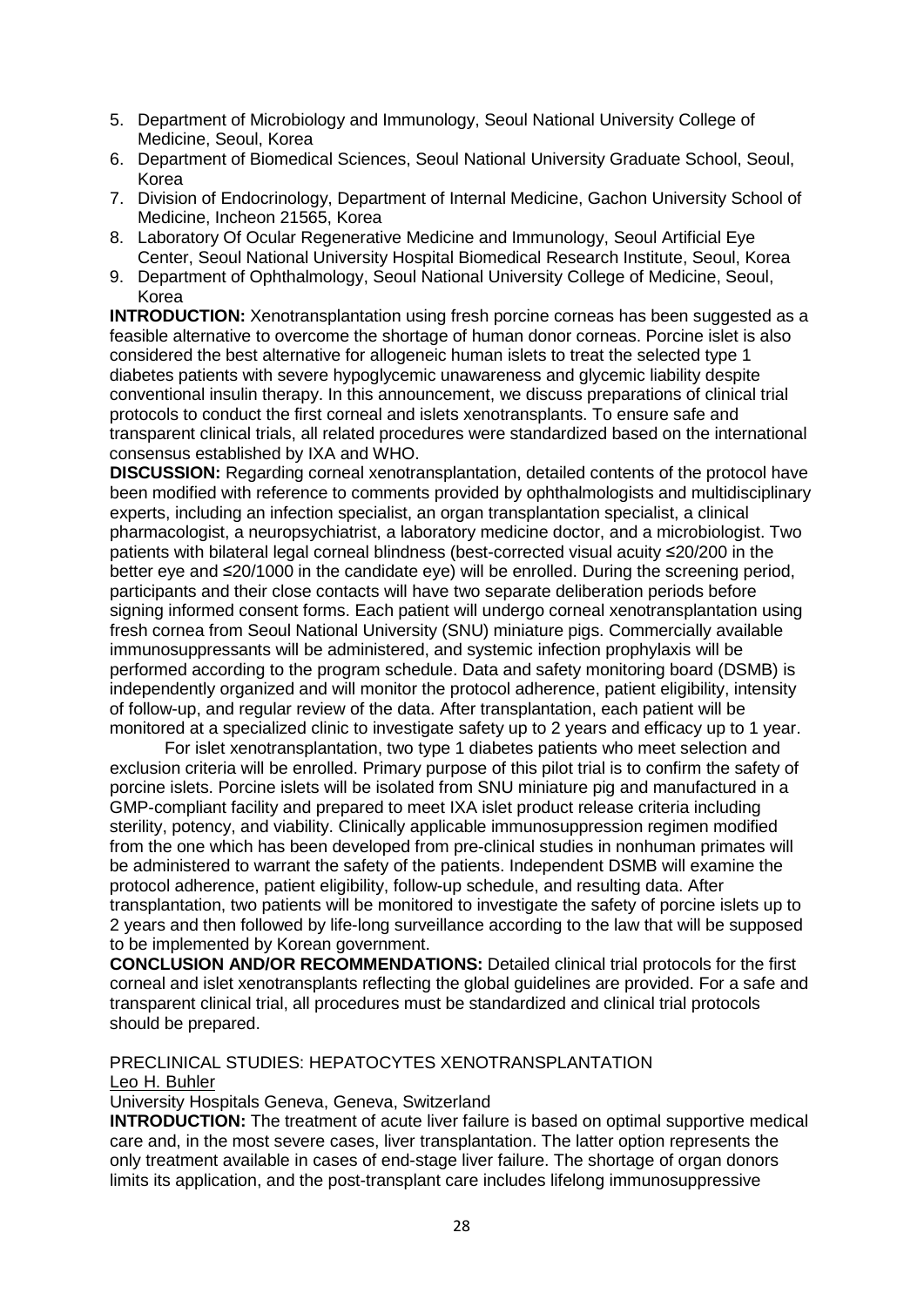5. Department of Microbiology and Immunology, Seoul National University College of Medicine, Seoul, Korea
6. Department of Biomedical Sciences, Seoul National University Graduate School, Seoul, Korea
7. Division of Endocrinology, Department of Internal Medicine, Gachon University School of Medicine, Incheon 21565, Korea
8. Laboratory Of Ocular Regenerative Medicine and Immunology, Seoul Artificial Eye Center, Seoul National University Hospital Biomedical Research Institute, Seoul, Korea
9. Department of Ophthalmology, Seoul National University College of Medicine, Seoul, Korea

**INTRODUCTION:** Xenotransplantation using fresh porcine corneas has been suggested as a feasible alternative to overcome the shortage of human donor corneas. Porcine islet is also considered the best alternative for allogeneic human islets to treat the selected type 1 diabetes patients with severe hypoglycemic unawareness and glycemic liability despite conventional insulin therapy. In this announcement, we discuss preparations of clinical trial protocols to conduct the first corneal and islets xenotransplants. To ensure safe and transparent clinical trials, all related procedures were standardized based on the international consensus established by IXA and WHO.

**DISCUSSION:** Regarding corneal xenotransplantation, detailed contents of the protocol have been modified with reference to comments provided by ophthalmologists and multidisciplinary experts, including an infection specialist, an organ transplantation specialist, a clinical pharmacologist, a neuropsychiatrist, a laboratory medicine doctor, and a microbiologist. Two patients with bilateral legal corneal blindness (best-corrected visual acuity ≤20/200 in the better eye and ≤20/1000 in the candidate eye) will be enrolled. During the screening period, participants and their close contacts will have two separate deliberation periods before signing informed consent forms. Each patient will undergo corneal xenotransplantation using fresh cornea from Seoul National University (SNU) miniature pigs. Commercially available immunosuppressants will be administered, and systemic infection prophylaxis will be performed according to the program schedule. Data and safety monitoring board (DSMB) is independently organized and will monitor the protocol adherence, patient eligibility, intensity of follow-up, and regular review of the data. After transplantation, each patient will be monitored at a specialized clinic to investigate safety up to 2 years and efficacy up to 1 year.

For islet xenotransplantation, two type 1 diabetes patients who meet selection and exclusion criteria will be enrolled. Primary purpose of this pilot trial is to confirm the safety of porcine islets. Porcine islets will be isolated from SNU miniature pig and manufactured in a GMP-compliant facility and prepared to meet IXA islet product release criteria including sterility, potency, and viability. Clinically applicable immunosuppression regimen modified from the one which has been developed from pre-clinical studies in nonhuman primates will be administered to warrant the safety of the patients. Independent DSMB will examine the protocol adherence, patient eligibility, follow-up schedule, and resulting data. After transplantation, two patients will be monitored to investigate the safety of porcine islets up to 2 years and then followed by life-long surveillance according to the law that will be supposed to be implemented by Korean government.

**CONCLUSION AND/OR RECOMMENDATIONS:** Detailed clinical trial protocols for the first corneal and islet xenotransplants reflecting the global guidelines are provided. For a safe and transparent clinical trial, all procedures must be standardized and clinical trial protocols should be prepared.

## PRECLINICAL STUDIES: HEPATOCYTES XENOTRANSPLANTATION

Leo H. Buhler

University Hospitals Geneva, Geneva, Switzerland

**INTRODUCTION:** The treatment of acute liver failure is based on optimal supportive medical care and, in the most severe cases, liver transplantation. The latter option represents the only treatment available in cases of end-stage liver failure. The shortage of organ donors limits its application, and the post-transplant care includes lifelong immunosuppressive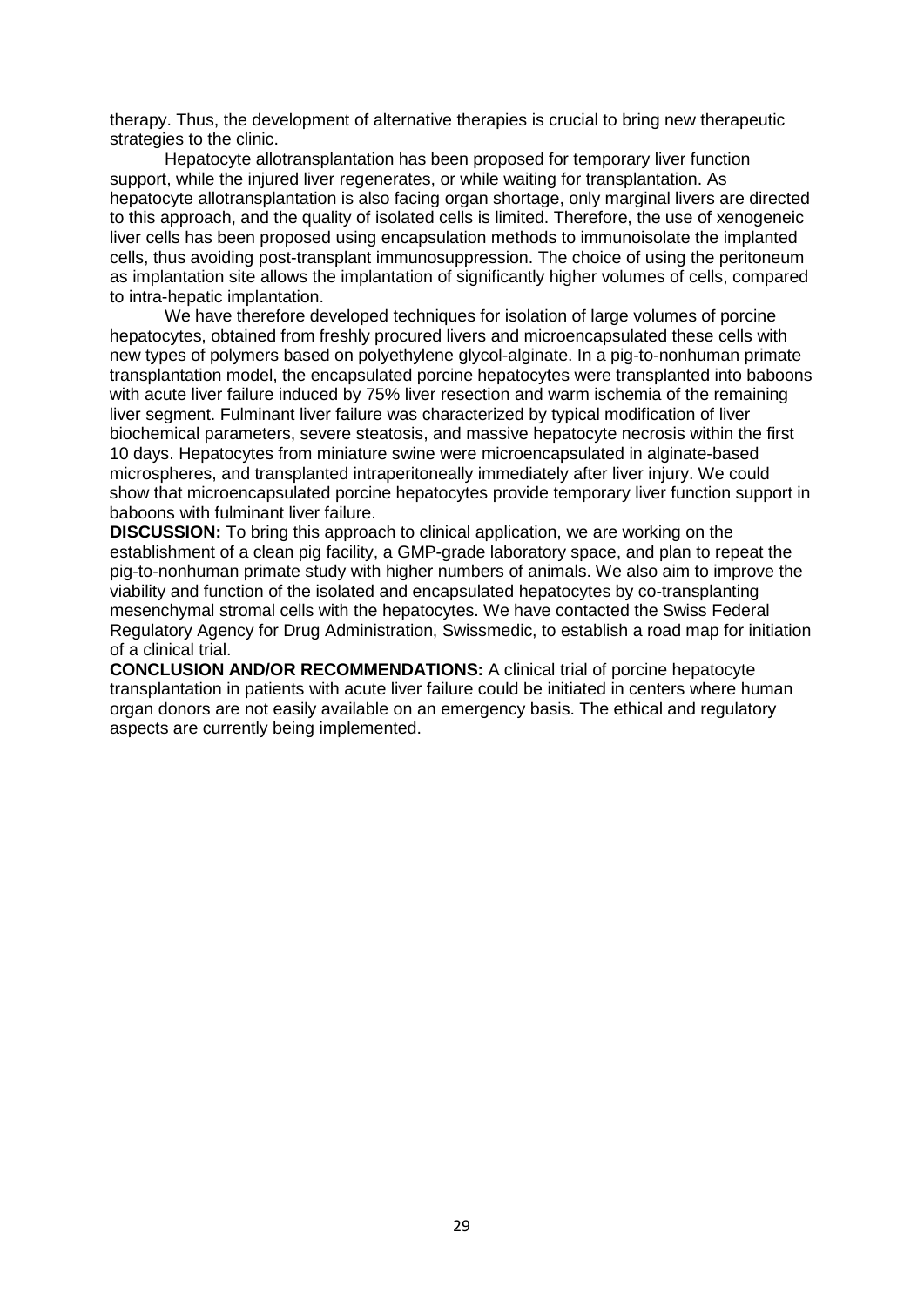therapy. Thus, the development of alternative therapies is crucial to bring new therapeutic strategies to the clinic.

Hepatocyte allotransplantation has been proposed for temporary liver function support, while the injured liver regenerates, or while waiting for transplantation. As hepatocyte allotransplantation is also facing organ shortage, only marginal livers are directed to this approach, and the quality of isolated cells is limited. Therefore, the use of xenogeneic liver cells has been proposed using encapsulation methods to immunoisolate the implanted cells, thus avoiding post-transplant immunosuppression. The choice of using the peritoneum as implantation site allows the implantation of significantly higher volumes of cells, compared to intra-hepatic implantation.

We have therefore developed techniques for isolation of large volumes of porcine hepatocytes, obtained from freshly procured livers and microencapsulated these cells with new types of polymers based on polyethylene glycol-alginate. In a pig-to-nonhuman primate transplantation model, the encapsulated porcine hepatocytes were transplanted into baboons with acute liver failure induced by 75% liver resection and warm ischemia of the remaining liver segment. Fulminant liver failure was characterized by typical modification of liver biochemical parameters, severe steatosis, and massive hepatocyte necrosis within the first 10 days. Hepatocytes from miniature swine were microencapsulated in alginate-based microspheres, and transplanted intraperitoneally immediately after liver injury. We could show that microencapsulated porcine hepatocytes provide temporary liver function support in baboons with fulminant liver failure.

**DISCUSSION:** To bring this approach to clinical application, we are working on the establishment of a clean pig facility, a GMP-grade laboratory space, and plan to repeat the pig-to-nonhuman primate study with higher numbers of animals. We also aim to improve the viability and function of the isolated and encapsulated hepatocytes by co-transplanting mesenchymal stromal cells with the hepatocytes. We have contacted the Swiss Federal Regulatory Agency for Drug Administration, Swissmedic, to establish a road map for initiation of a clinical trial.

**CONCLUSION AND/OR RECOMMENDATIONS:** A clinical trial of porcine hepatocyte transplantation in patients with acute liver failure could be initiated in centers where human organ donors are not easily available on an emergency basis. The ethical and regulatory aspects are currently being implemented.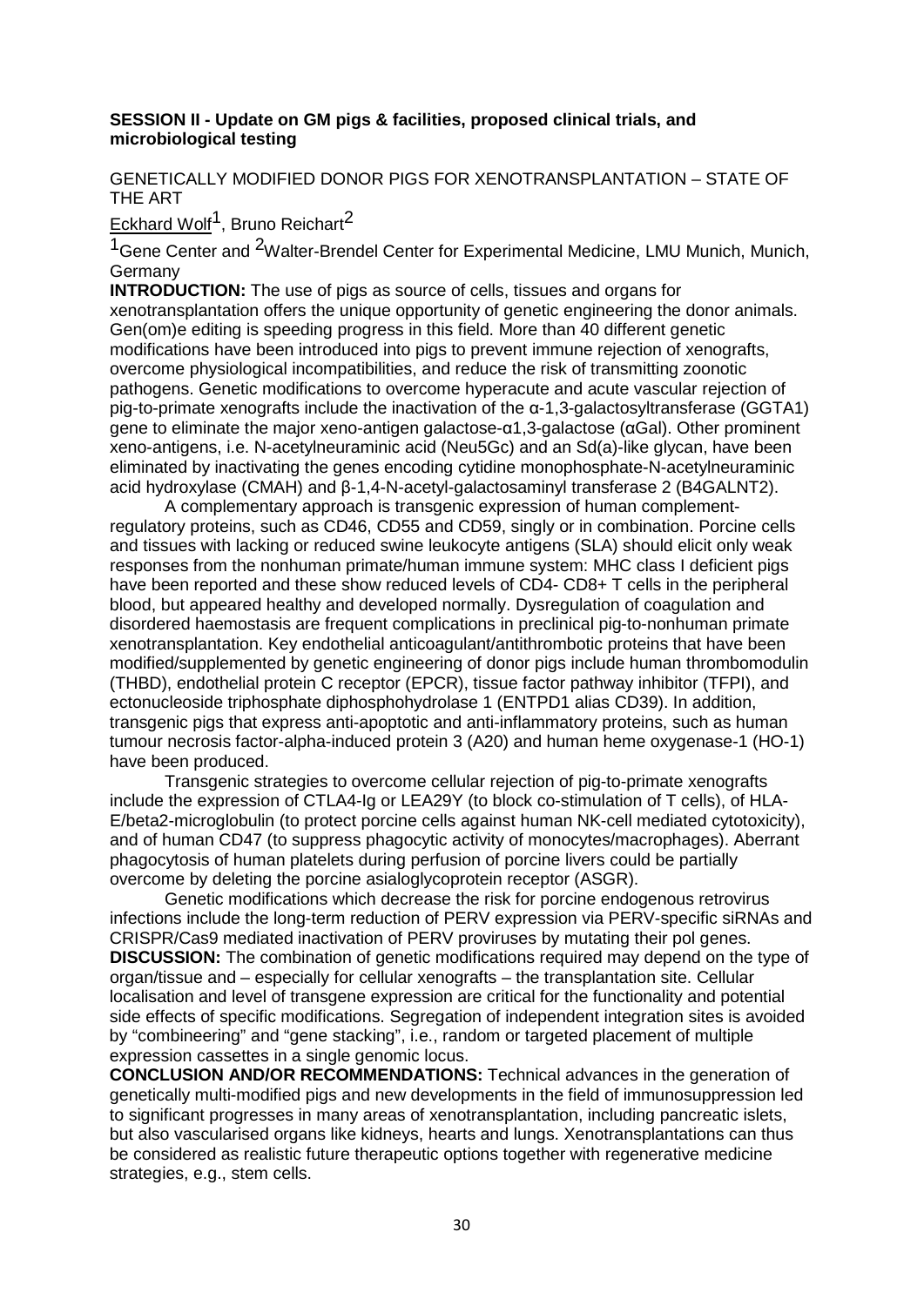**SESSION II - Update on GM pigs & facilities, proposed clinical trials, and microbiological testing**

GENETICALLY MODIFIED DONOR PIGS FOR XENOTRANSPLANTATION – STATE OF THE ART

Eckhard Wolf[1], Bruno Reichart[2]

[1]Gene Center and [2]Walter-Brendel Center for Experimental Medicine, LMU Munich, Munich, Germany

**INTRODUCTION:** The use of pigs as source of cells, tissues and organs for xenotransplantation offers the unique opportunity of genetic engineering the donor animals. Gen(om)e editing is speeding progress in this field. More than 40 different genetic modifications have been introduced into pigs to prevent immune rejection of xenografts, overcome physiological incompatibilities, and reduce the risk of transmitting zoonotic pathogens. Genetic modifications to overcome hyperacute and acute vascular rejection of pig-to-primate xenografts include the inactivation of the α-1,3-galactosyltransferase (GGTA1) gene to eliminate the major xeno-antigen galactose-α1,3-galactose (αGal). Other prominent xeno-antigens, i.e. N-acetylneuraminic acid (Neu5Gc) and an Sd(a)-like glycan, have been eliminated by inactivating the genes encoding cytidine monophosphate-N-acetylneuraminic acid hydroxylase (CMAH) and β-1,4-N-acetyl-galactosaminyl transferase 2 (B4GALNT2).

A complementary approach is transgenic expression of human complement-regulatory proteins, such as CD46, CD55 and CD59, singly or in combination. Porcine cells and tissues with lacking or reduced swine leukocyte antigens (SLA) should elicit only weak responses from the nonhuman primate/human immune system: MHC class I deficient pigs have been reported and these show reduced levels of CD4- CD8+ T cells in the peripheral blood, but appeared healthy and developed normally. Dysregulation of coagulation and disordered haemostasis are frequent complications in preclinical pig-to-nonhuman primate xenotransplantation. Key endothelial anticoagulant/antithrombotic proteins that have been modified/supplemented by genetic engineering of donor pigs include human thrombomodulin (THBD), endothelial protein C receptor (EPCR), tissue factor pathway inhibitor (TFPI), and ectonucleoside triphosphate diphosphohydrolase 1 (ENTPD1 alias CD39). In addition, transgenic pigs that express anti-apoptotic and anti-inflammatory proteins, such as human tumour necrosis factor-alpha-induced protein 3 (A20) and human heme oxygenase-1 (HO-1) have been produced.

Transgenic strategies to overcome cellular rejection of pig-to-primate xenografts include the expression of CTLA4-Ig or LEA29Y (to block co-stimulation of T cells), of HLA-E/beta2-microglobulin (to protect porcine cells against human NK-cell mediated cytotoxicity), and of human CD47 (to suppress phagocytic activity of monocytes/macrophages). Aberrant phagocytosis of human platelets during perfusion of porcine livers could be partially overcome by deleting the porcine asialoglycoprotein receptor (ASGR).

Genetic modifications which decrease the risk for porcine endogenous retrovirus infections include the long-term reduction of PERV expression via PERV-specific siRNAs and CRISPR/Cas9 mediated inactivation of PERV proviruses by mutating their pol genes.

**DISCUSSION:** The combination of genetic modifications required may depend on the type of organ/tissue and – especially for cellular xenografts – the transplantation site. Cellular localisation and level of transgene expression are critical for the functionality and potential side effects of specific modifications. Segregation of independent integration sites is avoided by "combineering" and "gene stacking", i.e., random or targeted placement of multiple expression cassettes in a single genomic locus.

**CONCLUSION AND/OR RECOMMENDATIONS:** Technical advances in the generation of genetically multi-modified pigs and new developments in the field of immunosuppression led to significant progresses in many areas of xenotransplantation, including pancreatic islets, but also vascularised organs like kidneys, hearts and lungs. Xenotransplantations can thus be considered as realistic future therapeutic options together with regenerative medicine strategies, e.g., stem cells.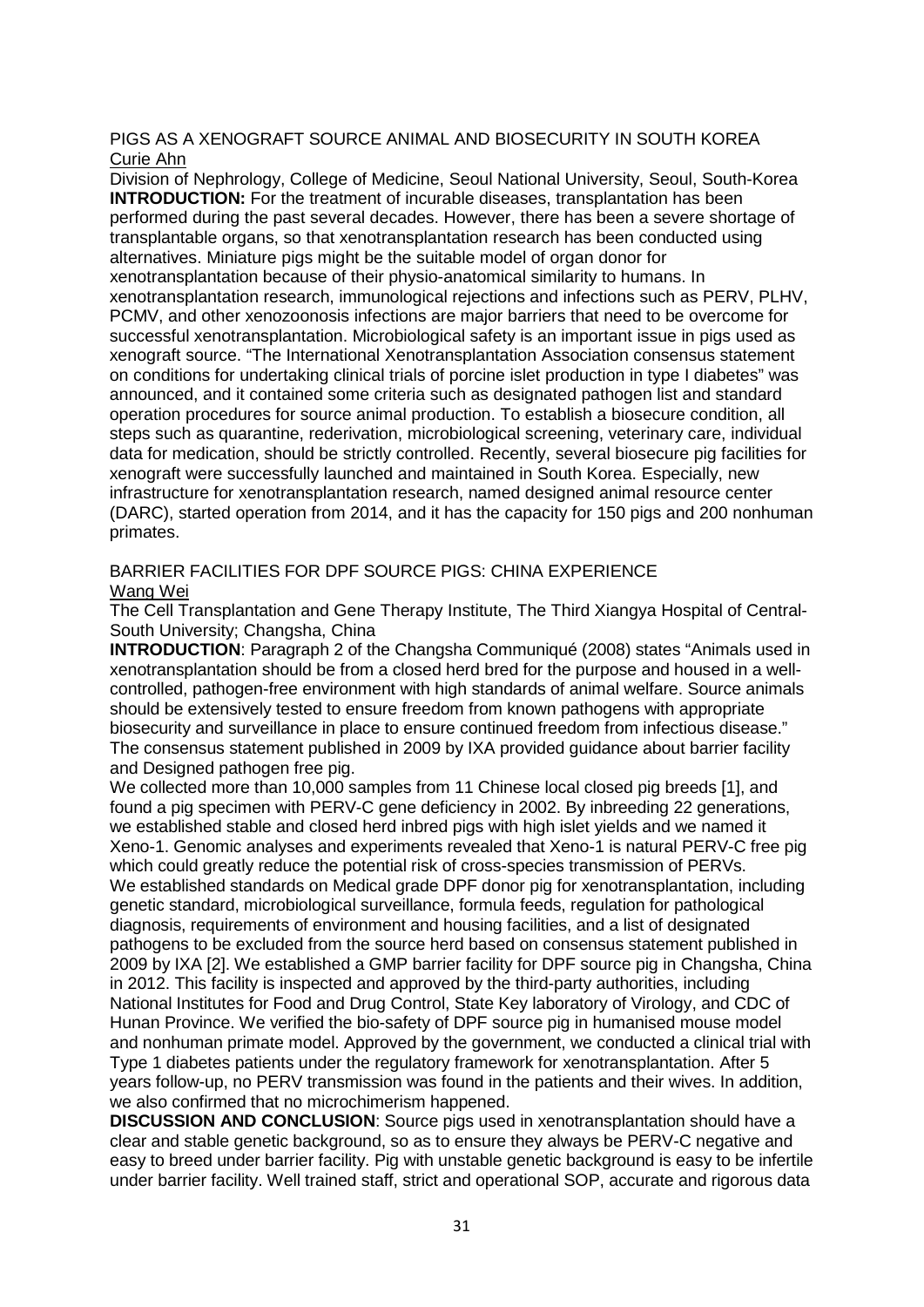## PIGS AS A XENOGRAFT SOURCE ANIMAL AND BIOSECURITY IN SOUTH KOREA

Curie Ahn

Division of Nephrology, College of Medicine, Seoul National University, Seoul, South-Korea

**INTRODUCTION:** For the treatment of incurable diseases, transplantation has been performed during the past several decades. However, there has been a severe shortage of transplantable organs, so that xenotransplantation research has been conducted using alternatives. Miniature pigs might be the suitable model of organ donor for xenotransplantation because of their physio-anatomical similarity to humans. In xenotransplantation research, immunological rejections and infections such as PERV, PLHV, PCMV, and other xenozoonosis infections are major barriers that need to be overcome for successful xenotransplantation. Microbiological safety is an important issue in pigs used as xenograft source. "The International Xenotransplantation Association consensus statement on conditions for undertaking clinical trials of porcine islet production in type I diabetes" was announced, and it contained some criteria such as designated pathogen list and standard operation procedures for source animal production. To establish a biosecure condition, all steps such as quarantine, rederivation, microbiological screening, veterinary care, individual data for medication, should be strictly controlled. Recently, several biosecure pig facilities for xenograft were successfully launched and maintained in South Korea. Especially, new infrastructure for xenotransplantation research, named designed animal resource center (DARC), started operation from 2014, and it has the capacity for 150 pigs and 200 nonhuman primates.

## BARRIER FACILITIES FOR DPF SOURCE PIGS: CHINA EXPERIENCE

Wang Wei

The Cell Transplantation and Gene Therapy Institute, The Third Xiangya Hospital of Central-South University; Changsha, China

**INTRODUCTION**: Paragraph 2 of the Changsha Communiqué (2008) states "Animals used in xenotransplantation should be from a closed herd bred for the purpose and housed in a well-controlled, pathogen-free environment with high standards of animal welfare. Source animals should be extensively tested to ensure freedom from known pathogens with appropriate biosecurity and surveillance in place to ensure continued freedom from infectious disease." The consensus statement published in 2009 by IXA provided guidance about barrier facility and Designed pathogen free pig.

We collected more than 10,000 samples from 11 Chinese local closed pig breeds [1], and found a pig specimen with PERV-C gene deficiency in 2002. By inbreeding 22 generations, we established stable and closed herd inbred pigs with high islet yields and we named it Xeno-1. Genomic analyses and experiments revealed that Xeno-1 is natural PERV-C free pig which could greatly reduce the potential risk of cross-species transmission of PERVs.

We established standards on Medical grade DPF donor pig for xenotransplantation, including genetic standard, microbiological surveillance, formula feeds, regulation for pathological diagnosis, requirements of environment and housing facilities, and a list of designated pathogens to be excluded from the source herd based on consensus statement published in 2009 by IXA [2]. We established a GMP barrier facility for DPF source pig in Changsha, China in 2012. This facility is inspected and approved by the third-party authorities, including National Institutes for Food and Drug Control, State Key laboratory of Virology, and CDC of Hunan Province. We verified the bio-safety of DPF source pig in humanised mouse model and nonhuman primate model. Approved by the government, we conducted a clinical trial with Type 1 diabetes patients under the regulatory framework for xenotransplantation. After 5 years follow-up, no PERV transmission was found in the patients and their wives. In addition, we also confirmed that no microchimerism happened.

**DISCUSSION AND CONCLUSION**: Source pigs used in xenotransplantation should have a clear and stable genetic background, so as to ensure they always be PERV-C negative and easy to breed under barrier facility. Pig with unstable genetic background is easy to be infertile under barrier facility. Well trained staff, strict and operational SOP, accurate and rigorous data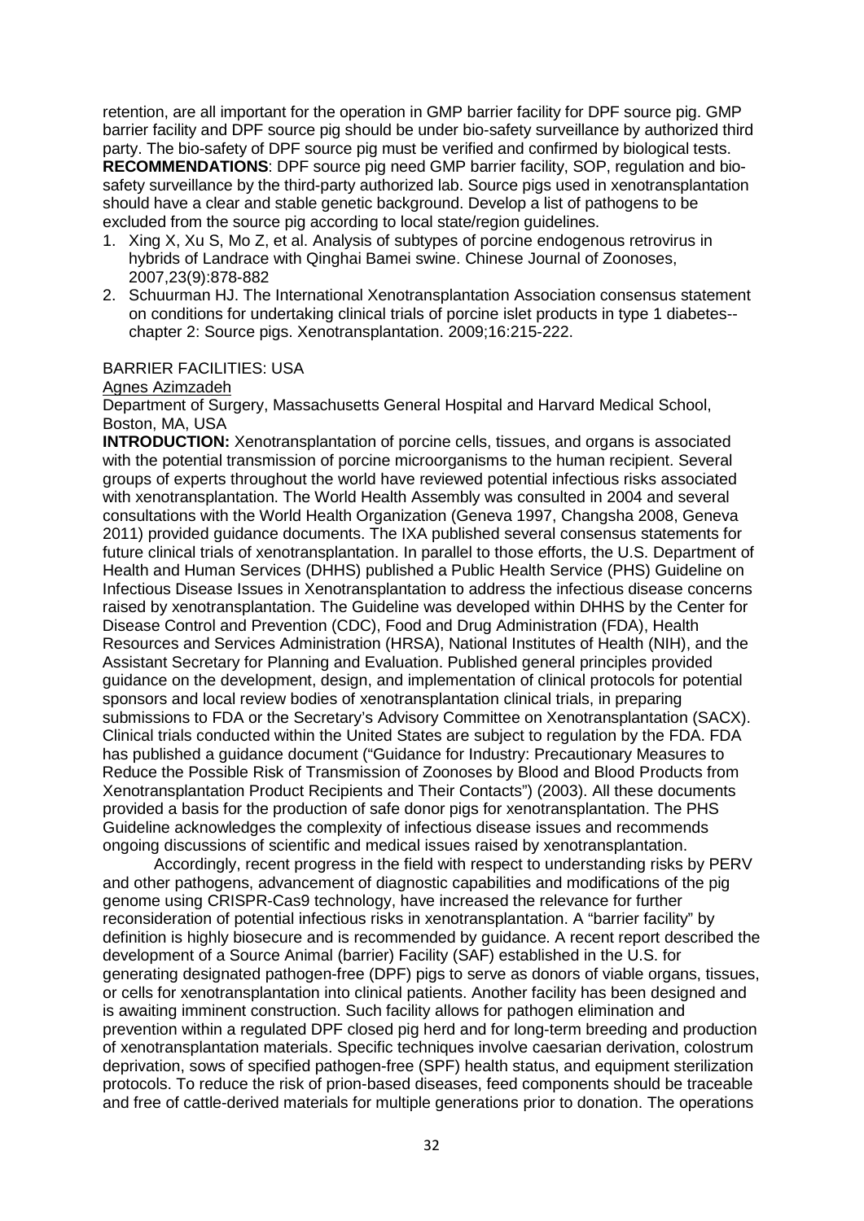retention, are all important for the operation in GMP barrier facility for DPF source pig. GMP barrier facility and DPF source pig should be under bio-safety surveillance by authorized third party. The bio-safety of DPF source pig must be verified and confirmed by biological tests.
**RECOMMENDATIONS**: DPF source pig need GMP barrier facility, SOP, regulation and bio-safety surveillance by the third-party authorized lab. Source pigs used in xenotransplantation should have a clear and stable genetic background. Develop a list of pathogens to be excluded from the source pig according to local state/region guidelines.

1. Xing X, Xu S, Mo Z, et al. Analysis of subtypes of porcine endogenous retrovirus in hybrids of Landrace with Qinghai Bamei swine. Chinese Journal of Zoonoses, 2007,23(9):878-882
2. Schuurman HJ. The International Xenotransplantation Association consensus statement on conditions for undertaking clinical trials of porcine islet products in type 1 diabetes--chapter 2: Source pigs. Xenotransplantation. 2009;16:215-222.

BARRIER FACILITIES: USA

Agnes Azimzadeh

Department of Surgery, Massachusetts General Hospital and Harvard Medical School, Boston, MA, USA

**INTRODUCTION:** Xenotransplantation of porcine cells, tissues, and organs is associated with the potential transmission of porcine microorganisms to the human recipient. Several groups of experts throughout the world have reviewed potential infectious risks associated with xenotransplantation. The World Health Assembly was consulted in 2004 and several consultations with the World Health Organization (Geneva 1997, Changsha 2008, Geneva 2011) provided guidance documents. The IXA published several consensus statements for future clinical trials of xenotransplantation. In parallel to those efforts, the U.S. Department of Health and Human Services (DHHS) published a Public Health Service (PHS) Guideline on Infectious Disease Issues in Xenotransplantation to address the infectious disease concerns raised by xenotransplantation. The Guideline was developed within DHHS by the Center for Disease Control and Prevention (CDC), Food and Drug Administration (FDA), Health Resources and Services Administration (HRSA), National Institutes of Health (NIH), and the Assistant Secretary for Planning and Evaluation. Published general principles provided guidance on the development, design, and implementation of clinical protocols for potential sponsors and local review bodies of xenotransplantation clinical trials, in preparing submissions to FDA or the Secretary's Advisory Committee on Xenotransplantation (SACX). Clinical trials conducted within the United States are subject to regulation by the FDA. FDA has published a guidance document ("Guidance for Industry: Precautionary Measures to Reduce the Possible Risk of Transmission of Zoonoses by Blood and Blood Products from Xenotransplantation Product Recipients and Their Contacts") (2003). All these documents provided a basis for the production of safe donor pigs for xenotransplantation. The PHS Guideline acknowledges the complexity of infectious disease issues and recommends ongoing discussions of scientific and medical issues raised by xenotransplantation.

Accordingly, recent progress in the field with respect to understanding risks by PERV and other pathogens, advancement of diagnostic capabilities and modifications of the pig genome using CRISPR-Cas9 technology, have increased the relevance for further reconsideration of potential infectious risks in xenotransplantation. A "barrier facility" by definition is highly biosecure and is recommended by guidance. A recent report described the development of a Source Animal (barrier) Facility (SAF) established in the U.S. for generating designated pathogen-free (DPF) pigs to serve as donors of viable organs, tissues, or cells for xenotransplantation into clinical patients. Another facility has been designed and is awaiting imminent construction. Such facility allows for pathogen elimination and prevention within a regulated DPF closed pig herd and for long-term breeding and production of xenotransplantation materials. Specific techniques involve caesarian derivation, colostrum deprivation, sows of specified pathogen-free (SPF) health status, and equipment sterilization protocols. To reduce the risk of prion-based diseases, feed components should be traceable and free of cattle-derived materials for multiple generations prior to donation. The operations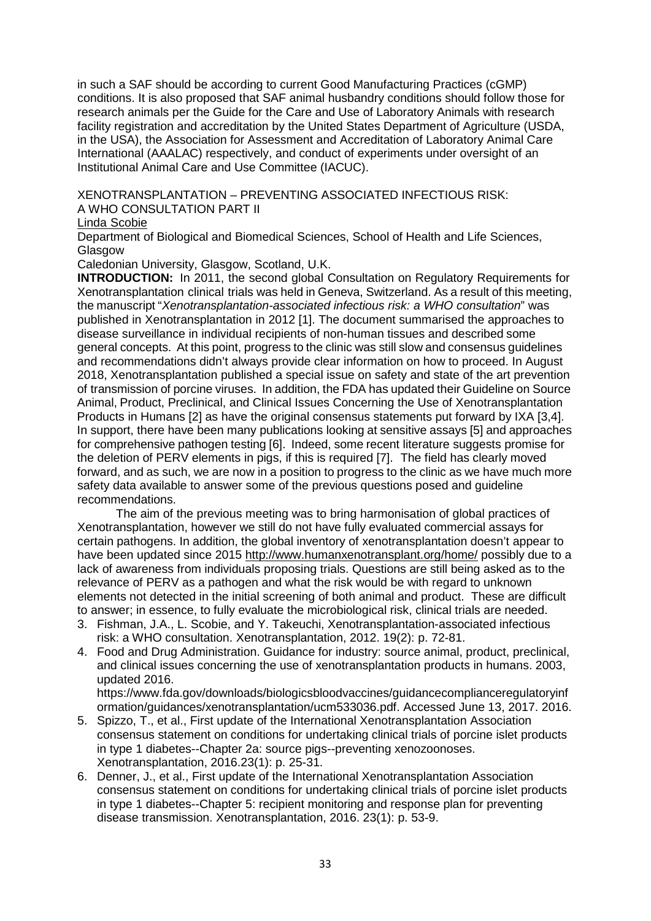in such a SAF should be according to current Good Manufacturing Practices (cGMP) conditions. It is also proposed that SAF animal husbandry conditions should follow those for research animals per the Guide for the Care and Use of Laboratory Animals with research facility registration and accreditation by the United States Department of Agriculture (USDA, in the USA), the Association for Assessment and Accreditation of Laboratory Animal Care International (AAALAC) respectively, and conduct of experiments under oversight of an Institutional Animal Care and Use Committee (IACUC).

## XENOTRANSPLANTATION – PREVENTING ASSOCIATED INFECTIOUS RISK: A WHO CONSULTATION PART II

Linda Scobie

Department of Biological and Biomedical Sciences, School of Health and Life Sciences, Glasgow

Caledonian University, Glasgow, Scotland, U.K.

**INTRODUCTION:** In 2011, the second global Consultation on Regulatory Requirements for Xenotransplantation clinical trials was held in Geneva, Switzerland. As a result of this meeting, the manuscript "*Xenotransplantation-associated infectious risk: a WHO consultation*" was published in Xenotransplantation in 2012 [1]. The document summarised the approaches to disease surveillance in individual recipients of non-human tissues and described some general concepts. At this point, progress to the clinic was still slow and consensus guidelines and recommendations didn't always provide clear information on how to proceed. In August 2018, Xenotransplantation published a special issue on safety and state of the art prevention of transmission of porcine viruses. In addition, the FDA has updated their Guideline on Source Animal, Product, Preclinical, and Clinical Issues Concerning the Use of Xenotransplantation Products in Humans [2] as have the original consensus statements put forward by IXA [3,4]. In support, there have been many publications looking at sensitive assays [5] and approaches for comprehensive pathogen testing [6]. Indeed, some recent literature suggests promise for the deletion of PERV elements in pigs, if this is required [7]. The field has clearly moved forward, and as such, we are now in a position to progress to the clinic as we have much more safety data available to answer some of the previous questions posed and guideline recommendations.

The aim of the previous meeting was to bring harmonisation of global practices of Xenotransplantation, however we still do not have fully evaluated commercial assays for certain pathogens. In addition, the global inventory of xenotransplantation doesn't appear to have been updated since 2015 http://www.humanxenotransplant.org/home/ possibly due to a lack of awareness from individuals proposing trials. Questions are still being asked as to the relevance of PERV as a pathogen and what the risk would be with regard to unknown elements not detected in the initial screening of both animal and product. These are difficult to answer; in essence, to fully evaluate the microbiological risk, clinical trials are needed.

3. Fishman, J.A., L. Scobie, and Y. Takeuchi, Xenotransplantation-associated infectious risk: a WHO consultation. Xenotransplantation, 2012. 19(2): p. 72-81.
4. Food and Drug Administration. Guidance for industry: source animal, product, preclinical, and clinical issues concerning the use of xenotransplantation products in humans. 2003, updated 2016. https://www.fda.gov/downloads/biologicsbloodvaccines/guidancecomplianceregulatoryinformation/guidances/xenotransplantation/ucm533036.pdf. Accessed June 13, 2017. 2016.
5. Spizzo, T., et al., First update of the International Xenotransplantation Association consensus statement on conditions for undertaking clinical trials of porcine islet products in type 1 diabetes--Chapter 2a: source pigs--preventing xenozoonoses. Xenotransplantation, 2016.23(1): p. 25-31.
6. Denner, J., et al., First update of the International Xenotransplantation Association consensus statement on conditions for undertaking clinical trials of porcine islet products in type 1 diabetes--Chapter 5: recipient monitoring and response plan for preventing disease transmission. Xenotransplantation, 2016. 23(1): p. 53-9.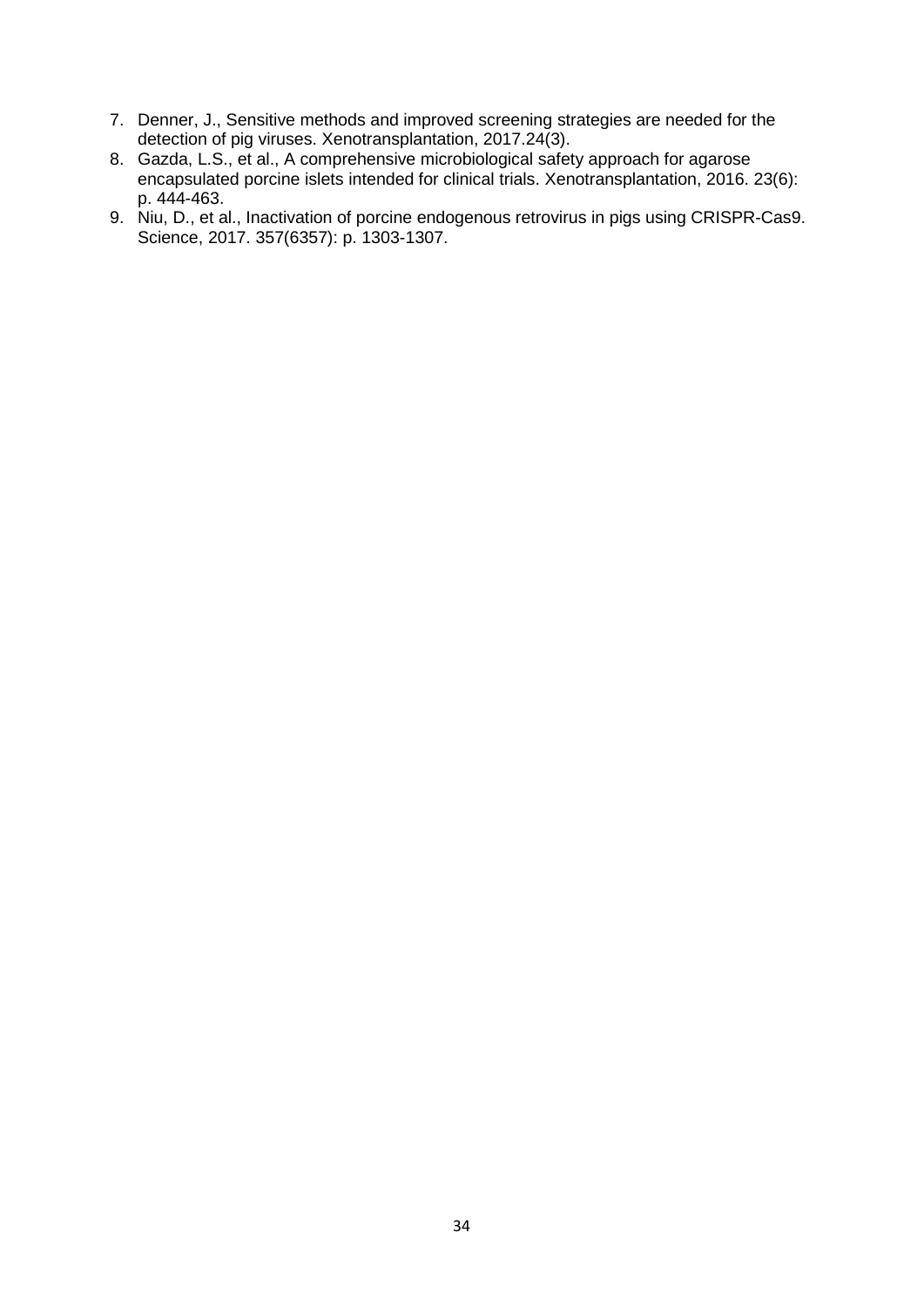7. Denner, J., Sensitive methods and improved screening strategies are needed for the detection of pig viruses. Xenotransplantation, 2017.24(3).
8. Gazda, L.S., et al., A comprehensive microbiological safety approach for agarose encapsulated porcine islets intended for clinical trials. Xenotransplantation, 2016. 23(6): p. 444-463.
9. Niu, D., et al., Inactivation of porcine endogenous retrovirus in pigs using CRISPR-Cas9. Science, 2017. 357(6357): p. 1303-1307.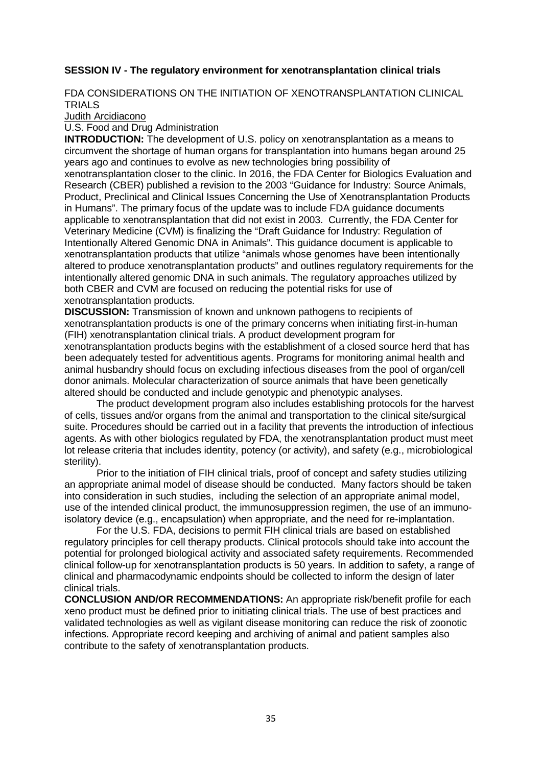**SESSION IV - The regulatory environment for xenotransplantation clinical trials**

FDA CONSIDERATIONS ON THE INITIATION OF XENOTRANSPLANTATION CLINICAL TRIALS

Judith Arcidiacono

U.S. Food and Drug Administration

**INTRODUCTION:** The development of U.S. policy on xenotransplantation as a means to circumvent the shortage of human organs for transplantation into humans began around 25 years ago and continues to evolve as new technologies bring possibility of xenotransplantation closer to the clinic. In 2016, the FDA Center for Biologics Evaluation and Research (CBER) published a revision to the 2003 "Guidance for Industry: Source Animals, Product, Preclinical and Clinical Issues Concerning the Use of Xenotransplantation Products in Humans". The primary focus of the update was to include FDA guidance documents applicable to xenotransplantation that did not exist in 2003. Currently, the FDA Center for Veterinary Medicine (CVM) is finalizing the "Draft Guidance for Industry: Regulation of Intentionally Altered Genomic DNA in Animals". This guidance document is applicable to xenotransplantation products that utilize "animals whose genomes have been intentionally altered to produce xenotransplantation products" and outlines regulatory requirements for the intentionally altered genomic DNA in such animals. The regulatory approaches utilized by both CBER and CVM are focused on reducing the potential risks for use of xenotransplantation products.

**DISCUSSION:** Transmission of known and unknown pathogens to recipients of xenotransplantation products is one of the primary concerns when initiating first-in-human (FIH) xenotransplantation clinical trials. A product development program for xenotransplantation products begins with the establishment of a closed source herd that has been adequately tested for adventitious agents. Programs for monitoring animal health and animal husbandry should focus on excluding infectious diseases from the pool of organ/cell donor animals. Molecular characterization of source animals that have been genetically altered should be conducted and include genotypic and phenotypic analyses.

The product development program also includes establishing protocols for the harvest of cells, tissues and/or organs from the animal and transportation to the clinical site/surgical suite. Procedures should be carried out in a facility that prevents the introduction of infectious agents. As with other biologics regulated by FDA, the xenotransplantation product must meet lot release criteria that includes identity, potency (or activity), and safety (e.g., microbiological sterility).

Prior to the initiation of FIH clinical trials, proof of concept and safety studies utilizing an appropriate animal model of disease should be conducted. Many factors should be taken into consideration in such studies, including the selection of an appropriate animal model, use of the intended clinical product, the immunosuppression regimen, the use of an immuno-isolatory device (e.g., encapsulation) when appropriate, and the need for re-implantation.

For the U.S. FDA, decisions to permit FIH clinical trials are based on established regulatory principles for cell therapy products. Clinical protocols should take into account the potential for prolonged biological activity and associated safety requirements. Recommended clinical follow-up for xenotransplantation products is 50 years. In addition to safety, a range of clinical and pharmacodynamic endpoints should be collected to inform the design of later clinical trials.

**CONCLUSION AND/OR RECOMMENDATIONS:** An appropriate risk/benefit profile for each xeno product must be defined prior to initiating clinical trials. The use of best practices and validated technologies as well as vigilant disease monitoring can reduce the risk of zoonotic infections. Appropriate record keeping and archiving of animal and patient samples also contribute to the safety of xenotransplantation products.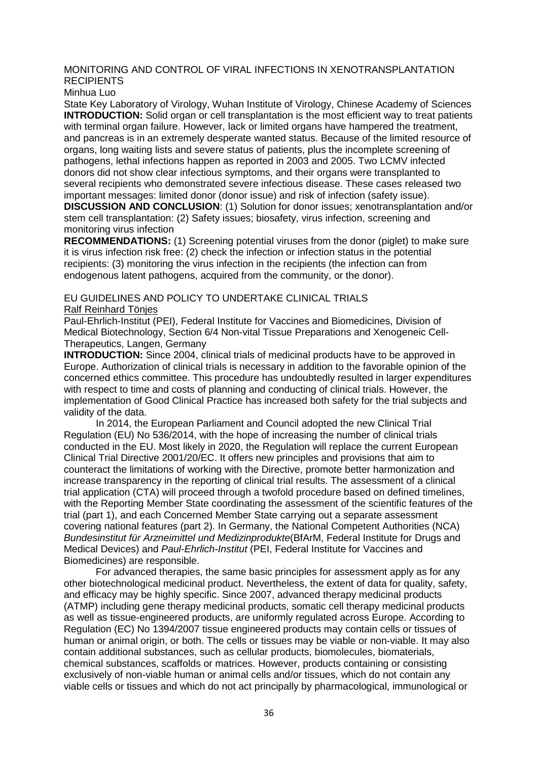## MONITORING AND CONTROL OF VIRAL INFECTIONS IN XENOTRANSPLANTATION RECIPIENTS

Minhua Luo

State Key Laboratory of Virology, Wuhan Institute of Virology, Chinese Academy of Sciences

**INTRODUCTION:** Solid organ or cell transplantation is the most efficient way to treat patients with terminal organ failure. However, lack or limited organs have hampered the treatment, and pancreas is in an extremely desperate wanted status. Because of the limited resource of organs, long waiting lists and severe status of patients, plus the incomplete screening of pathogens, lethal infections happen as reported in 2003 and 2005. Two LCMV infected donors did not show clear infectious symptoms, and their organs were transplanted to several recipients who demonstrated severe infectious disease. These cases released two important messages: limited donor (donor issue) and risk of infection (safety issue).

**DISCUSSION AND CONCLUSION**: (1) Solution for donor issues; xenotransplantation and/or stem cell transplantation: (2) Safety issues; biosafety, virus infection, screening and monitoring virus infection

**RECOMMENDATIONS:** (1) Screening potential viruses from the donor (piglet) to make sure it is virus infection risk free: (2) check the infection or infection status in the potential recipients: (3) monitoring the virus infection in the recipients (the infection can from endogenous latent pathogens, acquired from the community, or the donor).

## EU GUIDELINES AND POLICY TO UNDERTAKE CLINICAL TRIALS

Ralf Reinhard Tönjes

Paul-Ehrlich-Institut (PEI), Federal Institute for Vaccines and Biomedicines, Division of Medical Biotechnology, Section 6/4 Non-vital Tissue Preparations and Xenogeneic Cell-Therapeutics, Langen, Germany

**INTRODUCTION:** Since 2004, clinical trials of medicinal products have to be approved in Europe. Authorization of clinical trials is necessary in addition to the favorable opinion of the concerned ethics committee. This procedure has undoubtedly resulted in larger expenditures with respect to time and costs of planning and conducting of clinical trials. However, the implementation of Good Clinical Practice has increased both safety for the trial subjects and validity of the data.

In 2014, the European Parliament and Council adopted the new Clinical Trial Regulation (EU) No 536/2014, with the hope of increasing the number of clinical trials conducted in the EU. Most likely in 2020, the Regulation will replace the current European Clinical Trial Directive 2001/20/EC. It offers new principles and provisions that aim to counteract the limitations of working with the Directive, promote better harmonization and increase transparency in the reporting of clinical trial results. The assessment of a clinical trial application (CTA) will proceed through a twofold procedure based on defined timelines, with the Reporting Member State coordinating the assessment of the scientific features of the trial (part 1), and each Concerned Member State carrying out a separate assessment covering national features (part 2). In Germany, the National Competent Authorities (NCA) *Bundesinstitut für Arzneimittel und Medizinprodukte*(BfArM, Federal Institute for Drugs and Medical Devices) and *Paul-Ehrlich-Institut* (PEI, Federal Institute for Vaccines and Biomedicines) are responsible.

For advanced therapies, the same basic principles for assessment apply as for any other biotechnological medicinal product. Nevertheless, the extent of data for quality, safety, and efficacy may be highly specific. Since 2007, advanced therapy medicinal products (ATMP) including gene therapy medicinal products, somatic cell therapy medicinal products as well as tissue-engineered products, are uniformly regulated across Europe. According to Regulation (EC) No 1394/2007 tissue engineered products may contain cells or tissues of human or animal origin, or both. The cells or tissues may be viable or non-viable. It may also contain additional substances, such as cellular products, biomolecules, biomaterials, chemical substances, scaffolds or matrices. However, products containing or consisting exclusively of non-viable human or animal cells and/or tissues, which do not contain any viable cells or tissues and which do not act principally by pharmacological, immunological or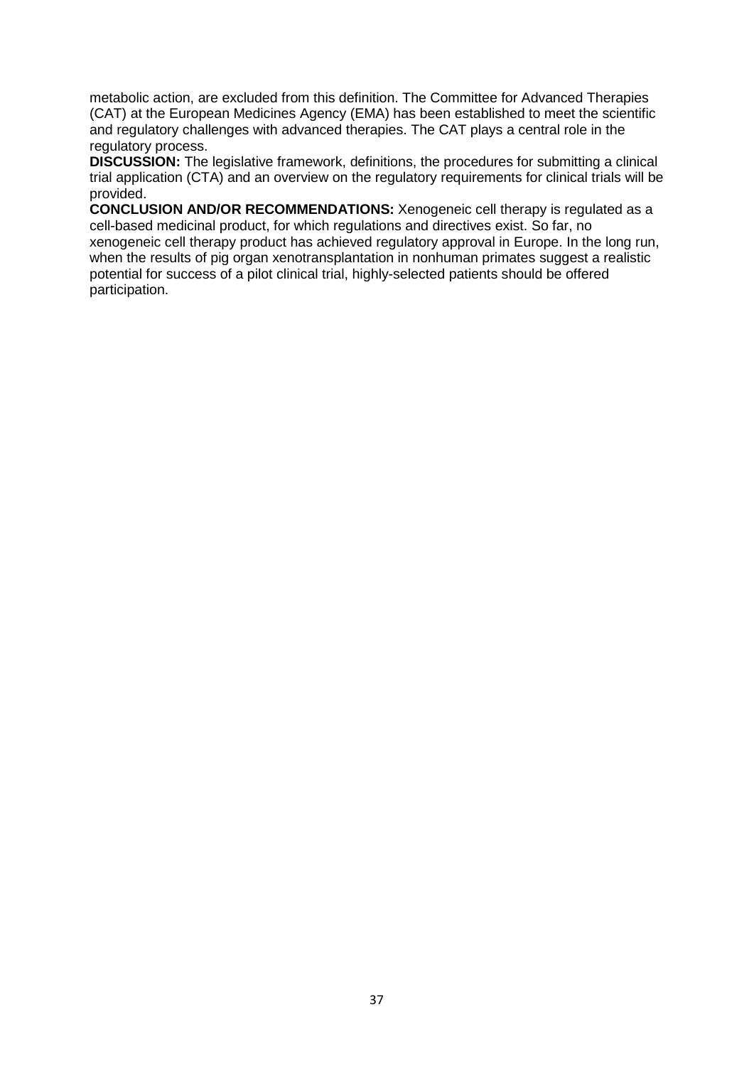metabolic action, are excluded from this definition. The Committee for Advanced Therapies (CAT) at the European Medicines Agency (EMA) has been established to meet the scientific and regulatory challenges with advanced therapies. The CAT plays a central role in the regulatory process.

**DISCUSSION:** The legislative framework, definitions, the procedures for submitting a clinical trial application (CTA) and an overview on the regulatory requirements for clinical trials will be provided.

**CONCLUSION AND/OR RECOMMENDATIONS:** Xenogeneic cell therapy is regulated as a cell-based medicinal product, for which regulations and directives exist. So far, no xenogeneic cell therapy product has achieved regulatory approval in Europe. In the long run, when the results of pig organ xenotransplantation in nonhuman primates suggest a realistic potential for success of a pilot clinical trial, highly-selected patients should be offered participation.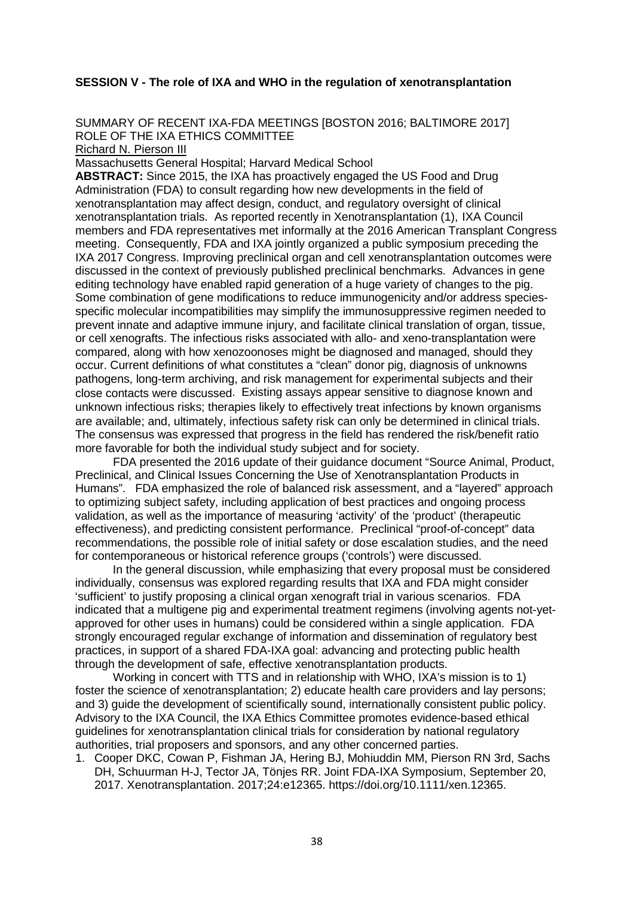## SESSION V - The role of IXA and WHO in the regulation of xenotransplantation

SUMMARY OF RECENT IXA-FDA MEETINGS [BOSTON 2016; BALTIMORE 2017]
ROLE OF THE IXA ETHICS COMMITTEE

Richard N. Pierson III

Massachusetts General Hospital; Harvard Medical School

**ABSTRACT:** Since 2015, the IXA has proactively engaged the US Food and Drug Administration (FDA) to consult regarding how new developments in the field of xenotransplantation may affect design, conduct, and regulatory oversight of clinical xenotransplantation trials. As reported recently in Xenotransplantation (1), IXA Council members and FDA representatives met informally at the 2016 American Transplant Congress meeting. Consequently, FDA and IXA jointly organized a public symposium preceding the IXA 2017 Congress. Improving preclinical organ and cell xenotransplantation outcomes were discussed in the context of previously published preclinical benchmarks. Advances in gene editing technology have enabled rapid generation of a huge variety of changes to the pig. Some combination of gene modifications to reduce immunogenicity and/or address species-specific molecular incompatibilities may simplify the immunosuppressive regimen needed to prevent innate and adaptive immune injury, and facilitate clinical translation of organ, tissue, or cell xenografts. The infectious risks associated with allo- and xeno-transplantation were compared, along with how xenozoonoses might be diagnosed and managed, should they occur. Current definitions of what constitutes a "clean" donor pig, diagnosis of unknowns pathogens, long-term archiving, and risk management for experimental subjects and their close contacts were discussed. Existing assays appear sensitive to diagnose known and unknown infectious risks; therapies likely to effectively treat infections by known organisms are available; and, ultimately, infectious safety risk can only be determined in clinical trials. The consensus was expressed that progress in the field has rendered the risk/benefit ratio more favorable for both the individual study subject and for society.

FDA presented the 2016 update of their guidance document "Source Animal, Product, Preclinical, and Clinical Issues Concerning the Use of Xenotransplantation Products in Humans". FDA emphasized the role of balanced risk assessment, and a "layered" approach to optimizing subject safety, including application of best practices and ongoing process validation, as well as the importance of measuring 'activity' of the 'product' (therapeutic effectiveness), and predicting consistent performance. Preclinical "proof-of-concept" data recommendations, the possible role of initial safety or dose escalation studies, and the need for contemporaneous or historical reference groups ('controls') were discussed.

In the general discussion, while emphasizing that every proposal must be considered individually, consensus was explored regarding results that IXA and FDA might consider 'sufficient' to justify proposing a clinical organ xenograft trial in various scenarios. FDA indicated that a multigene pig and experimental treatment regimens (involving agents not-yet-approved for other uses in humans) could be considered within a single application. FDA strongly encouraged regular exchange of information and dissemination of regulatory best practices, in support of a shared FDA-IXA goal: advancing and protecting public health through the development of safe, effective xenotransplantation products.

Working in concert with TTS and in relationship with WHO, IXA's mission is to 1) foster the science of xenotransplantation; 2) educate health care providers and lay persons; and 3) guide the development of scientifically sound, internationally consistent public policy. Advisory to the IXA Council, the IXA Ethics Committee promotes evidence-based ethical guidelines for xenotransplantation clinical trials for consideration by national regulatory authorities, trial proposers and sponsors, and any other concerned parties.

1. Cooper DKC, Cowan P, Fishman JA, Hering BJ, Mohiuddin MM, Pierson RN 3rd, Sachs DH, Schuurman H-J, Tector JA, Tönjes RR. Joint FDA-IXA Symposium, September 20, 2017. Xenotransplantation. 2017;24:e12365. https://doi.org/10.1111/xen.12365.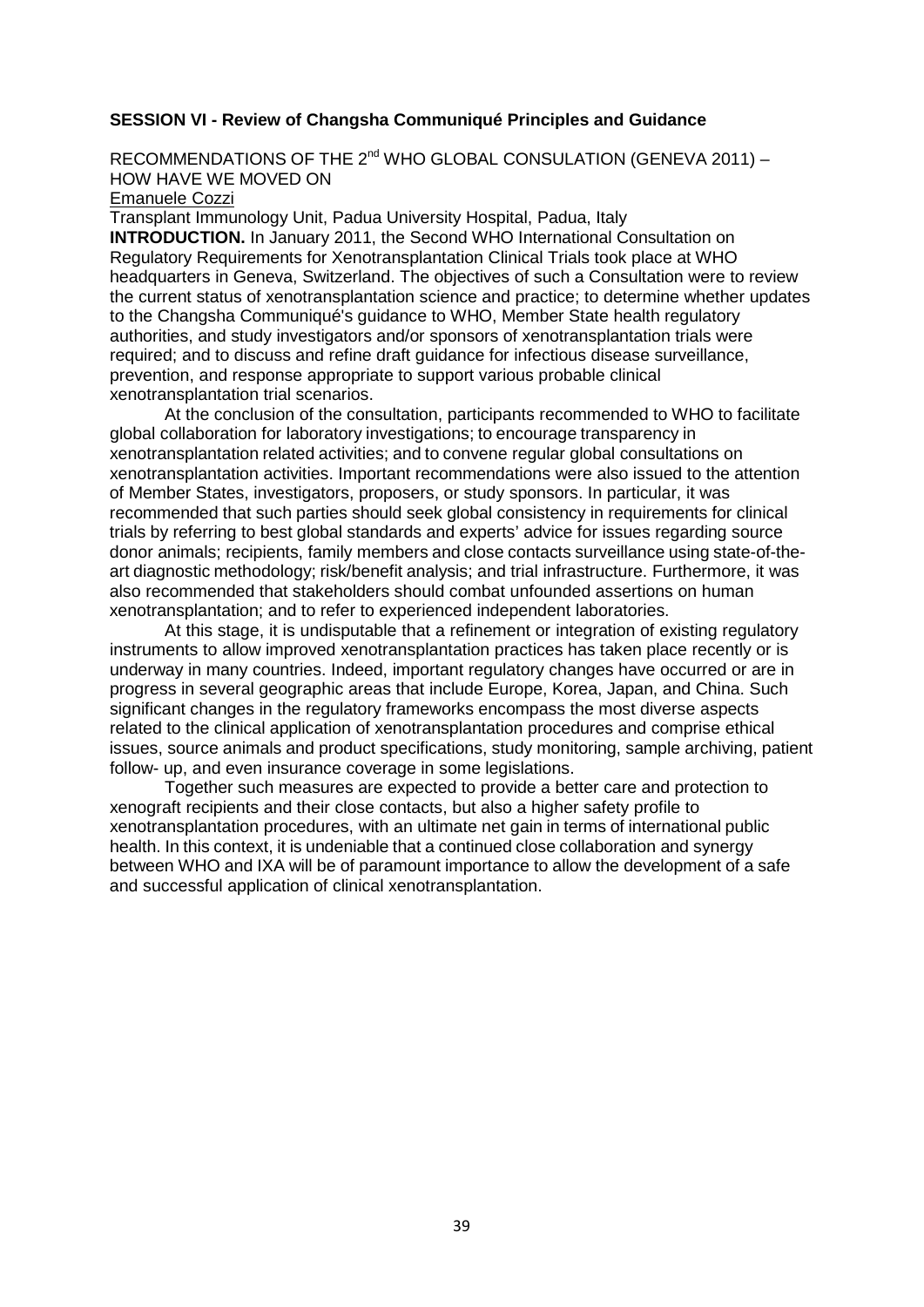**SESSION VI - Review of Changsha Communiqué Principles and Guidance**

RECOMMENDATIONS OF THE 2nd WHO GLOBAL CONSULATION (GENEVA 2011) – HOW HAVE WE MOVED ON

Emanuele Cozzi

Transplant Immunology Unit, Padua University Hospital, Padua, Italy

**INTRODUCTION.** In January 2011, the Second WHO International Consultation on Regulatory Requirements for Xenotransplantation Clinical Trials took place at WHO headquarters in Geneva, Switzerland. The objectives of such a Consultation were to review the current status of xenotransplantation science and practice; to determine whether updates to the Changsha Communiqué's guidance to WHO, Member State health regulatory authorities, and study investigators and/or sponsors of xenotransplantation trials were required; and to discuss and refine draft guidance for infectious disease surveillance, prevention, and response appropriate to support various probable clinical xenotransplantation trial scenarios.

At the conclusion of the consultation, participants recommended to WHO to facilitate global collaboration for laboratory investigations; to encourage transparency in xenotransplantation related activities; and to convene regular global consultations on xenotransplantation activities. Important recommendations were also issued to the attention of Member States, investigators, proposers, or study sponsors. In particular, it was recommended that such parties should seek global consistency in requirements for clinical trials by referring to best global standards and experts' advice for issues regarding source donor animals; recipients, family members and close contacts surveillance using state-of-the-art diagnostic methodology; risk/benefit analysis; and trial infrastructure. Furthermore, it was also recommended that stakeholders should combat unfounded assertions on human xenotransplantation; and to refer to experienced independent laboratories.

At this stage, it is undisputable that a refinement or integration of existing regulatory instruments to allow improved xenotransplantation practices has taken place recently or is underway in many countries. Indeed, important regulatory changes have occurred or are in progress in several geographic areas that include Europe, Korea, Japan, and China. Such significant changes in the regulatory frameworks encompass the most diverse aspects related to the clinical application of xenotransplantation procedures and comprise ethical issues, source animals and product specifications, study monitoring, sample archiving, patient follow- up, and even insurance coverage in some legislations.

Together such measures are expected to provide a better care and protection to xenograft recipients and their close contacts, but also a higher safety profile to xenotransplantation procedures, with an ultimate net gain in terms of international public health. In this context, it is undeniable that a continued close collaboration and synergy between WHO and IXA will be of paramount importance to allow the development of a safe and successful application of clinical xenotransplantation.